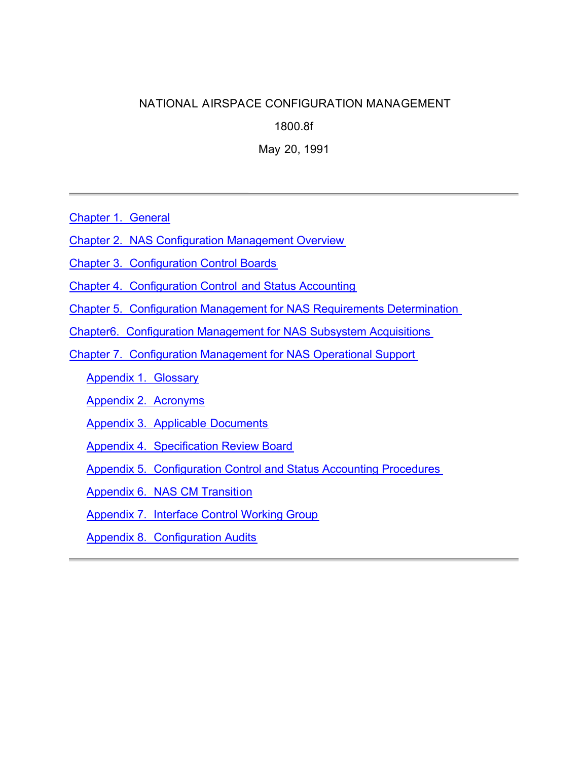# NATIONAL AIRSPACE CONFIGURATION MANAGEMENT

1800.8f

May 20, 1991

---

- Chapter 1. General
- Chapter 2. NAS Configuration Management Overview
- Chapter 3. Configuration Control Boards
- Chapter 4. Configuration Control and Status Accounting
- Chapter 5. Configuration Management for NAS Requirements Determination
- Chapter6. Configuration Management for NAS Subsystem Acquisitions
- Chapter 7. Configuration Management for NAS Operational Support
  - Appendix 1. Glossary
  - Appendix 2. Acronyms
  - Appendix 3. Applicable Documents
  - Appendix 4. Specification Review Board
  - Appendix 5. Configuration Control and Status Accounting Procedures
  - Appendix 6. NAS CM Transition
  - Appendix 7. Interface Control Working Group
  - Appendix 8. Configuration Audits

---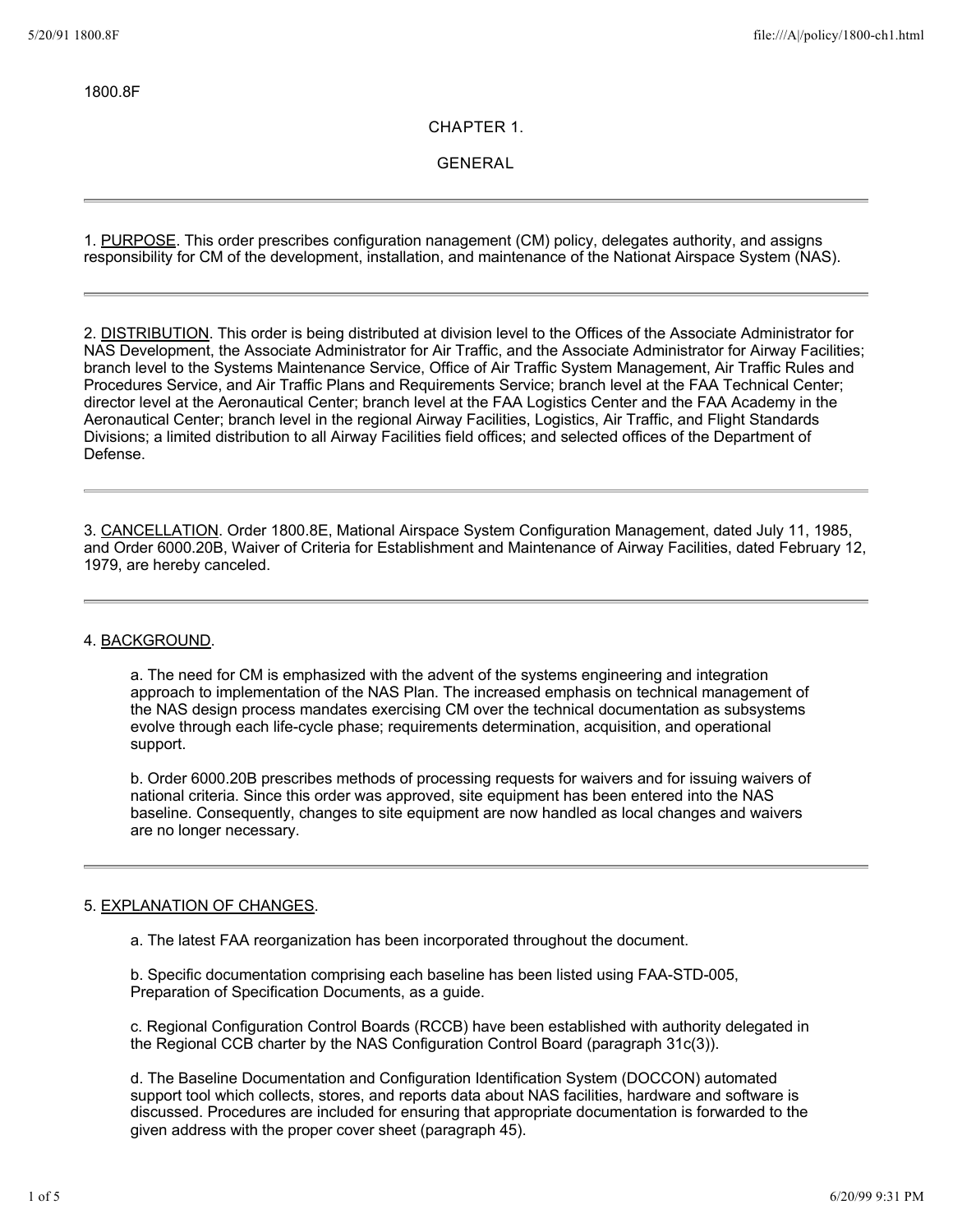1800.8F

CHAPTER 1.

GENERAL

---

1. PURPOSE. This order prescribes configuration nanagement (CM) policy, delegates authority, and assigns responsibility for CM of the development, installation, and maintenance of the Nationat Airspace System (NAS).

---

2. DISTRIBUTION. This order is being distributed at division level to the Offices of the Associate Administrator for NAS Development, the Associate Administrator for Air Traffic, and the Associate Administrator for Airway Facilities; branch level to the Systems Maintenance Service, Office of Air Traffic System Management, Air Traffic Rules and Procedures Service, and Air Traffic Plans and Requirements Service; branch level at the FAA Technical Center; director level at the Aeronautical Center; branch level at the FAA Logistics Center and the FAA Academy in the Aeronautical Center; branch level in the regional Airway Facilities, Logistics, Air Traffic, and Flight Standards Divisions; a limited distribution to all Airway Facilities field offices; and selected offices of the Department of Defense.

---

3. CANCELLATION. Order 1800.8E, Mational Airspace System Configuration Management, dated July 11, 1985, and Order 6000.20B, Waiver of Criteria for Establishment and Maintenance of Airway Facilities, dated February 12, 1979, are hereby canceled.

---

4. BACKGROUND.

a. The need for CM is emphasized with the advent of the systems engineering and integration approach to implementation of the NAS Plan. The increased emphasis on technical management of the NAS design process mandates exercising CM over the technical documentation as subsystems evolve through each life-cycle phase; requirements determination, acquisition, and operational support.

b. Order 6000.20B prescribes methods of processing requests for waivers and for issuing waivers of national criteria. Since this order was approved, site equipment has been entered into the NAS baseline. Consequently, changes to site equipment are now handled as local changes and waivers are no longer necessary.

---

5. EXPLANATION OF CHANGES.

a. The latest FAA reorganization has been incorporated throughout the document.

b. Specific documentation comprising each baseline has been listed using FAA-STD-005, Preparation of Specification Documents, as a guide.

c. Regional Configuration Control Boards (RCCB) have been established with authority delegated in the Regional CCB charter by the NAS Configuration Control Board (paragraph 31c(3)).

d. The Baseline Documentation and Configuration Identification System (DOCCON) automated support tool which collects, stores, and reports data about NAS facilities, hardware and software is discussed. Procedures are included for ensuring that appropriate documentation is forwarded to the given address with the proper cover sheet (paragraph 45).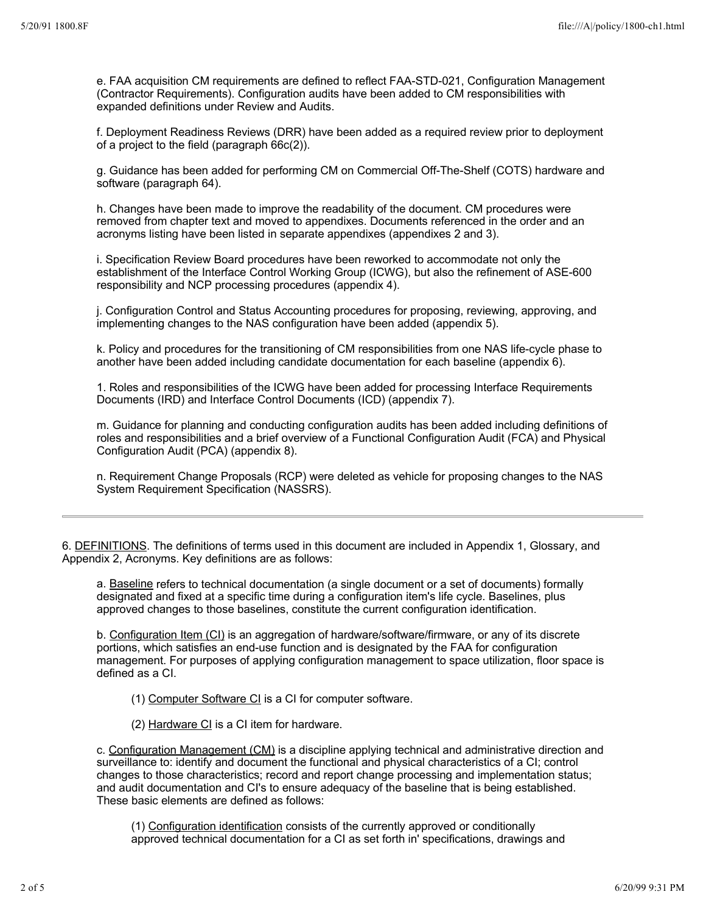e. FAA acquisition CM requirements are defined to reflect FAA-STD-021, Configuration Management (Contractor Requirements). Configuration audits have been added to CM responsibilities with expanded definitions under Review and Audits.

f. Deployment Readiness Reviews (DRR) have been added as a required review prior to deployment of a project to the field (paragraph 66c(2)).

g. Guidance has been added for performing CM on Commercial Off-The-Shelf (COTS) hardware and software (paragraph 64).

h. Changes have been made to improve the readability of the document. CM procedures were removed from chapter text and moved to appendixes. Documents referenced in the order and an acronyms listing have been listed in separate appendixes (appendixes 2 and 3).

i. Specification Review Board procedures have been reworked to accommodate not only the establishment of the Interface Control Working Group (ICWG), but also the refinement of ASE-600 responsibility and NCP processing procedures (appendix 4).

j. Configuration Control and Status Accounting procedures for proposing, reviewing, approving, and implementing changes to the NAS configuration have been added (appendix 5).

k. Policy and procedures for the transitioning of CM responsibilities from one NAS life-cycle phase to another have been added including candidate documentation for each baseline (appendix 6).

1. Roles and responsibilities of the ICWG have been added for processing Interface Requirements Documents (IRD) and Interface Control Documents (ICD) (appendix 7).

m. Guidance for planning and conducting configuration audits has been added including definitions of roles and responsibilities and a brief overview of a Functional Configuration Audit (FCA) and Physical Configuration Audit (PCA) (appendix 8).

n. Requirement Change Proposals (RCP) were deleted as vehicle for proposing changes to the NAS System Requirement Specification (NASSRS).

---

6. DEFINITIONS. The definitions of terms used in this document are included in Appendix 1, Glossary, and Appendix 2, Acronyms. Key definitions are as follows:

a. Baseline refers to technical documentation (a single document or a set of documents) formally designated and fixed at a specific time during a configuration item's life cycle. Baselines, plus approved changes to those baselines, constitute the current configuration identification.

b. Configuration Item (CI) is an aggregation of hardware/software/firmware, or any of its discrete portions, which satisfies an end-use function and is designated by the FAA for configuration management. For purposes of applying configuration management to space utilization, floor space is defined as a CI.

(1) Computer Software CI is a CI for computer software.

(2) Hardware CI is a CI item for hardware.

c. Configuration Management (CM) is a discipline applying technical and administrative direction and surveillance to: identify and document the functional and physical characteristics of a CI; control changes to those characteristics; record and report change processing and implementation status; and audit documentation and CI's to ensure adequacy of the baseline that is being established. These basic elements are defined as follows:

(1) Configuration identification consists of the currently approved or conditionally approved technical documentation for a CI as set forth in' specifications, drawings and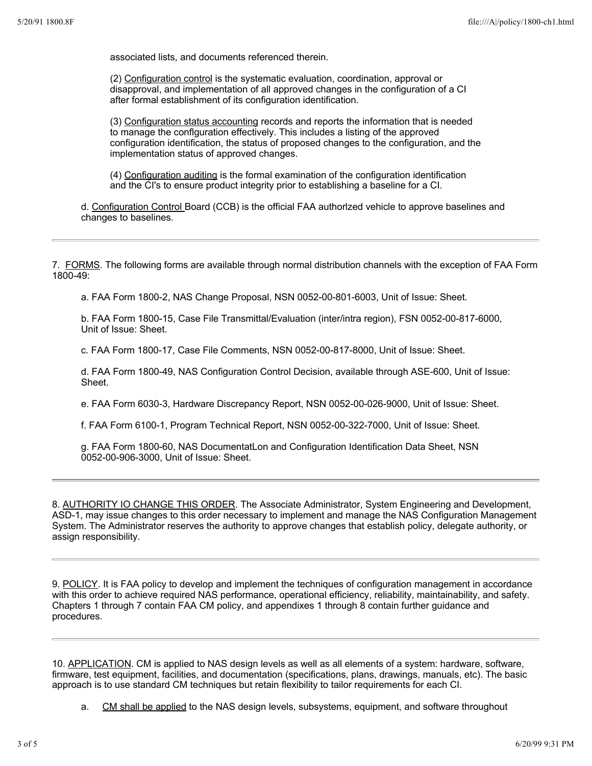associated lists, and documents referenced therein.

(2) Configuration control is the systematic evaluation, coordination, approval or disapproval, and implementation of all approved changes in the configuration of a CI after formal establishment of its configuration identification.

(3) Configuration status accounting records and reports the information that is needed to manage the configuration effectively. This includes a listing of the approved configuration identification, the status of proposed changes to the configuration, and the implementation status of approved changes.

(4) Configuration auditing is the formal examination of the configuration identification and the CI's to ensure product integrity prior to establishing a baseline for a CI.

d. Configuration Control Board (CCB) is the official FAA authorlzed vehicle to approve baselines and changes to baselines.

---

7. FORMS. The following forms are available through normal distribution channels with the exception of FAA Form 1800-49:

a. FAA Form 1800-2, NAS Change Proposal, NSN 0052-00-801-6003, Unit of Issue: Sheet.

b. FAA Form 1800-15, Case File Transmittal/Evaluation (inter/intra region), FSN 0052-00-817-6000, Unit of Issue: Sheet.

c. FAA Form 1800-17, Case File Comments, NSN 0052-00-817-8000, Unit of Issue: Sheet.

d. FAA Form 1800-49, NAS Configuration Control Decision, available through ASE-600, Unit of Issue: Sheet.

e. FAA Form 6030-3, Hardware Discrepancy Report, NSN 0052-00-026-9000, Unit of Issue: Sheet.

f. FAA Form 6100-1, Program Technical Report, NSN 0052-00-322-7000, Unit of Issue: Sheet.

g. FAA Form 1800-60, NAS DocumentatLon and Configuration Identification Data Sheet, NSN 0052-00-906-3000, Unit of Issue: Sheet.

---

8. AUTHORITY IO CHANGE THIS ORDER. The Associate Administrator, System Engineering and Development, ASD-1, may issue changes to this order necessary to implement and manage the NAS Configuration Management System. The Administrator reserves the authority to approve changes that establish policy, delegate authority, or assign responsibility.

---

9. POLICY. It is FAA policy to develop and implement the techniques of configuration management in accordance with this order to achieve required NAS performance, operational efficiency, reliability, maintainability, and safety. Chapters 1 through 7 contain FAA CM policy, and appendixes 1 through 8 contain further guidance and procedures.

---

10. APPLICATION. CM is applied to NAS design levels as well as all elements of a system: hardware, software, firmware, test equipment, facilities, and documentation (specifications, plans, drawings, manuals, etc). The basic approach is to use standard CM techniques but retain flexibility to tailor requirements for each CI.

a. CM shall be applied to the NAS design levels, subsystems, equipment, and software throughout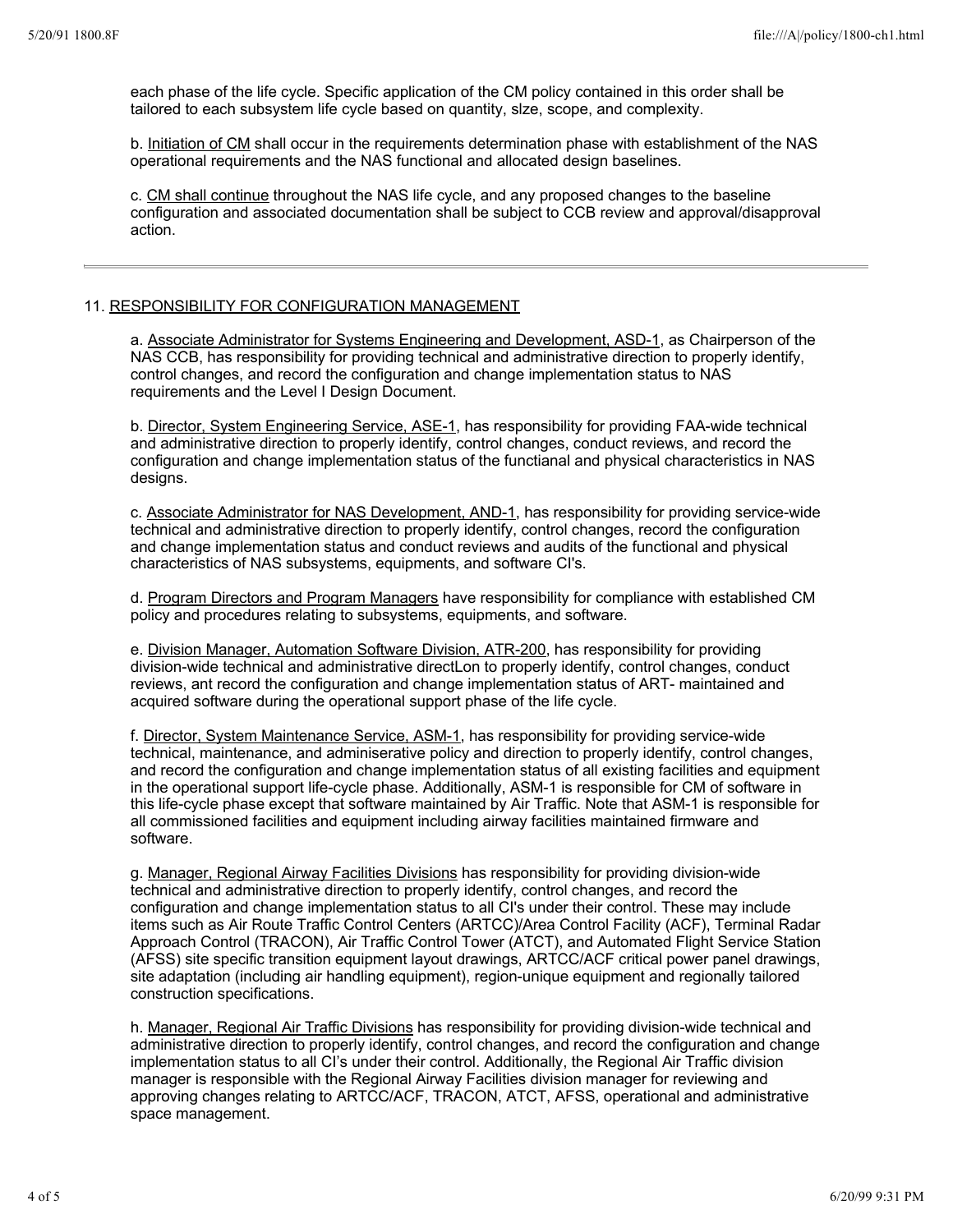each phase of the life cycle. Specific application of the CM policy contained in this order shall be tailored to each subsystem life cycle based on quantity, slze, scope, and complexity.

b. Initiation of CM shall occur in the requirements determination phase with establishment of the NAS operational requirements and the NAS functional and allocated design baselines.

c. CM shall continue throughout the NAS life cycle, and any proposed changes to the baseline configuration and associated documentation shall be subject to CCB review and approval/disapproval action.

---

## 11. RESPONSIBILITY FOR CONFIGURATION MANAGEMENT

a. Associate Administrator for Systems Engineering and Development, ASD-1, as Chairperson of the NAS CCB, has responsibility for providing technical and administrative direction to properly identify, control changes, and record the configuration and change implementation status to NAS requirements and the Level I Design Document.

b. Director, System Engineering Service, ASE-1, has responsibility for providing FAA-wide technical and administrative direction to properly identify, control changes, conduct reviews, and record the configuration and change implementation status of the functianal and physical characteristics in NAS designs.

c. Associate Administrator for NAS Development, AND-1, has responsibility for providing service-wide technical and administrative direction to properly identify, control changes, record the configuration and change implementation status and conduct reviews and audits of the functional and physical characteristics of NAS subsystems, equipments, and software CI's.

d. Program Directors and Program Managers have responsibility for compliance with established CM policy and procedures relating to subsystems, equipments, and software.

e. Division Manager, Automation Software Division, ATR-200, has responsibility for providing division-wide technical and administrative directLon to properly identify, control changes, conduct reviews, ant record the configuration and change implementation status of ART- maintained and acquired software during the operational support phase of the life cycle.

f. Director, System Maintenance Service, ASM-1, has responsibility for providing service-wide technical, maintenance, and adminiserative policy and direction to properly identify, control changes, and record the configuration and change implementation status of all existing facilities and equipment in the operational support life-cycle phase. Additionally, ASM-1 is responsible for CM of software in this life-cycle phase except that software maintained by Air Traffic. Note that ASM-1 is responsible for all commissioned facilities and equipment including airway facilities maintained firmware and software.

g. Manager, Regional Airway Facilities Divisions has responsibility for providing division-wide technical and administrative direction to properly identify, control changes, and record the configuration and change implementation status to all CI's under their control. These may include items such as Air Route Traffic Control Centers (ARTCC)/Area Control Facility (ACF), Terminal Radar Approach Control (TRACON), Air Traffic Control Tower (ATCT), and Automated Flight Service Station (AFSS) site specific transition equipment layout drawings, ARTCC/ACF critical power panel drawings, site adaptation (including air handling equipment), region-unique equipment and regionally tailored construction specifications.

h. Manager, Regional Air Traffic Divisions has responsibility for providing division-wide technical and administrative direction to properly identify, control changes, and record the configuration and change implementation status to all CI's under their control. Additionally, the Regional Air Traffic division manager is responsible with the Regional Airway Facilities division manager for reviewing and approving changes relating to ARTCC/ACF, TRACON, ATCT, AFSS, operational and administrative space management.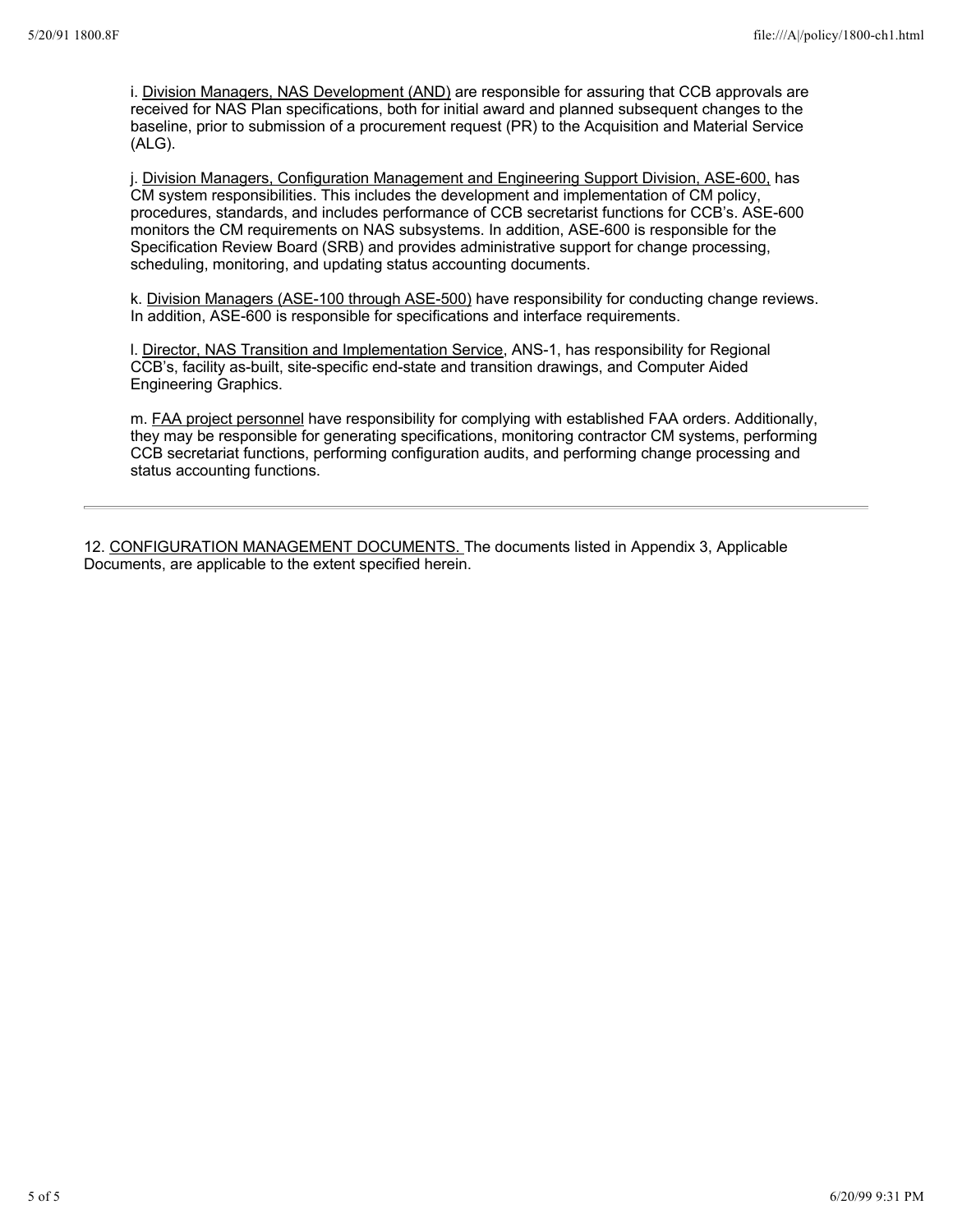i. Division Managers, NAS Development (AND) are responsible for assuring that CCB approvals are received for NAS Plan specifications, both for initial award and planned subsequent changes to the baseline, prior to submission of a procurement request (PR) to the Acquisition and Material Service (ALG).

j. Division Managers, Configuration Management and Engineering Support Division, ASE-600, has CM system responsibilities. This includes the development and implementation of CM policy, procedures, standards, and includes performance of CCB secretarist functions for CCB's. ASE-600 monitors the CM requirements on NAS subsystems. In addition, ASE-600 is responsible for the Specification Review Board (SRB) and provides administrative support for change processing, scheduling, monitoring, and updating status accounting documents.

k. Division Managers (ASE-100 through ASE-500) have responsibility for conducting change reviews. In addition, ASE-600 is responsible for specifications and interface requirements.

l. Director, NAS Transition and Implementation Service, ANS-1, has responsibility for Regional CCB's, facility as-built, site-specific end-state and transition drawings, and Computer Aided Engineering Graphics.

m. FAA project personnel have responsibility for complying with established FAA orders. Additionally, they may be responsible for generating specifications, monitoring contractor CM systems, performing CCB secretariat functions, performing configuration audits, and performing change processing and status accounting functions.

---

12. CONFIGURATION MANAGEMENT DOCUMENTS. The documents listed in Appendix 3, Applicable Documents, are applicable to the extent specified herein.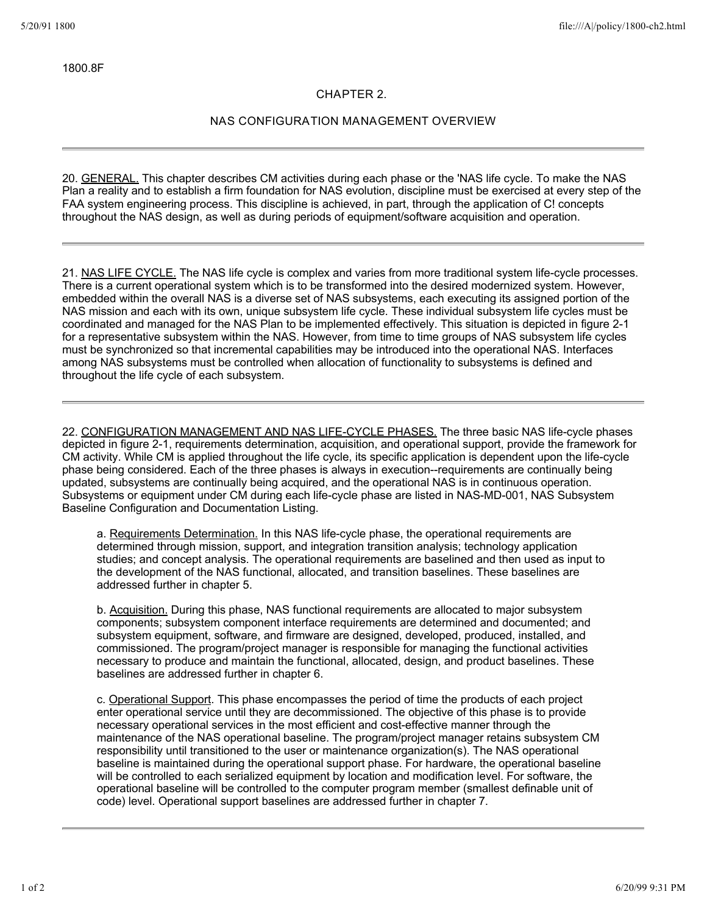1800.8F

## CHAPTER 2.

## NAS CONFIGURATION MANAGEMENT OVERVIEW

---

20. GENERAL. This chapter describes CM activities during each phase or the 'NAS life cycle. To make the NAS Plan a reality and to establish a firm foundation for NAS evolution, discipline must be exercised at every step of the FAA system engineering process. This discipline is achieved, in part, through the application of C! concepts throughout the NAS design, as well as during periods of equipment/software acquisition and operation.

---

21. NAS LIFE CYCLE. The NAS life cycle is complex and varies from more traditional system life-cycle processes. There is a current operational system which is to be transformed into the desired modernized system. However, embedded within the overall NAS is a diverse set of NAS subsystems, each executing its assigned portion of the NAS mission and each with its own, unique subsystem life cycle. These individual subsystem life cycles must be coordinated and managed for the NAS Plan to be implemented effectively. This situation is depicted in figure 2-1 for a representative subsystem within the NAS. However, from time to time groups of NAS subsystem life cycles must be synchronized so that incremental capabilities may be introduced into the operational NAS. Interfaces among NAS subsystems must be controlled when allocation of functionality to subsystems is defined and throughout the life cycle of each subsystem.

---

22. CONFIGURATION MANAGEMENT AND NAS LIFE-CYCLE PHASES. The three basic NAS life-cycle phases depicted in figure 2-1, requirements determination, acquisition, and operational support, provide the framework for CM activity. While CM is applied throughout the life cycle, its specific application is dependent upon the life-cycle phase being considered. Each of the three phases is always in execution--requirements are continually being updated, subsystems are continually being acquired, and the operational NAS is in continuous operation. Subsystems or equipment under CM during each life-cycle phase are listed in NAS-MD-001, NAS Subsystem Baseline Configuration and Documentation Listing.

a. Requirements Determination. In this NAS life-cycle phase, the operational requirements are determined through mission, support, and integration transition analysis; technology application studies; and concept analysis. The operational requirements are baselined and then used as input to the development of the NAS functional, allocated, and transition baselines. These baselines are addressed further in chapter 5.

b. Acquisition. During this phase, NAS functional requirements are allocated to major subsystem components; subsystem component interface requirements are determined and documented; and subsystem equipment, software, and firmware are designed, developed, produced, installed, and commissioned. The program/project manager is responsible for managing the functional activities necessary to produce and maintain the functional, allocated, design, and product baselines. These baselines are addressed further in chapter 6.

c. Operational Support. This phase encompasses the period of time the products of each project enter operational service until they are decommissioned. The objective of this phase is to provide necessary operational services in the most efficient and cost-effective manner through the maintenance of the NAS operational baseline. The program/project manager retains subsystem CM responsibility until transitioned to the user or maintenance organization(s). The NAS operational baseline is maintained during the operational support phase. For hardware, the operational baseline will be controlled to each serialized equipment by location and modification level. For software, the operational baseline will be controlled to the computer program member (smallest definable unit of code) level. Operational support baselines are addressed further in chapter 7.

---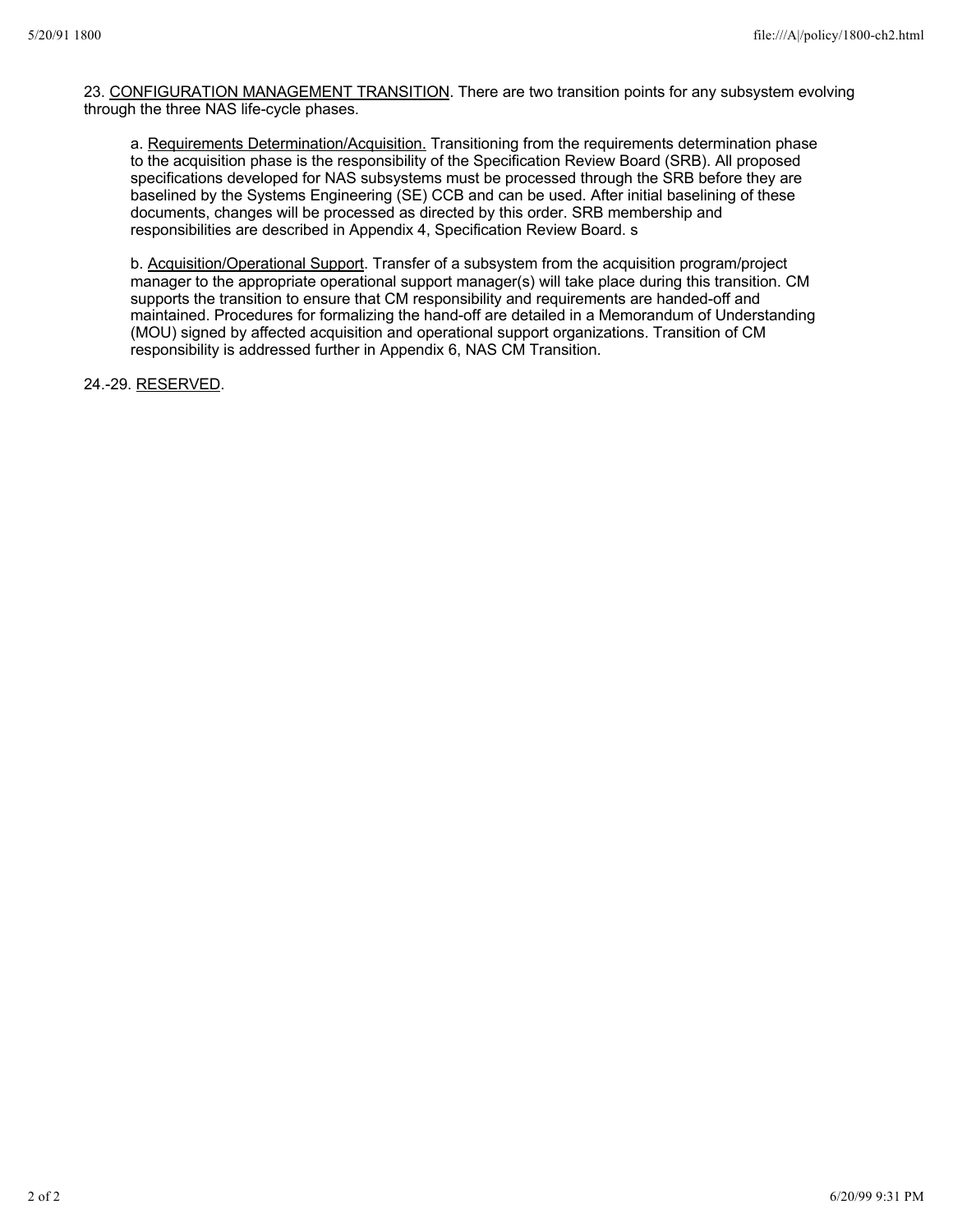23. <u>CONFIGURATION MANAGEMENT TRANSITION</u>. There are two transition points for any subsystem evolving through the three NAS life-cycle phases.

a. <u>Requirements Determination/Acquisition.</u> Transitioning from the requirements determination phase to the acquisition phase is the responsibility of the Specification Review Board (SRB). All proposed specifications developed for NAS subsystems must be processed through the SRB before they are baselined by the Systems Engineering (SE) CCB and can be used. After initial baselining of these documents, changes will be processed as directed by this order. SRB membership and responsibilities are described in Appendix 4, Specification Review Board. s

b. <u>Acquisition/Operational Support</u>. Transfer of a subsystem from the acquisition program/project manager to the appropriate operational support manager(s) will take place during this transition. CM supports the transition to ensure that CM responsibility and requirements are handed-off and maintained. Procedures for formalizing the hand-off are detailed in a Memorandum of Understanding (MOU) signed by affected acquisition and operational support organizations. Transition of CM responsibility is addressed further in Appendix 6, NAS CM Transition.

24.-29. <u>RESERVED</u>.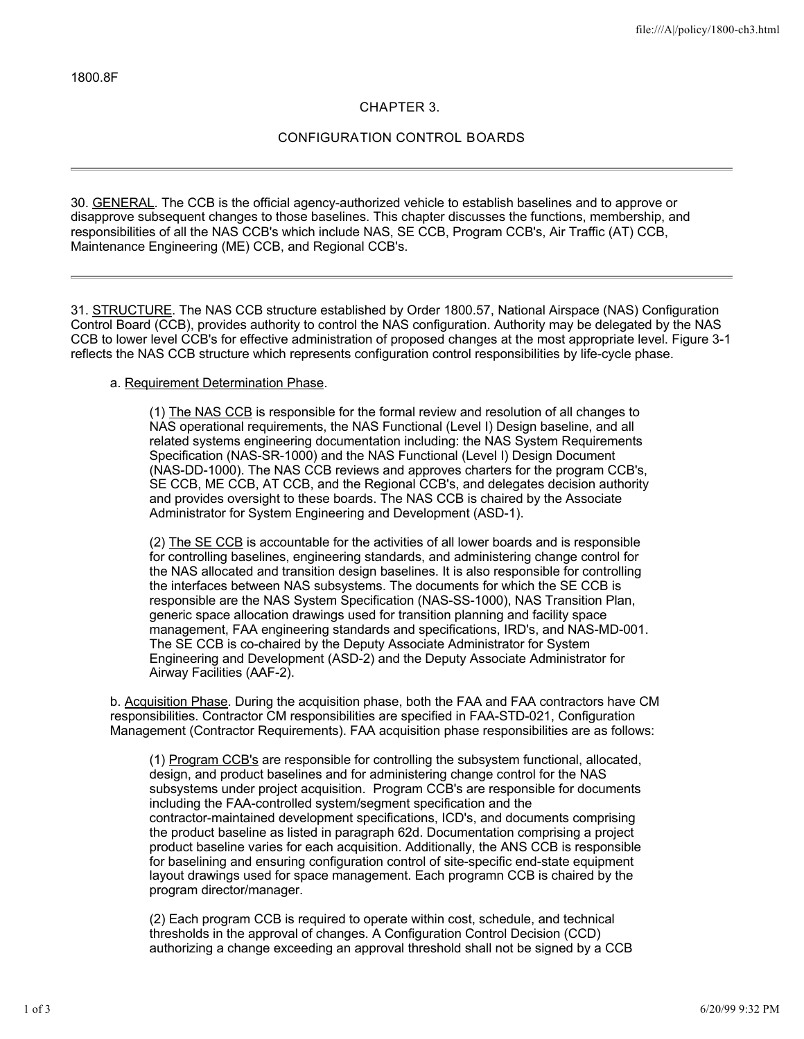1800.8F

## CHAPTER 3.

## CONFIGURATION CONTROL BOARDS

---

30. GENERAL. The CCB is the official agency-authorized vehicle to establish baselines and to approve or disapprove subsequent changes to those baselines. This chapter discusses the functions, membership, and responsibilities of all the NAS CCB's which include NAS, SE CCB, Program CCB's, Air Traffic (AT) CCB, Maintenance Engineering (ME) CCB, and Regional CCB's.

---

31. STRUCTURE. The NAS CCB structure established by Order 1800.57, National Airspace (NAS) Configuration Control Board (CCB), provides authority to control the NAS configuration. Authority may be delegated by the NAS CCB to lower level CCB's for effective administration of proposed changes at the most appropriate level. Figure 3-1 reflects the NAS CCB structure which represents configuration control responsibilities by life-cycle phase.

a. Requirement Determination Phase.

(1) The NAS CCB is responsible for the formal review and resolution of all changes to NAS operational requirements, the NAS Functional (Level I) Design baseline, and all related systems engineering documentation including: the NAS System Requirements Specification (NAS-SR-1000) and the NAS Functional (Level I) Design Document (NAS-DD-1000). The NAS CCB reviews and approves charters for the program CCB's, SE CCB, ME CCB, AT CCB, and the Regional CCB's, and delegates decision authority and provides oversight to these boards. The NAS CCB is chaired by the Associate Administrator for System Engineering and Development (ASD-1).

(2) The SE CCB is accountable for the activities of all lower boards and is responsible for controlling baselines, engineering standards, and administering change control for the NAS allocated and transition design baselines. It is also responsible for controlling the interfaces between NAS subsystems. The documents for which the SE CCB is responsible are the NAS System Specification (NAS-SS-1000), NAS Transition Plan, generic space allocation drawings used for transition planning and facility space management, FAA engineering standards and specifications, IRD's, and NAS-MD-001. The SE CCB is co-chaired by the Deputy Associate Administrator for System Engineering and Development (ASD-2) and the Deputy Associate Administrator for Airway Facilities (AAF-2).

b. Acquisition Phase. During the acquisition phase, both the FAA and FAA contractors have CM responsibilities. Contractor CM responsibilities are specified in FAA-STD-021, Configuration Management (Contractor Requirements). FAA acquisition phase responsibilities are as follows:

(1) Program CCB's are responsible for controlling the subsystem functional, allocated, design, and product baselines and for administering change control for the NAS subsystems under project acquisition. Program CCB's are responsible for documents including the FAA-controlled system/segment specification and the contractor-maintained development specifications, ICD's, and documents comprising the product baseline as listed in paragraph 62d. Documentation comprising a project product baseline varies for each acquisition. Additionally, the ANS CCB is responsible for baselining and ensuring configuration control of site-specific end-state equipment layout drawings used for space management. Each programn CCB is chaired by the program director/manager.

(2) Each program CCB is required to operate within cost, schedule, and technical thresholds in the approval of changes. A Configuration Control Decision (CCD) authorizing a change exceeding an approval threshold shall not be signed by a CCB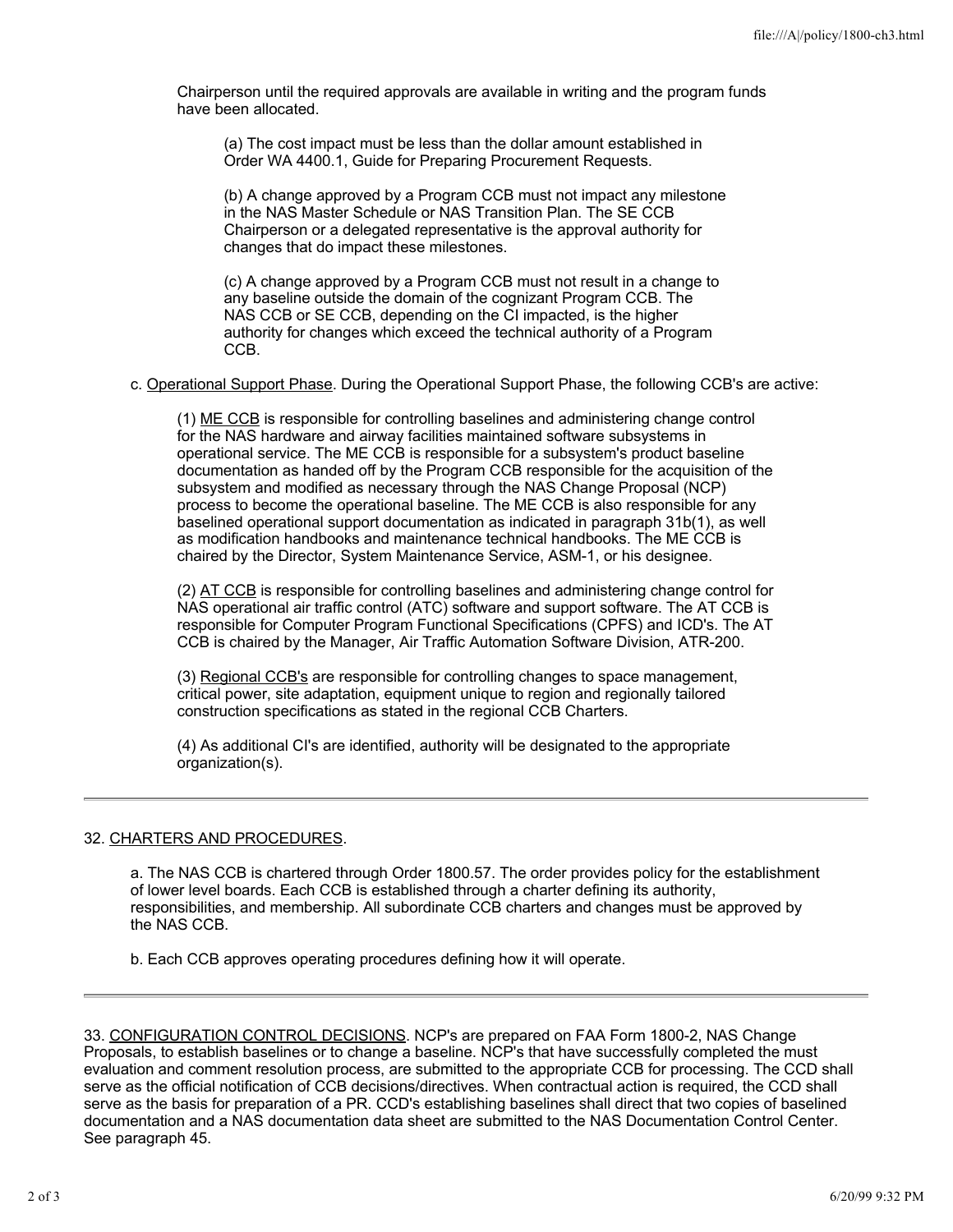Chairperson until the required approvals are available in writing and the program funds have been allocated.

(a) The cost impact must be less than the dollar amount established in Order WA 4400.1, Guide for Preparing Procurement Requests.

(b) A change approved by a Program CCB must not impact any milestone in the NAS Master Schedule or NAS Transition Plan. The SE CCB Chairperson or a delegated representative is the approval authority for changes that do impact these milestones.

(c) A change approved by a Program CCB must not result in a change to any baseline outside the domain of the cognizant Program CCB. The NAS CCB or SE CCB, depending on the CI impacted, is the higher authority for changes which exceed the technical authority of a Program CCB.

c. Operational Support Phase. During the Operational Support Phase, the following CCB's are active:

(1) ME CCB is responsible for controlling baselines and administering change control for the NAS hardware and airway facilities maintained software subsystems in operational service. The ME CCB is responsible for a subsystem's product baseline documentation as handed off by the Program CCB responsible for the acquisition of the subsystem and modified as necessary through the NAS Change Proposal (NCP) process to become the operational baseline. The ME CCB is also responsible for any baselined operational support documentation as indicated in paragraph 31b(1), as well as modification handbooks and maintenance technical handbooks. The ME CCB is chaired by the Director, System Maintenance Service, ASM-1, or his designee.

(2) AT CCB is responsible for controlling baselines and administering change control for NAS operational air traffic control (ATC) software and support software. The AT CCB is responsible for Computer Program Functional Specifications (CPFS) and ICD's. The AT CCB is chaired by the Manager, Air Traffic Automation Software Division, ATR-200.

(3) Regional CCB's are responsible for controlling changes to space management, critical power, site adaptation, equipment unique to region and regionally tailored construction specifications as stated in the regional CCB Charters.

(4) As additional CI's are identified, authority will be designated to the appropriate organization(s).

---

32. CHARTERS AND PROCEDURES.

a. The NAS CCB is chartered through Order 1800.57. The order provides policy for the establishment of lower level boards. Each CCB is established through a charter defining its authority, responsibilities, and membership. All subordinate CCB charters and changes must be approved by the NAS CCB.

b. Each CCB approves operating procedures defining how it will operate.

---

33. CONFIGURATION CONTROL DECISIONS. NCP's are prepared on FAA Form 1800-2, NAS Change Proposals, to establish baselines or to change a baseline. NCP's that have successfully completed the must evaluation and comment resolution process, are submitted to the appropriate CCB for processing. The CCD shall serve as the official notification of CCB decisions/directives. When contractual action is required, the CCD shall serve as the basis for preparation of a PR. CCD's establishing baselines shall direct that two copies of baselined documentation and a NAS documentation data sheet are submitted to the NAS Documentation Control Center. See paragraph 45.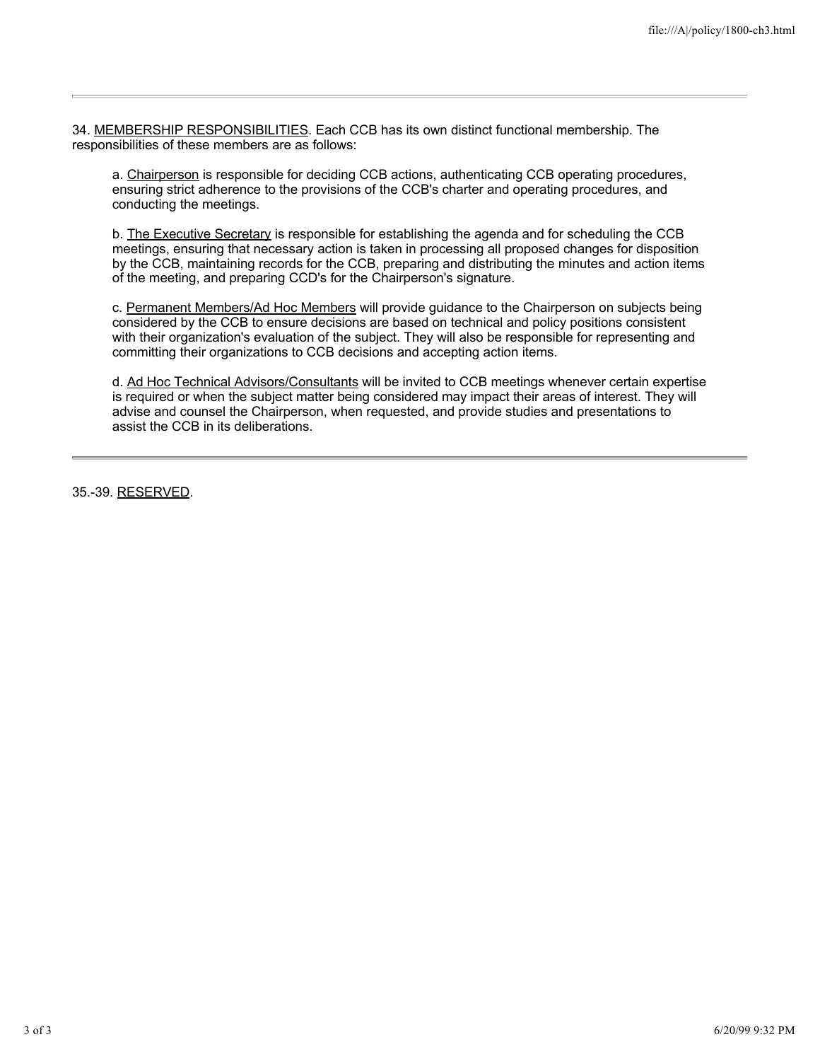---

34. MEMBERSHIP RESPONSIBILITIES. Each CCB has its own distinct functional membership. The responsibilities of these members are as follows:

a. Chairperson is responsible for deciding CCB actions, authenticating CCB operating procedures, ensuring strict adherence to the provisions of the CCB's charter and operating procedures, and conducting the meetings.

b. The Executive Secretary is responsible for establishing the agenda and for scheduling the CCB meetings, ensuring that necessary action is taken in processing all proposed changes for disposition by the CCB, maintaining records for the CCB, preparing and distributing the minutes and action items of the meeting, and preparing CCD's for the Chairperson's signature.

c. Permanent Members/Ad Hoc Members will provide guidance to the Chairperson on subjects being considered by the CCB to ensure decisions are based on technical and policy positions consistent with their organization's evaluation of the subject. They will also be responsible for representing and committing their organizations to CCB decisions and accepting action items.

d. Ad Hoc Technical Advisors/Consultants will be invited to CCB meetings whenever certain expertise is required or when the subject matter being considered may impact their areas of interest. They will advise and counsel the Chairperson, when requested, and provide studies and presentations to assist the CCB in its deliberations.

---

35.-39. RESERVED.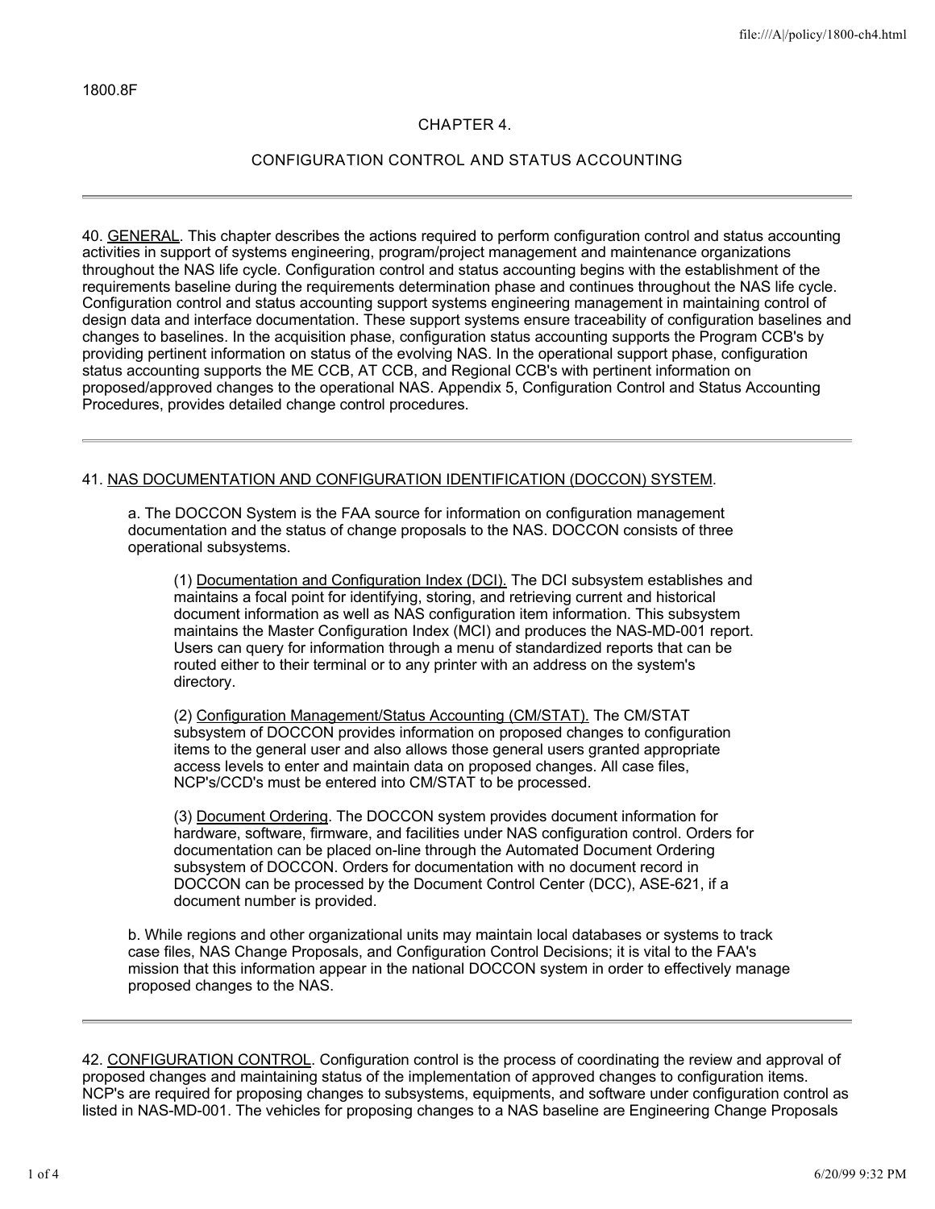1800.8F

## CHAPTER 4.

## CONFIGURATION CONTROL AND STATUS ACCOUNTING

---

40. GENERAL. This chapter describes the actions required to perform configuration control and status accounting activities in support of systems engineering, program/project management and maintenance organizations throughout the NAS life cycle. Configuration control and status accounting begins with the establishment of the requirements baseline during the requirements determination phase and continues throughout the NAS life cycle. Configuration control and status accounting support systems engineering management in maintaining control of design data and interface documentation. These support systems ensure traceability of configuration baselines and changes to baselines. In the acquisition phase, configuration status accounting supports the Program CCB's by providing pertinent information on status of the evolving NAS. In the operational support phase, configuration status accounting supports the ME CCB, AT CCB, and Regional CCB's with pertinent information on proposed/approved changes to the operational NAS. Appendix 5, Configuration Control and Status Accounting Procedures, provides detailed change control procedures.

---

41. NAS DOCUMENTATION AND CONFIGURATION IDENTIFICATION (DOCCON) SYSTEM.

a. The DOCCON System is the FAA source for information on configuration management documentation and the status of change proposals to the NAS. DOCCON consists of three operational subsystems.

(1) Documentation and Configuration Index (DCI). The DCI subsystem establishes and maintains a focal point for identifying, storing, and retrieving current and historical document information as well as NAS configuration item information. This subsystem maintains the Master Configuration Index (MCI) and produces the NAS-MD-001 report. Users can query for information through a menu of standardized reports that can be routed either to their terminal or to any printer with an address on the system's directory.

(2) Configuration Management/Status Accounting (CM/STAT). The CM/STAT subsystem of DOCCON provides information on proposed changes to configuration items to the general user and also allows those general users granted appropriate access levels to enter and maintain data on proposed changes. All case files, NCP's/CCD's must be entered into CM/STAT to be processed.

(3) Document Ordering. The DOCCON system provides document information for hardware, software, firmware, and facilities under NAS configuration control. Orders for documentation can be placed on-line through the Automated Document Ordering subsystem of DOCCON. Orders for documentation with no document record in DOCCON can be processed by the Document Control Center (DCC), ASE-621, if a document number is provided.

b. While regions and other organizational units may maintain local databases or systems to track case files, NAS Change Proposals, and Configuration Control Decisions; it is vital to the FAA's mission that this information appear in the national DOCCON system in order to effectively manage proposed changes to the NAS.

---

42. CONFIGURATION CONTROL. Configuration control is the process of coordinating the review and approval of proposed changes and maintaining status of the implementation of approved changes to configuration items. NCP's are required for proposing changes to subsystems, equipments, and software under configuration control as listed in NAS-MD-001. The vehicles for proposing changes to a NAS baseline are Engineering Change Proposals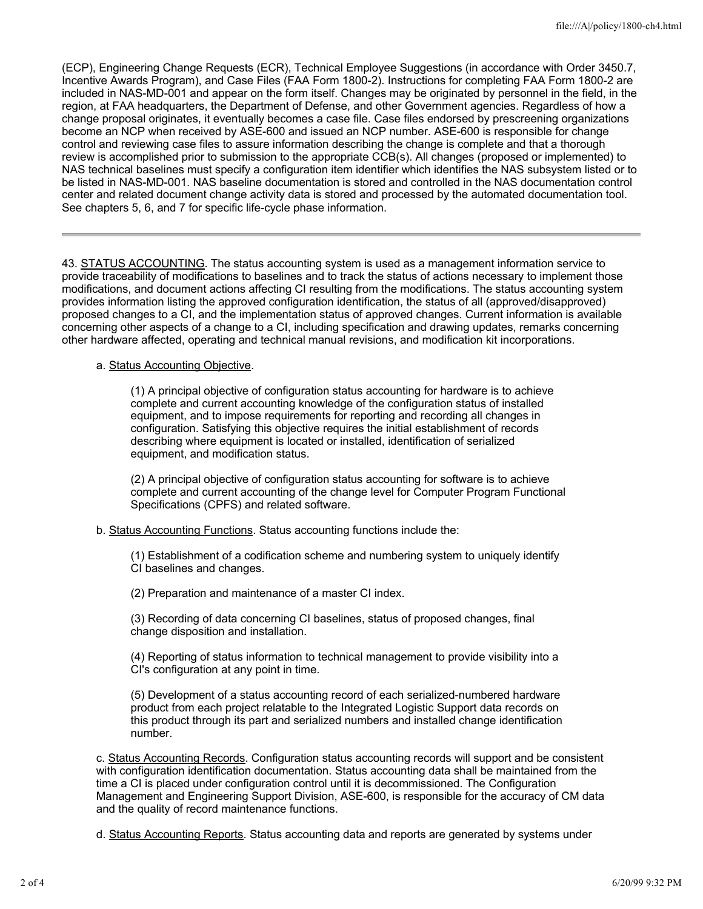(ECP), Engineering Change Requests (ECR), Technical Employee Suggestions (in accordance with Order 3450.7, Incentive Awards Program), and Case Files (FAA Form 1800-2). Instructions for completing FAA Form 1800-2 are included in NAS-MD-001 and appear on the form itself. Changes may be originated by personnel in the field, in the region, at FAA headquarters, the Department of Defense, and other Government agencies. Regardless of how a change proposal originates, it eventually becomes a case file. Case files endorsed by prescreening organizations become an NCP when received by ASE-600 and issued an NCP number. ASE-600 is responsible for change control and reviewing case files to assure information describing the change is complete and that a thorough review is accomplished prior to submission to the appropriate CCB(s). All changes (proposed or implemented) to NAS technical baselines must specify a configuration item identifier which identifies the NAS subsystem listed or to be listed in NAS-MD-001. NAS baseline documentation is stored and controlled in the NAS documentation control center and related document change activity data is stored and processed by the automated documentation tool. See chapters 5, 6, and 7 for specific life-cycle phase information.

---

43. STATUS ACCOUNTING. The status accounting system is used as a management information service to provide traceability of modifications to baselines and to track the status of actions necessary to implement those modifications, and document actions affecting CI resulting from the modifications. The status accounting system provides information listing the approved configuration identification, the status of all (approved/disapproved) proposed changes to a CI, and the implementation status of approved changes. Current information is available concerning other aspects of a change to a CI, including specification and drawing updates, remarks concerning other hardware affected, operating and technical manual revisions, and modification kit incorporations.

a. Status Accounting Objective.

(1) A principal objective of configuration status accounting for hardware is to achieve complete and current accounting knowledge of the configuration status of installed equipment, and to impose requirements for reporting and recording all changes in configuration. Satisfying this objective requires the initial establishment of records describing where equipment is located or installed, identification of serialized equipment, and modification status.

(2) A principal objective of configuration status accounting for software is to achieve complete and current accounting of the change level for Computer Program Functional Specifications (CPFS) and related software.

b. Status Accounting Functions. Status accounting functions include the:

(1) Establishment of a codification scheme and numbering system to uniquely identify CI baselines and changes.

(2) Preparation and maintenance of a master CI index.

(3) Recording of data concerning CI baselines, status of proposed changes, final change disposition and installation.

(4) Reporting of status information to technical management to provide visibility into a CI's configuration at any point in time.

(5) Development of a status accounting record of each serialized-numbered hardware product from each project relatable to the Integrated Logistic Support data records on this product through its part and serialized numbers and installed change identification number.

c. Status Accounting Records. Configuration status accounting records will support and be consistent with configuration identification documentation. Status accounting data shall be maintained from the time a CI is placed under configuration control until it is decommissioned. The Configuration Management and Engineering Support Division, ASE-600, is responsible for the accuracy of CM data and the quality of record maintenance functions.

d. Status Accounting Reports. Status accounting data and reports are generated by systems under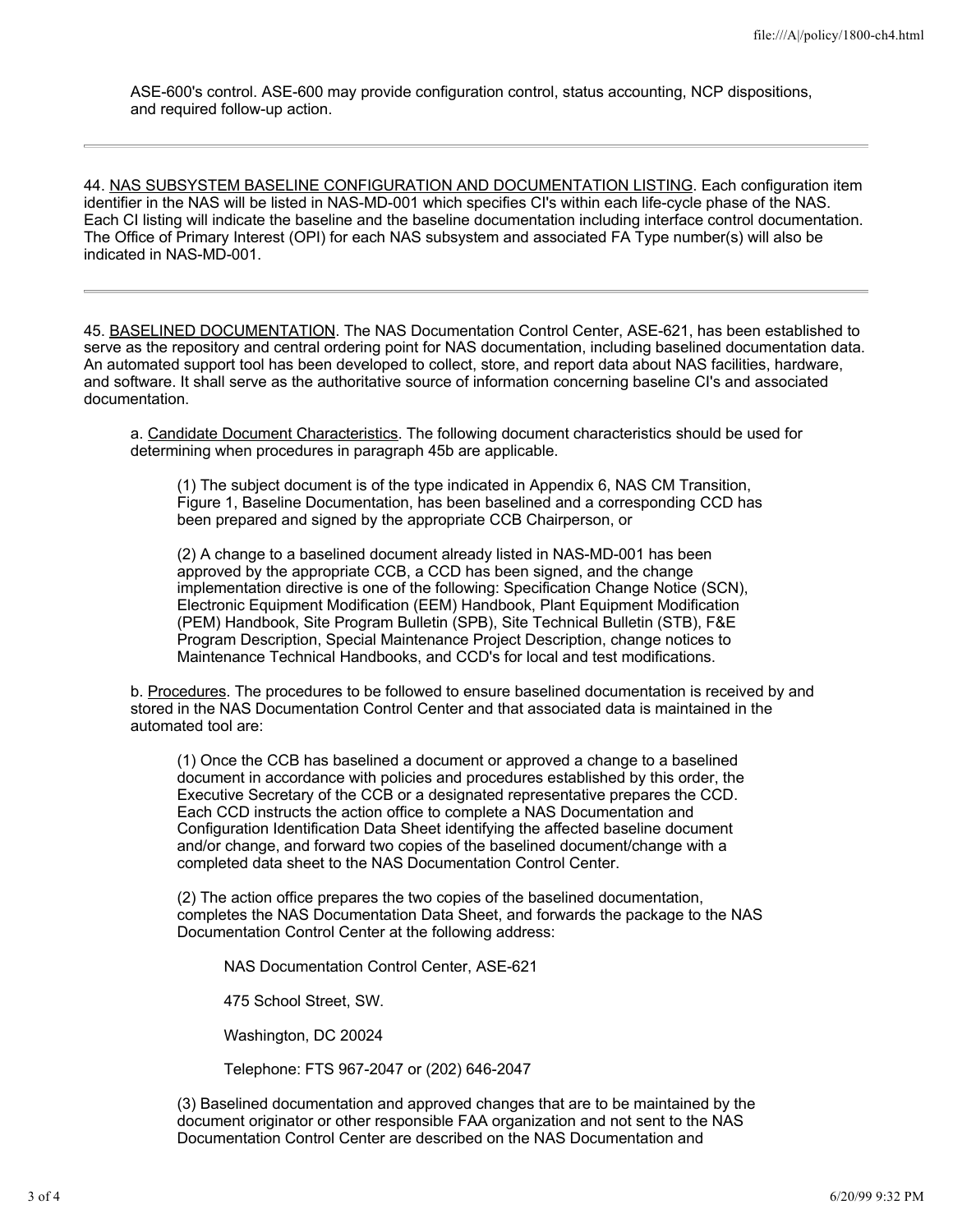ASE-600's control. ASE-600 may provide configuration control, status accounting, NCP dispositions, and required follow-up action.

---

44. <u>NAS SUBSYSTEM BASELINE CONFIGURATION AND DOCUMENTATION LISTING</u>. Each configuration item identifier in the NAS will be listed in NAS-MD-001 which specifies CI's within each life-cycle phase of the NAS. Each CI listing will indicate the baseline and the baseline documentation including interface control documentation. The Office of Primary Interest (OPI) for each NAS subsystem and associated FA Type number(s) will also be indicated in NAS-MD-001.

---

45. <u>BASELINED DOCUMENTATION</u>. The NAS Documentation Control Center, ASE-621, has been established to serve as the repository and central ordering point for NAS documentation, including baselined documentation data. An automated support tool has been developed to collect, store, and report data about NAS facilities, hardware, and software. It shall serve as the authoritative source of information concerning baseline CI's and associated documentation.

a. <u>Candidate Document Characteristics</u>. The following document characteristics should be used for determining when procedures in paragraph 45b are applicable.

(1) The subject document is of the type indicated in Appendix 6, NAS CM Transition, Figure 1, Baseline Documentation, has been baselined and a corresponding CCD has been prepared and signed by the appropriate CCB Chairperson, or

(2) A change to a baselined document already listed in NAS-MD-001 has been approved by the appropriate CCB, a CCD has been signed, and the change implementation directive is one of the following: Specification Change Notice (SCN), Electronic Equipment Modification (EEM) Handbook, Plant Equipment Modification (PEM) Handbook, Site Program Bulletin (SPB), Site Technical Bulletin (STB), F&E Program Description, Special Maintenance Project Description, change notices to Maintenance Technical Handbooks, and CCD's for local and test modifications.

b. <u>Procedures</u>. The procedures to be followed to ensure baselined documentation is received by and stored in the NAS Documentation Control Center and that associated data is maintained in the automated tool are:

(1) Once the CCB has baselined a document or approved a change to a baselined document in accordance with policies and procedures established by this order, the Executive Secretary of the CCB or a designated representative prepares the CCD. Each CCD instructs the action office to complete a NAS Documentation and Configuration Identification Data Sheet identifying the affected baseline document and/or change, and forward two copies of the baselined document/change with a completed data sheet to the NAS Documentation Control Center.

(2) The action office prepares the two copies of the baselined documentation, completes the NAS Documentation Data Sheet, and forwards the package to the NAS Documentation Control Center at the following address:

NAS Documentation Control Center, ASE-621

475 School Street, SW.

Washington, DC 20024

Telephone: FTS 967-2047 or (202) 646-2047

(3) Baselined documentation and approved changes that are to be maintained by the document originator or other responsible FAA organization and not sent to the NAS Documentation Control Center are described on the NAS Documentation and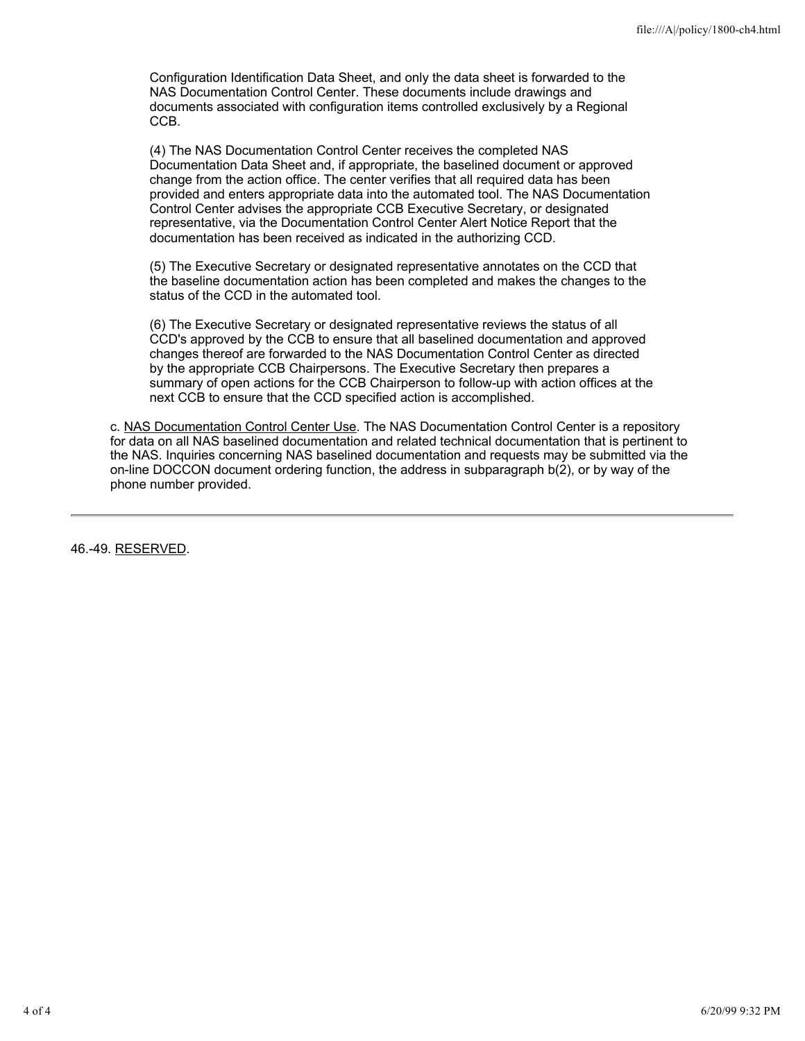Configuration Identification Data Sheet, and only the data sheet is forwarded to the NAS Documentation Control Center. These documents include drawings and documents associated with configuration items controlled exclusively by a Regional CCB.

(4) The NAS Documentation Control Center receives the completed NAS Documentation Data Sheet and, if appropriate, the baselined document or approved change from the action office. The center verifies that all required data has been provided and enters appropriate data into the automated tool. The NAS Documentation Control Center advises the appropriate CCB Executive Secretary, or designated representative, via the Documentation Control Center Alert Notice Report that the documentation has been received as indicated in the authorizing CCD.

(5) The Executive Secretary or designated representative annotates on the CCD that the baseline documentation action has been completed and makes the changes to the status of the CCD in the automated tool.

(6) The Executive Secretary or designated representative reviews the status of all CCD's approved by the CCB to ensure that all baselined documentation and approved changes thereof are forwarded to the NAS Documentation Control Center as directed by the appropriate CCB Chairpersons. The Executive Secretary then prepares a summary of open actions for the CCB Chairperson to follow-up with action offices at the next CCB to ensure that the CCD specified action is accomplished.

c. NAS Documentation Control Center Use. The NAS Documentation Control Center is a repository for data on all NAS baselined documentation and related technical documentation that is pertinent to the NAS. Inquiries concerning NAS baselined documentation and requests may be submitted via the on-line DOCCON document ordering function, the address in subparagraph b(2), or by way of the phone number provided.

---

46.-49. RESERVED.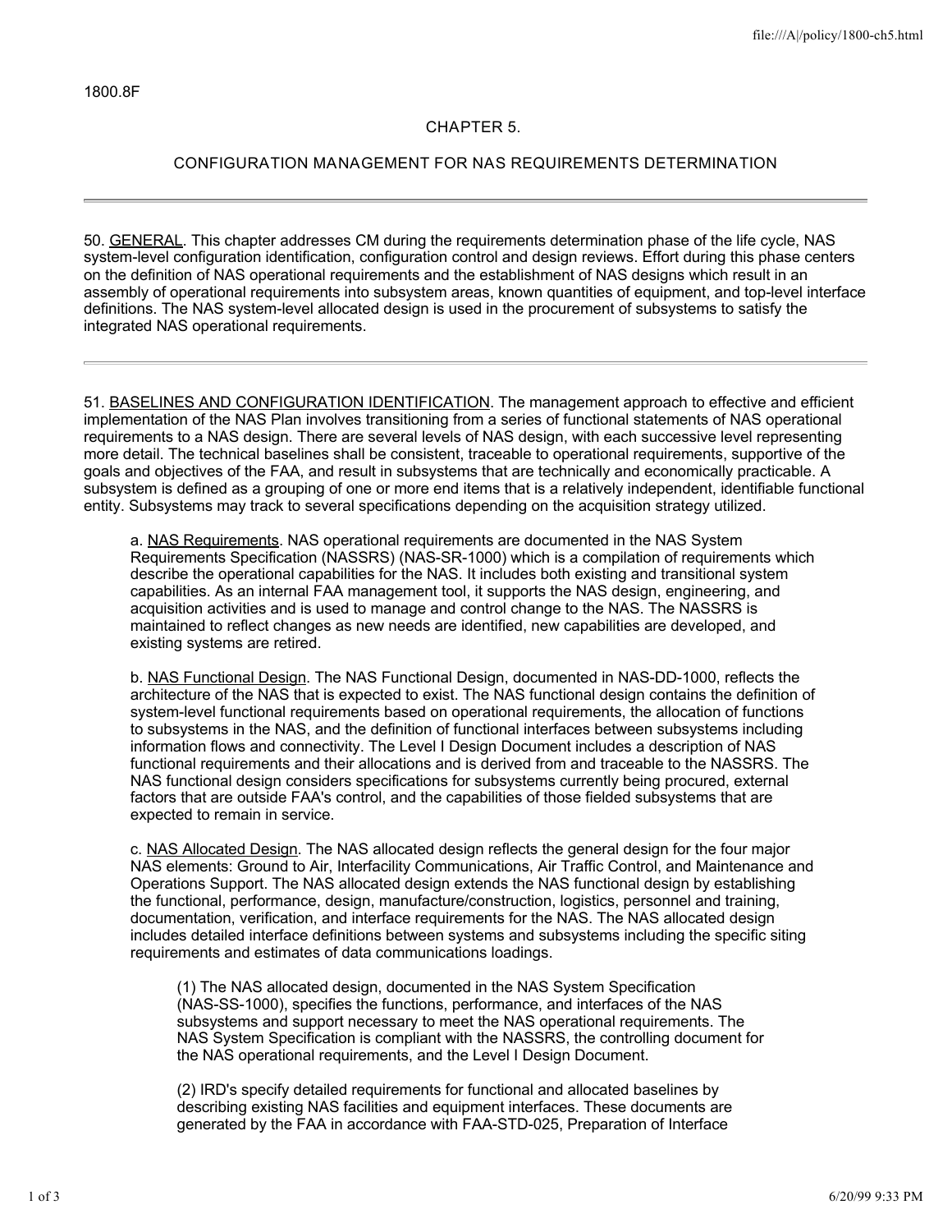1800.8F

## CHAPTER 5.

## CONFIGURATION MANAGEMENT FOR NAS REQUIREMENTS DETERMINATION

---

50. GENERAL. This chapter addresses CM during the requirements determination phase of the life cycle, NAS system-level configuration identification, configuration control and design reviews. Effort during this phase centers on the definition of NAS operational requirements and the establishment of NAS designs which result in an assembly of operational requirements into subsystem areas, known quantities of equipment, and top-level interface definitions. The NAS system-level allocated design is used in the procurement of subsystems to satisfy the integrated NAS operational requirements.

---

51. BASELINES AND CONFIGURATION IDENTIFICATION. The management approach to effective and efficient implementation of the NAS Plan involves transitioning from a series of functional statements of NAS operational requirements to a NAS design. There are several levels of NAS design, with each successive level representing more detail. The technical baselines shall be consistent, traceable to operational requirements, supportive of the goals and objectives of the FAA, and result in subsystems that are technically and economically practicable. A subsystem is defined as a grouping of one or more end items that is a relatively independent, identifiable functional entity. Subsystems may track to several specifications depending on the acquisition strategy utilized.

a. NAS Requirements. NAS operational requirements are documented in the NAS System Requirements Specification (NASSRS) (NAS-SR-1000) which is a compilation of requirements which describe the operational capabilities for the NAS. It includes both existing and transitional system capabilities. As an internal FAA management tool, it supports the NAS design, engineering, and acquisition activities and is used to manage and control change to the NAS. The NASSRS is maintained to reflect changes as new needs are identified, new capabilities are developed, and existing systems are retired.

b. NAS Functional Design. The NAS Functional Design, documented in NAS-DD-1000, reflects the architecture of the NAS that is expected to exist. The NAS functional design contains the definition of system-level functional requirements based on operational requirements, the allocation of functions to subsystems in the NAS, and the definition of functional interfaces between subsystems including information flows and connectivity. The Level I Design Document includes a description of NAS functional requirements and their allocations and is derived from and traceable to the NASSRS. The NAS functional design considers specifications for subsystems currently being procured, external factors that are outside FAA's control, and the capabilities of those fielded subsystems that are expected to remain in service.

c. NAS Allocated Design. The NAS allocated design reflects the general design for the four major NAS elements: Ground to Air, Interfacility Communications, Air Traffic Control, and Maintenance and Operations Support. The NAS allocated design extends the NAS functional design by establishing the functional, performance, design, manufacture/construction, logistics, personnel and training, documentation, verification, and interface requirements for the NAS. The NAS allocated design includes detailed interface definitions between systems and subsystems including the specific siting requirements and estimates of data communications loadings.

(1) The NAS allocated design, documented in the NAS System Specification (NAS-SS-1000), specifies the functions, performance, and interfaces of the NAS subsystems and support necessary to meet the NAS operational requirements. The NAS System Specification is compliant with the NASSRS, the controlling document for the NAS operational requirements, and the Level I Design Document.

(2) IRD's specify detailed requirements for functional and allocated baselines by describing existing NAS facilities and equipment interfaces. These documents are generated by the FAA in accordance with FAA-STD-025, Preparation of Interface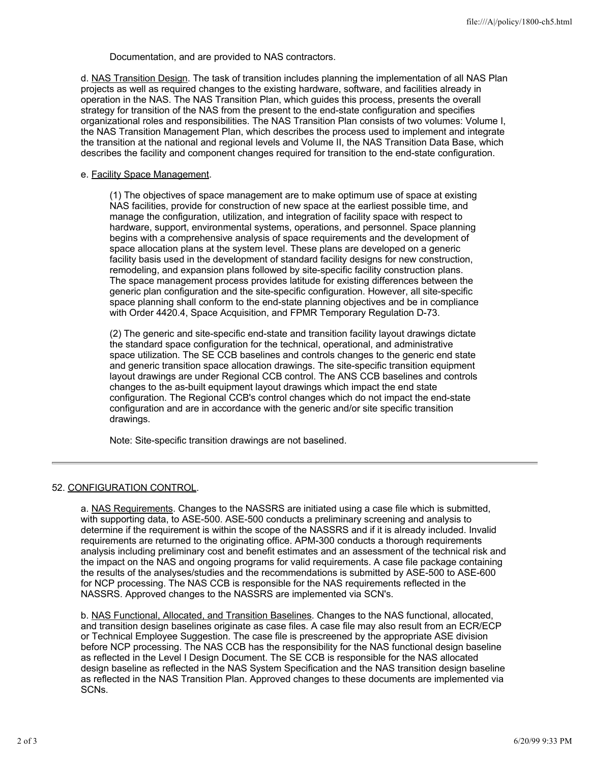Documentation, and are provided to NAS contractors.

d. NAS Transition Design. The task of transition includes planning the implementation of all NAS Plan projects as well as required changes to the existing hardware, software, and facilities already in operation in the NAS. The NAS Transition Plan, which guides this process, presents the overall strategy for transition of the NAS from the present to the end-state configuration and specifies organizational roles and responsibilities. The NAS Transition Plan consists of two volumes: Volume I, the NAS Transition Management Plan, which describes the process used to implement and integrate the transition at the national and regional levels and Volume II, the NAS Transition Data Base, which describes the facility and component changes required for transition to the end-state configuration.

e. Facility Space Management.

(1) The objectives of space management are to make optimum use of space at existing NAS facilities, provide for construction of new space at the earliest possible time, and manage the configuration, utilization, and integration of facility space with respect to hardware, support, environmental systems, operations, and personnel. Space planning begins with a comprehensive analysis of space requirements and the development of space allocation plans at the system level. These plans are developed on a generic facility basis used in the development of standard facility designs for new construction, remodeling, and expansion plans followed by site-specific facility construction plans. The space management process provides latitude for existing differences between the generic plan configuration and the site-specific configuration. However, all site-specific space planning shall conform to the end-state planning objectives and be in compliance with Order 4420.4, Space Acquisition, and FPMR Temporary Regulation D-73.

(2) The generic and site-specific end-state and transition facility layout drawings dictate the standard space configuration for the technical, operational, and administrative space utilization. The SE CCB baselines and controls changes to the generic end state and generic transition space allocation drawings. The site-specific transition equipment layout drawings are under Regional CCB control. The ANS CCB baselines and controls changes to the as-built equipment layout drawings which impact the end state configuration. The Regional CCB's control changes which do not impact the end-state configuration and are in accordance with the generic and/or site specific transition drawings.

Note: Site-specific transition drawings are not baselined.

---

## 52. CONFIGURATION CONTROL.

a. NAS Requirements. Changes to the NASSRS are initiated using a case file which is submitted, with supporting data, to ASE-500. ASE-500 conducts a preliminary screening and analysis to determine if the requirement is within the scope of the NASSRS and if it is already included. Invalid requirements are returned to the originating office. APM-300 conducts a thorough requirements analysis including preliminary cost and benefit estimates and an assessment of the technical risk and the impact on the NAS and ongoing programs for valid requirements. A case file package containing the results of the analyses/studies and the recommendations is submitted by ASE-500 to ASE-600 for NCP processing. The NAS CCB is responsible for the NAS requirements reflected in the NASSRS. Approved changes to the NASSRS are implemented via SCN's.

b. NAS Functional, Allocated, and Transition Baselines. Changes to the NAS functional, allocated, and transition design baselines originate as case files. A case file may also result from an ECR/ECP or Technical Employee Suggestion. The case file is prescreened by the appropriate ASE division before NCP processing. The NAS CCB has the responsibility for the NAS functional design baseline as reflected in the Level I Design Document. The SE CCB is responsible for the NAS allocated design baseline as reflected in the NAS System Specification and the NAS transition design baseline as reflected in the NAS Transition Plan. Approved changes to these documents are implemented via SCNs.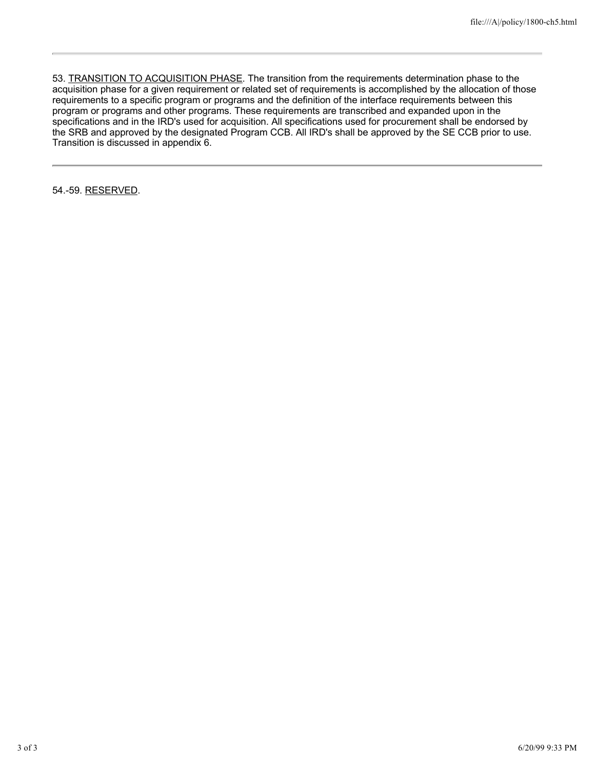---

53. TRANSITION TO ACQUISITION PHASE. The transition from the requirements determination phase to the acquisition phase for a given requirement or related set of requirements is accomplished by the allocation of those requirements to a specific program or programs and the definition of the interface requirements between this program or programs and other programs. These requirements are transcribed and expanded upon in the specifications and in the IRD's used for acquisition. All specifications used for procurement shall be endorsed by the SRB and approved by the designated Program CCB. All IRD's shall be approved by the SE CCB prior to use. Transition is discussed in appendix 6.

---

54.-59. RESERVED.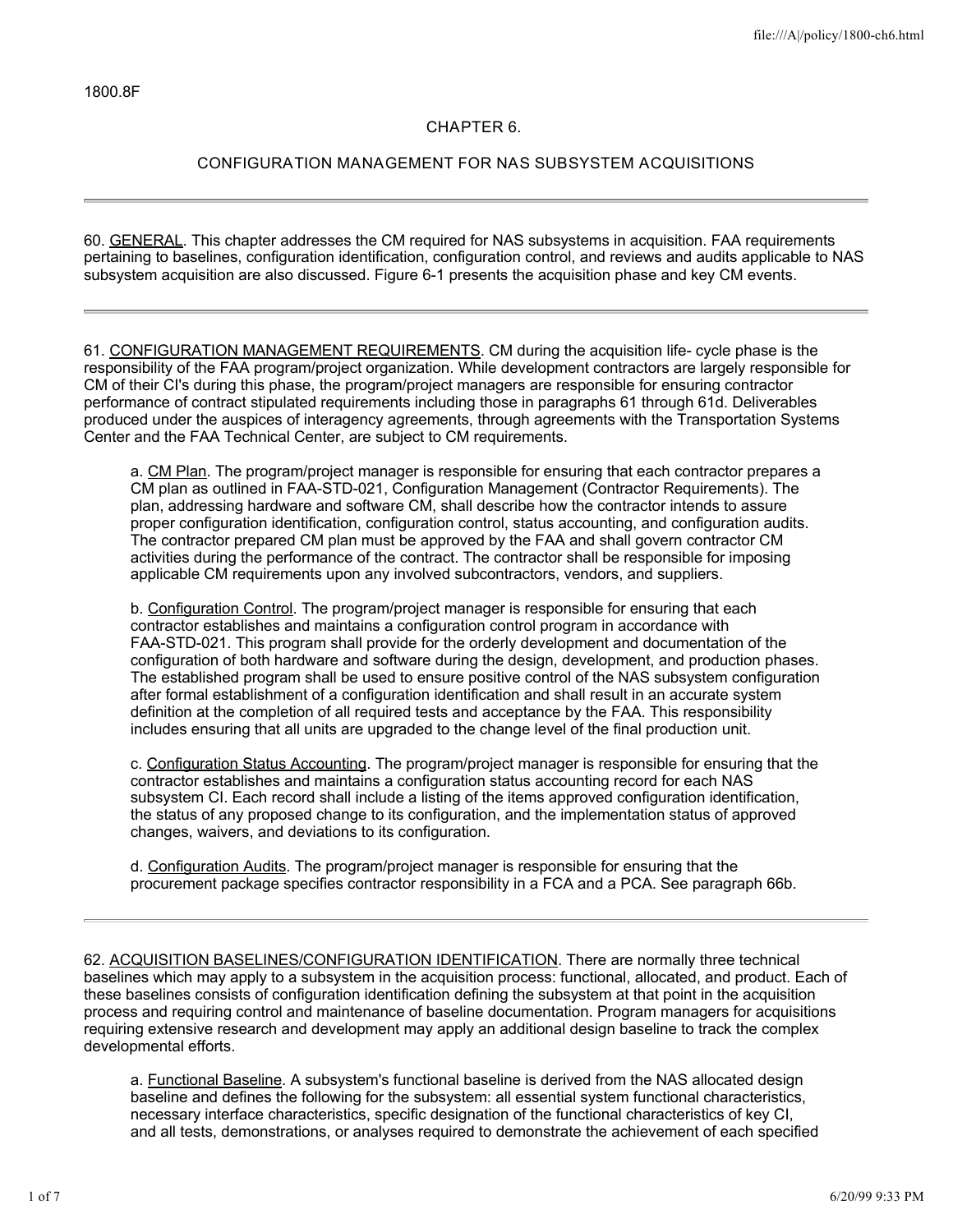1800.8F

# CHAPTER 6.

## CONFIGURATION MANAGEMENT FOR NAS SUBSYSTEM ACQUISITIONS

---

60. GENERAL. This chapter addresses the CM required for NAS subsystems in acquisition. FAA requirements pertaining to baselines, configuration identification, configuration control, and reviews and audits applicable to NAS subsystem acquisition are also discussed. Figure 6-1 presents the acquisition phase and key CM events.

---

61. CONFIGURATION MANAGEMENT REQUIREMENTS. CM during the acquisition life- cycle phase is the responsibility of the FAA program/project organization. While development contractors are largely responsible for CM of their CI's during this phase, the program/project managers are responsible for ensuring contractor performance of contract stipulated requirements including those in paragraphs 61 through 61d. Deliverables produced under the auspices of interagency agreements, through agreements with the Transportation Systems Center and the FAA Technical Center, are subject to CM requirements.

a. CM Plan. The program/project manager is responsible for ensuring that each contractor prepares a CM plan as outlined in FAA-STD-021, Configuration Management (Contractor Requirements). The plan, addressing hardware and software CM, shall describe how the contractor intends to assure proper configuration identification, configuration control, status accounting, and configuration audits. The contractor prepared CM plan must be approved by the FAA and shall govern contractor CM activities during the performance of the contract. The contractor shall be responsible for imposing applicable CM requirements upon any involved subcontractors, vendors, and suppliers.

b. Configuration Control. The program/project manager is responsible for ensuring that each contractor establishes and maintains a configuration control program in accordance with FAA-STD-021. This program shall provide for the orderly development and documentation of the configuration of both hardware and software during the design, development, and production phases. The established program shall be used to ensure positive control of the NAS subsystem configuration after formal establishment of a configuration identification and shall result in an accurate system definition at the completion of all required tests and acceptance by the FAA. This responsibility includes ensuring that all units are upgraded to the change level of the final production unit.

c. Configuration Status Accounting. The program/project manager is responsible for ensuring that the contractor establishes and maintains a configuration status accounting record for each NAS subsystem CI. Each record shall include a listing of the items approved configuration identification, the status of any proposed change to its configuration, and the implementation status of approved changes, waivers, and deviations to its configuration.

d. Configuration Audits. The program/project manager is responsible for ensuring that the procurement package specifies contractor responsibility in a FCA and a PCA. See paragraph 66b.

---

62. ACQUISITION BASELINES/CONFIGURATION IDENTIFICATION. There are normally three technical baselines which may apply to a subsystem in the acquisition process: functional, allocated, and product. Each of these baselines consists of configuration identification defining the subsystem at that point in the acquisition process and requiring control and maintenance of baseline documentation. Program managers for acquisitions requiring extensive research and development may apply an additional design baseline to track the complex developmental efforts.

a. Functional Baseline. A subsystem's functional baseline is derived from the NAS allocated design baseline and defines the following for the subsystem: all essential system functional characteristics, necessary interface characteristics, specific designation of the functional characteristics of key CI, and all tests, demonstrations, or analyses required to demonstrate the achievement of each specified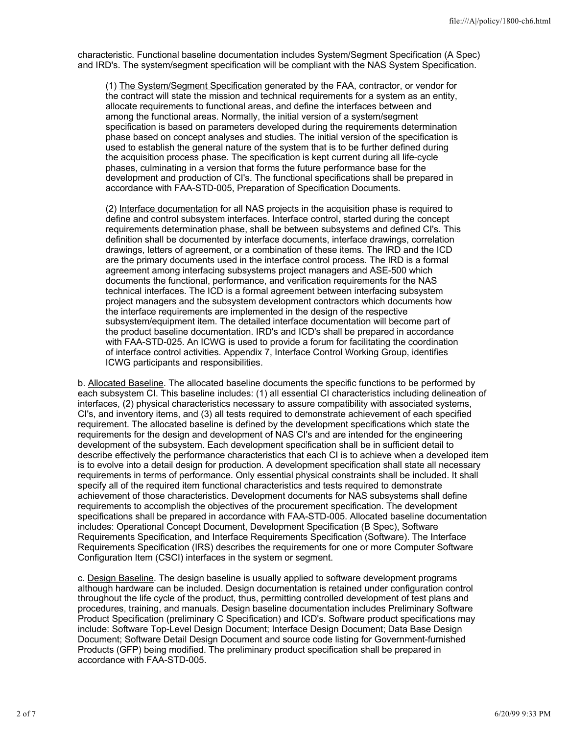characteristic. Functional baseline documentation includes System/Segment Specification (A Spec) and IRD's. The system/segment specification will be compliant with the NAS System Specification.

(1) The System/Segment Specification generated by the FAA, contractor, or vendor for the contract will state the mission and technical requirements for a system as an entity, allocate requirements to functional areas, and define the interfaces between and among the functional areas. Normally, the initial version of a system/segment specification is based on parameters developed during the requirements determination phase based on concept analyses and studies. The initial version of the specification is used to establish the general nature of the system that is to be further defined during the acquisition process phase. The specification is kept current during all life-cycle phases, culminating in a version that forms the future performance base for the development and production of CI's. The functional specifications shall be prepared in accordance with FAA-STD-005, Preparation of Specification Documents.

(2) Interface documentation for all NAS projects in the acquisition phase is required to define and control subsystem interfaces. Interface control, started during the concept requirements determination phase, shall be between subsystems and defined CI's. This definition shall be documented by interface documents, interface drawings, correlation drawings, letters of agreement, or a combination of these items. The IRD and the ICD are the primary documents used in the interface control process. The IRD is a formal agreement among interfacing subsystems project managers and ASE-500 which documents the functional, performance, and verification requirements for the NAS technical interfaces. The ICD is a formal agreement between interfacing subsystem project managers and the subsystem development contractors which documents how the interface requirements are implemented in the design of the respective subsystem/equipment item. The detailed interface documentation will become part of the product baseline documentation. IRD's and ICD's shall be prepared in accordance with FAA-STD-025. An ICWG is used to provide a forum for facilitating the coordination of interface control activities. Appendix 7, Interface Control Working Group, identifies ICWG participants and responsibilities.

b. Allocated Baseline. The allocated baseline documents the specific functions to be performed by each subsystem CI. This baseline includes: (1) all essential CI characteristics including delineation of interfaces, (2) physical characteristics necessary to assure compatibility with associated systems, CI's, and inventory items, and (3) all tests required to demonstrate achievement of each specified requirement. The allocated baseline is defined by the development specifications which state the requirements for the design and development of NAS CI's and are intended for the engineering development of the subsystem. Each development specification shall be in sufficient detail to describe effectively the performance characteristics that each CI is to achieve when a developed item is to evolve into a detail design for production. A development specification shall state all necessary requirements in terms of performance. Only essential physical constraints shall be included. It shall specify all of the required item functional characteristics and tests required to demonstrate achievement of those characteristics. Development documents for NAS subsystems shall define requirements to accomplish the objectives of the procurement specification. The development specifications shall be prepared in accordance with FAA-STD-005. Allocated baseline documentation includes: Operational Concept Document, Development Specification (B Spec), Software Requirements Specification, and Interface Requirements Specification (Software). The Interface Requirements Specification (IRS) describes the requirements for one or more Computer Software Configuration Item (CSCI) interfaces in the system or segment.

c. Design Baseline. The design baseline is usually applied to software development programs although hardware can be included. Design documentation is retained under configuration control throughout the life cycle of the product, thus, permitting controlled development of test plans and procedures, training, and manuals. Design baseline documentation includes Preliminary Software Product Specification (preliminary C Specification) and ICD's. Software product specifications may include: Software Top-Level Design Document; Interface Design Document; Data Base Design Document; Software Detail Design Document and source code listing for Government-furnished Products (GFP) being modified. The preliminary product specification shall be prepared in accordance with FAA-STD-005.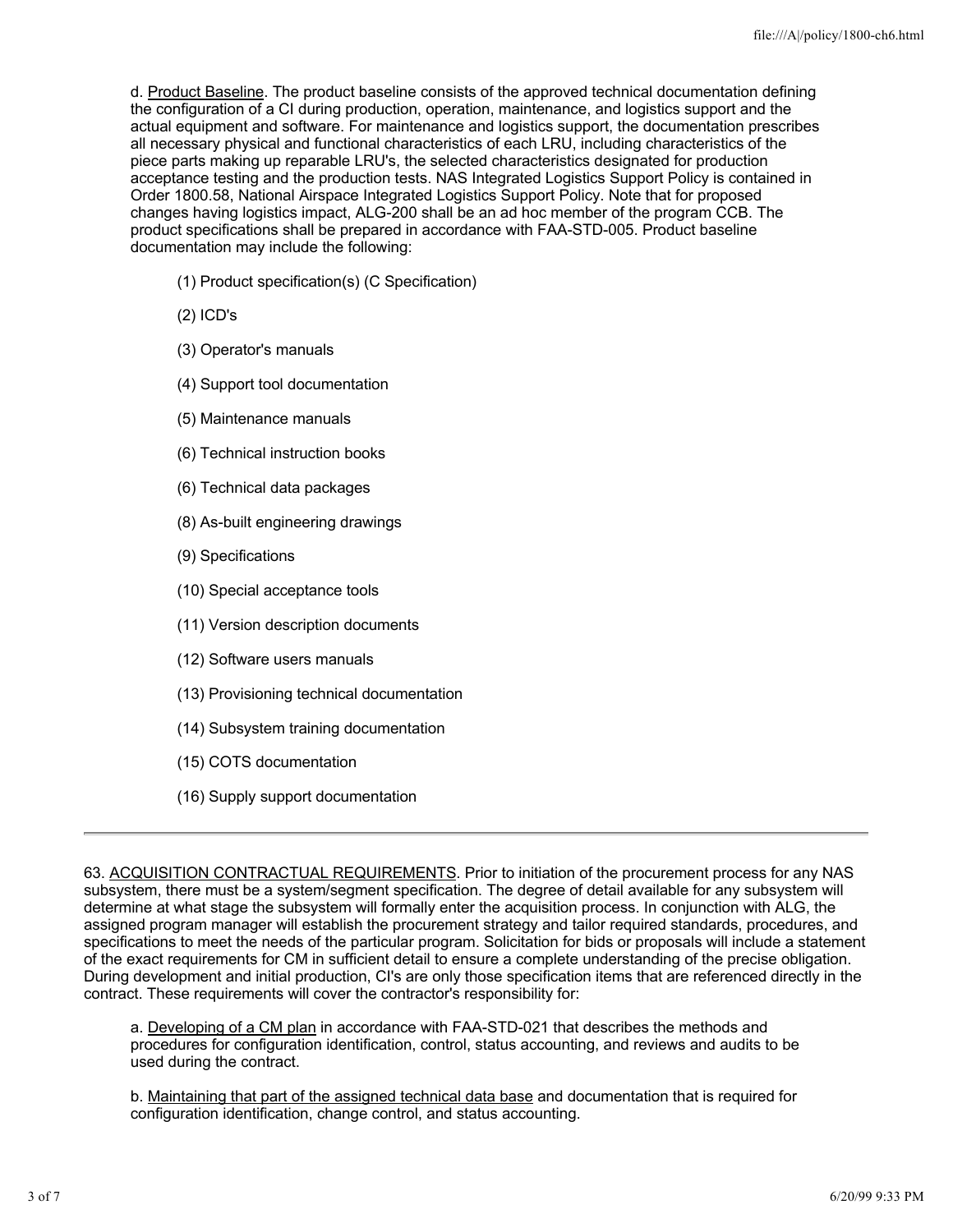d. Product Baseline. The product baseline consists of the approved technical documentation defining the configuration of a CI during production, operation, maintenance, and logistics support and the actual equipment and software. For maintenance and logistics support, the documentation prescribes all necessary physical and functional characteristics of each LRU, including characteristics of the piece parts making up reparable LRU's, the selected characteristics designated for production acceptance testing and the production tests. NAS Integrated Logistics Support Policy is contained in Order 1800.58, National Airspace Integrated Logistics Support Policy. Note that for proposed changes having logistics impact, ALG-200 shall be an ad hoc member of the program CCB. The product specifications shall be prepared in accordance with FAA-STD-005. Product baseline documentation may include the following:

(1) Product specification(s) (C Specification)

(2) ICD's

(3) Operator's manuals

(4) Support tool documentation

(5) Maintenance manuals

(6) Technical instruction books

(6) Technical data packages

(8) As-built engineering drawings

(9) Specifications

(10) Special acceptance tools

(11) Version description documents

(12) Software users manuals

(13) Provisioning technical documentation

(14) Subsystem training documentation

(15) COTS documentation

(16) Supply support documentation

---

63. ACQUISITION CONTRACTUAL REQUIREMENTS. Prior to initiation of the procurement process for any NAS subsystem, there must be a system/segment specification. The degree of detail available for any subsystem will determine at what stage the subsystem will formally enter the acquisition process. In conjunction with ALG, the assigned program manager will establish the procurement strategy and tailor required standards, procedures, and specifications to meet the needs of the particular program. Solicitation for bids or proposals will include a statement of the exact requirements for CM in sufficient detail to ensure a complete understanding of the precise obligation. During development and initial production, CI's are only those specification items that are referenced directly in the contract. These requirements will cover the contractor's responsibility for:

a. Developing of a CM plan in accordance with FAA-STD-021 that describes the methods and procedures for configuration identification, control, status accounting, and reviews and audits to be used during the contract.

b. Maintaining that part of the assigned technical data base and documentation that is required for configuration identification, change control, and status accounting.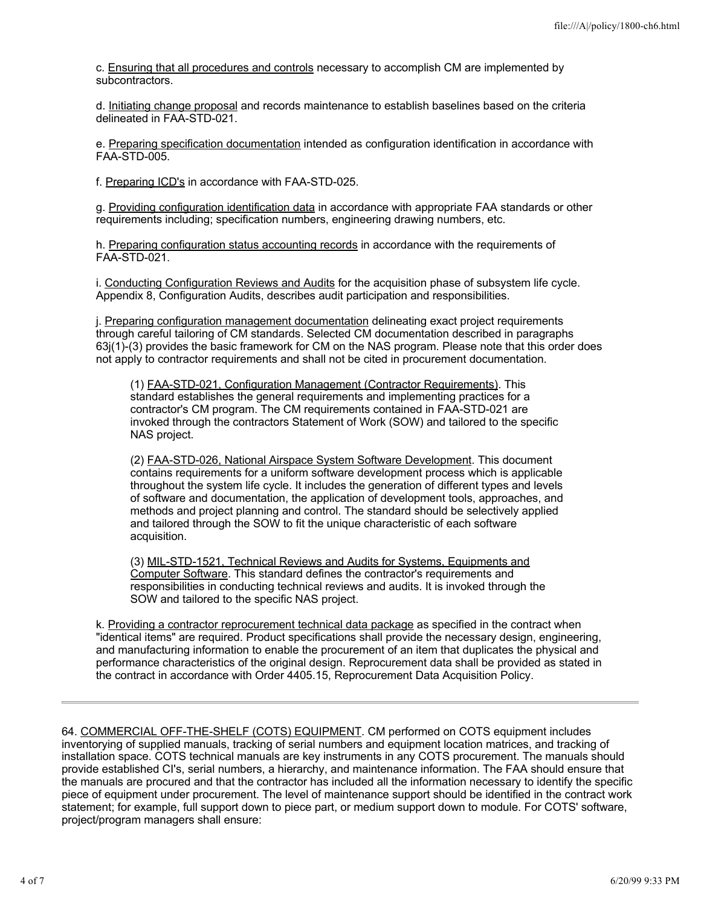c. Ensuring that all procedures and controls necessary to accomplish CM are implemented by subcontractors.

d. Initiating change proposal and records maintenance to establish baselines based on the criteria delineated in FAA-STD-021.

e. Preparing specification documentation intended as configuration identification in accordance with FAA-STD-005.

f. Preparing ICD's in accordance with FAA-STD-025.

g. Providing configuration identification data in accordance with appropriate FAA standards or other requirements including; specification numbers, engineering drawing numbers, etc.

h. Preparing configuration status accounting records in accordance with the requirements of FAA-STD-021.

i. Conducting Configuration Reviews and Audits for the acquisition phase of subsystem life cycle. Appendix 8, Configuration Audits, describes audit participation and responsibilities.

j. Preparing configuration management documentation delineating exact project requirements through careful tailoring of CM standards. Selected CM documentation described in paragraphs 63j(1)-(3) provides the basic framework for CM on the NAS program. Please note that this order does not apply to contractor requirements and shall not be cited in procurement documentation.

> (1) FAA-STD-021, Configuration Management (Contractor Requirements). This standard establishes the general requirements and implementing practices for a contractor's CM program. The CM requirements contained in FAA-STD-021 are invoked through the contractors Statement of Work (SOW) and tailored to the specific NAS project.
>
> (2) FAA-STD-026, National Airspace System Software Development. This document contains requirements for a uniform software development process which is applicable throughout the system life cycle. It includes the generation of different types and levels of software and documentation, the application of development tools, approaches, and methods and project planning and control. The standard should be selectively applied and tailored through the SOW to fit the unique characteristic of each software acquisition.
>
> (3) MIL-STD-1521, Technical Reviews and Audits for Systems, Equipments and Computer Software. This standard defines the contractor's requirements and responsibilities in conducting technical reviews and audits. It is invoked through the SOW and tailored to the specific NAS project.

k. Providing a contractor reprocurement technical data package as specified in the contract when "identical items" are required. Product specifications shall provide the necessary design, engineering, and manufacturing information to enable the procurement of an item that duplicates the physical and performance characteristics of the original design. Reprocurement data shall be provided as stated in the contract in accordance with Order 4405.15, Reprocurement Data Acquisition Policy.

---

64. COMMERCIAL OFF-THE-SHELF (COTS) EQUIPMENT. CM performed on COTS equipment includes inventorying of supplied manuals, tracking of serial numbers and equipment location matrices, and tracking of installation space. COTS technical manuals are key instruments in any COTS procurement. The manuals should provide established CI's, serial numbers, a hierarchy, and maintenance information. The FAA should ensure that the manuals are procured and that the contractor has included all the information necessary to identify the specific piece of equipment under procurement. The level of maintenance support should be identified in the contract work statement; for example, full support down to piece part, or medium support down to module. For COTS' software, project/program managers shall ensure: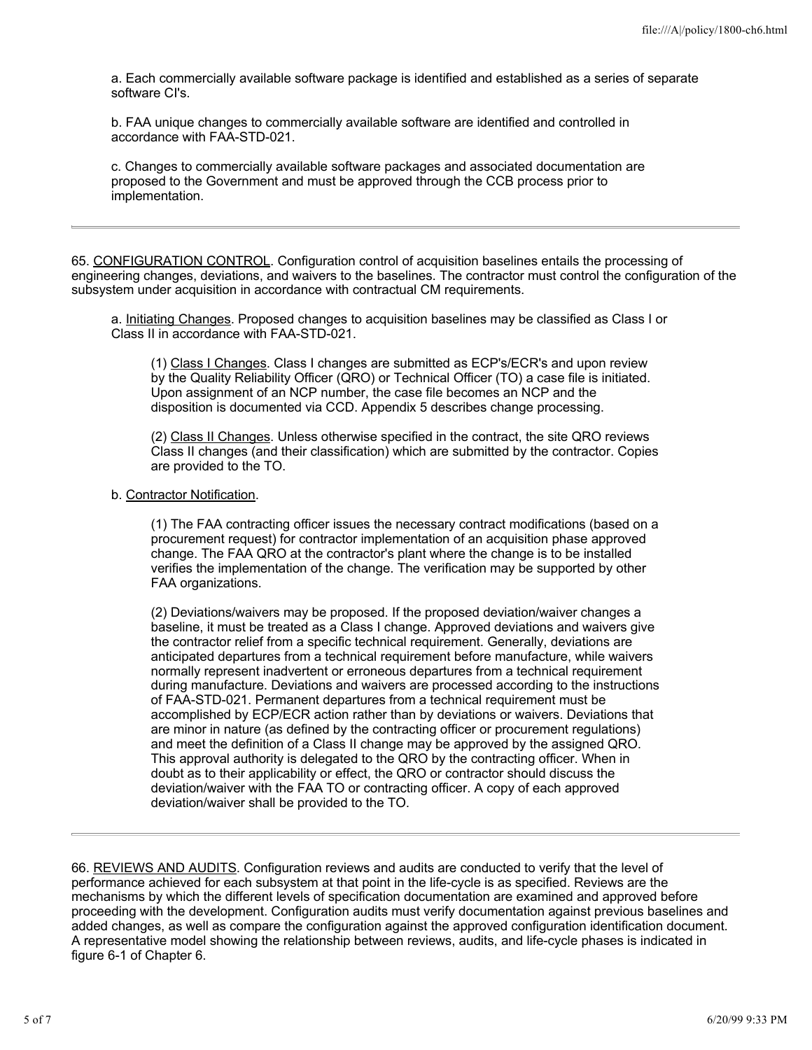a. Each commercially available software package is identified and established as a series of separate software CI's.

b. FAA unique changes to commercially available software are identified and controlled in accordance with FAA-STD-021.

c. Changes to commercially available software packages and associated documentation are proposed to the Government and must be approved through the CCB process prior to implementation.

---

65. <u>CONFIGURATION CONTROL</u>. Configuration control of acquisition baselines entails the processing of engineering changes, deviations, and waivers to the baselines. The contractor must control the configuration of the subsystem under acquisition in accordance with contractual CM requirements.

a. <u>Initiating Changes</u>. Proposed changes to acquisition baselines may be classified as Class I or Class II in accordance with FAA-STD-021.

(1) <u>Class I Changes</u>. Class I changes are submitted as ECP's/ECR's and upon review by the Quality Reliability Officer (QRO) or Technical Officer (TO) a case file is initiated. Upon assignment of an NCP number, the case file becomes an NCP and the disposition is documented via CCD. Appendix 5 describes change processing.

(2) <u>Class II Changes</u>. Unless otherwise specified in the contract, the site QRO reviews Class II changes (and their classification) which are submitted by the contractor. Copies are provided to the TO.

b. <u>Contractor Notification</u>.

(1) The FAA contracting officer issues the necessary contract modifications (based on a procurement request) for contractor implementation of an acquisition phase approved change. The FAA QRO at the contractor's plant where the change is to be installed verifies the implementation of the change. The verification may be supported by other FAA organizations.

(2) Deviations/waivers may be proposed. If the proposed deviation/waiver changes a baseline, it must be treated as a Class I change. Approved deviations and waivers give the contractor relief from a specific technical requirement. Generally, deviations are anticipated departures from a technical requirement before manufacture, while waivers normally represent inadvertent or erroneous departures from a technical requirement during manufacture. Deviations and waivers are processed according to the instructions of FAA-STD-021. Permanent departures from a technical requirement must be accomplished by ECP/ECR action rather than by deviations or waivers. Deviations that are minor in nature (as defined by the contracting officer or procurement regulations) and meet the definition of a Class II change may be approved by the assigned QRO. This approval authority is delegated to the QRO by the contracting officer. When in doubt as to their applicability or effect, the QRO or contractor should discuss the deviation/waiver with the FAA TO or contracting officer. A copy of each approved deviation/waiver shall be provided to the TO.

---

66. <u>REVIEWS AND AUDITS</u>. Configuration reviews and audits are conducted to verify that the level of performance achieved for each subsystem at that point in the life-cycle is as specified. Reviews are the mechanisms by which the different levels of specification documentation are examined and approved before proceeding with the development. Configuration audits must verify documentation against previous baselines and added changes, as well as compare the configuration against the approved configuration identification document. A representative model showing the relationship between reviews, audits, and life-cycle phases is indicated in figure 6-1 of Chapter 6.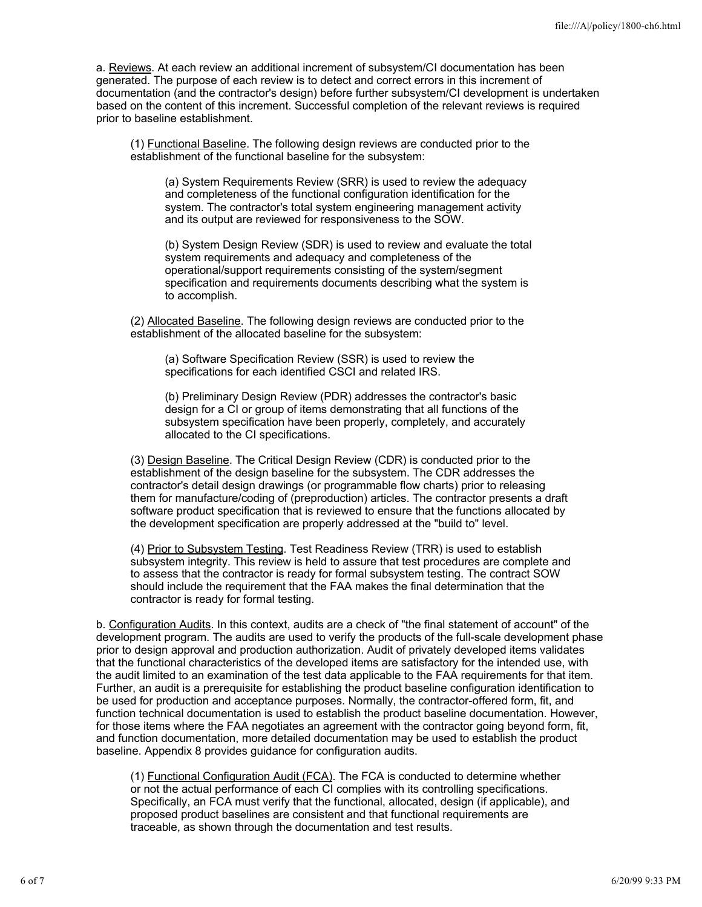a. <u>Reviews</u>. At each review an additional increment of subsystem/CI documentation has been generated. The purpose of each review is to detect and correct errors in this increment of documentation (and the contractor's design) before further subsystem/CI development is undertaken based on the content of this increment. Successful completion of the relevant reviews is required prior to baseline establishment.

(1) <u>Functional Baseline</u>. The following design reviews are conducted prior to the establishment of the functional baseline for the subsystem:

(a) System Requirements Review (SRR) is used to review the adequacy and completeness of the functional configuration identification for the system. The contractor's total system engineering management activity and its output are reviewed for responsiveness to the SOW.

(b) System Design Review (SDR) is used to review and evaluate the total system requirements and adequacy and completeness of the operational/support requirements consisting of the system/segment specification and requirements documents describing what the system is to accomplish.

(2) <u>Allocated Baseline</u>. The following design reviews are conducted prior to the establishment of the allocated baseline for the subsystem:

(a) Software Specification Review (SSR) is used to review the specifications for each identified CSCI and related IRS.

(b) Preliminary Design Review (PDR) addresses the contractor's basic design for a CI or group of items demonstrating that all functions of the subsystem specification have been properly, completely, and accurately allocated to the CI specifications.

(3) <u>Design Baseline</u>. The Critical Design Review (CDR) is conducted prior to the establishment of the design baseline for the subsystem. The CDR addresses the contractor's detail design drawings (or programmable flow charts) prior to releasing them for manufacture/coding of (preproduction) articles. The contractor presents a draft software product specification that is reviewed to ensure that the functions allocated by the development specification are properly addressed at the "build to" level.

(4) <u>Prior to Subsystem Testing</u>. Test Readiness Review (TRR) is used to establish subsystem integrity. This review is held to assure that test procedures are complete and to assess that the contractor is ready for formal subsystem testing. The contract SOW should include the requirement that the FAA makes the final determination that the contractor is ready for formal testing.

b. <u>Configuration Audits</u>. In this context, audits are a check of "the final statement of account" of the development program. The audits are used to verify the products of the full-scale development phase prior to design approval and production authorization. Audit of privately developed items validates that the functional characteristics of the developed items are satisfactory for the intended use, with the audit limited to an examination of the test data applicable to the FAA requirements for that item. Further, an audit is a prerequisite for establishing the product baseline configuration identification to be used for production and acceptance purposes. Normally, the contractor-offered form, fit, and function technical documentation is used to establish the product baseline documentation. However, for those items where the FAA negotiates an agreement with the contractor going beyond form, fit, and function documentation, more detailed documentation may be used to establish the product baseline. Appendix 8 provides guidance for configuration audits.

(1) <u>Functional Configuration Audit (FCA)</u>. The FCA is conducted to determine whether or not the actual performance of each CI complies with its controlling specifications. Specifically, an FCA must verify that the functional, allocated, design (if applicable), and proposed product baselines are consistent and that functional requirements are traceable, as shown through the documentation and test results.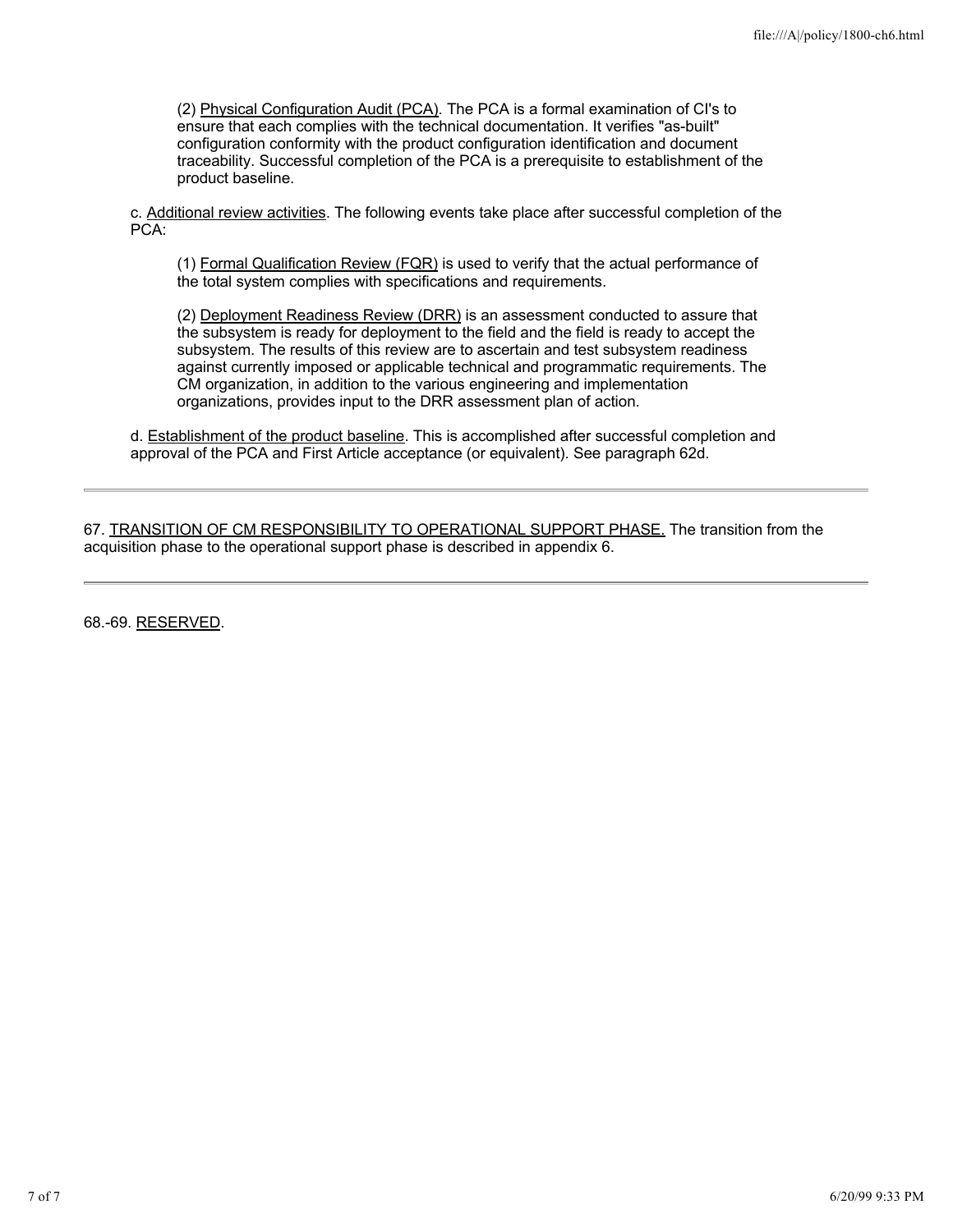(2) Physical Configuration Audit (PCA). The PCA is a formal examination of CI's to ensure that each complies with the technical documentation. It verifies "as-built" configuration conformity with the product configuration identification and document traceability. Successful completion of the PCA is a prerequisite to establishment of the product baseline.

c. Additional review activities. The following events take place after successful completion of the PCA:

(1) Formal Qualification Review (FQR) is used to verify that the actual performance of the total system complies with specifications and requirements.

(2) Deployment Readiness Review (DRR) is an assessment conducted to assure that the subsystem is ready for deployment to the field and the field is ready to accept the subsystem. The results of this review are to ascertain and test subsystem readiness against currently imposed or applicable technical and programmatic requirements. The CM organization, in addition to the various engineering and implementation organizations, provides input to the DRR assessment plan of action.

d. Establishment of the product baseline. This is accomplished after successful completion and approval of the PCA and First Article acceptance (or equivalent). See paragraph 62d.

---

67. TRANSITION OF CM RESPONSIBILITY TO OPERATIONAL SUPPORT PHASE. The transition from the acquisition phase to the operational support phase is described in appendix 6.

---

68.-69. RESERVED.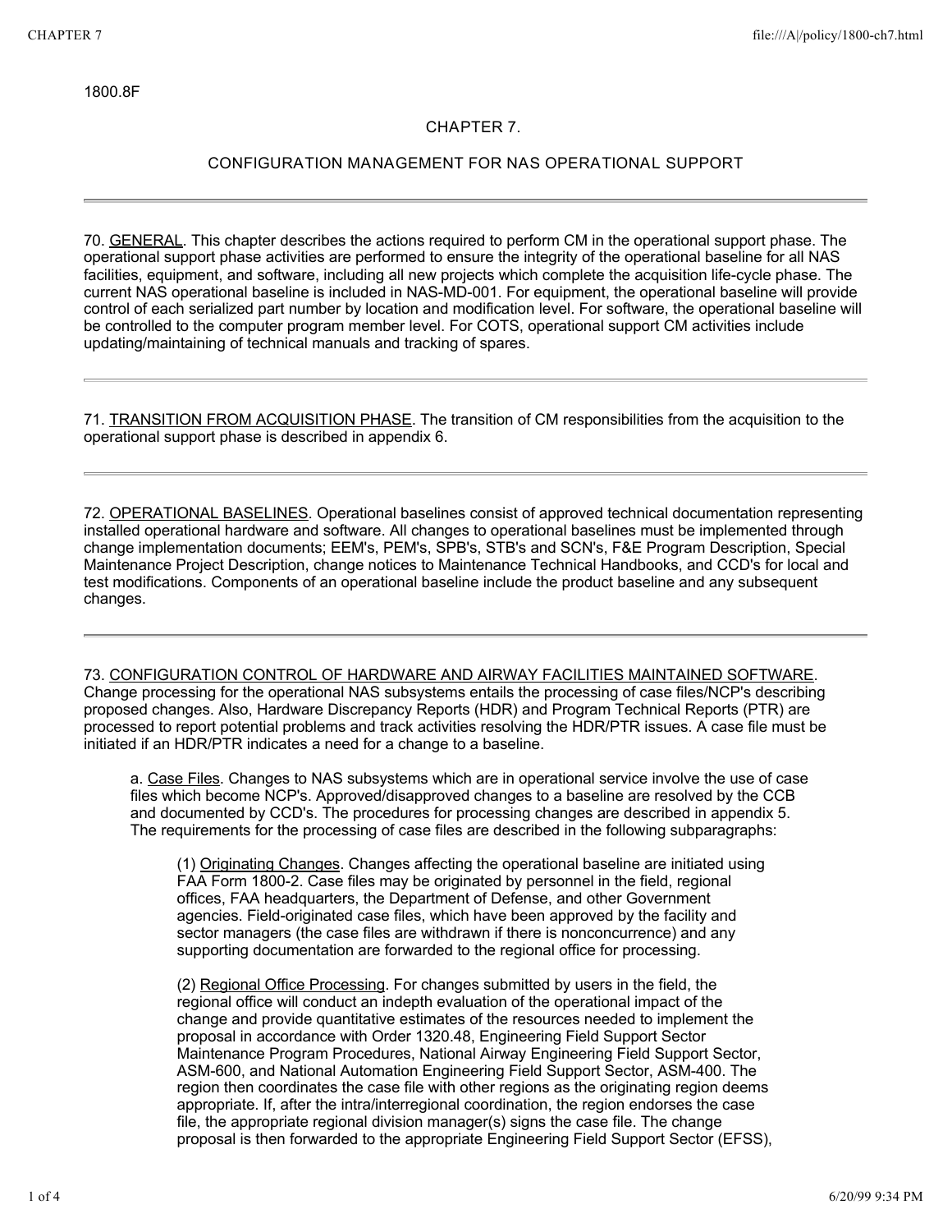1800.8F

# CHAPTER 7.

## CONFIGURATION MANAGEMENT FOR NAS OPERATIONAL SUPPORT

---

70. GENERAL. This chapter describes the actions required to perform CM in the operational support phase. The operational support phase activities are performed to ensure the integrity of the operational baseline for all NAS facilities, equipment, and software, including all new projects which complete the acquisition life-cycle phase. The current NAS operational baseline is included in NAS-MD-001. For equipment, the operational baseline will provide control of each serialized part number by location and modification level. For software, the operational baseline will be controlled to the computer program member level. For COTS, operational support CM activities include updating/maintaining of technical manuals and tracking of spares.

---

71. TRANSITION FROM ACQUISITION PHASE. The transition of CM responsibilities from the acquisition to the operational support phase is described in appendix 6.

---

72. OPERATIONAL BASELINES. Operational baselines consist of approved technical documentation representing installed operational hardware and software. All changes to operational baselines must be implemented through change implementation documents; EEM's, PEM's, SPB's, STB's and SCN's, F&E Program Description, Special Maintenance Project Description, change notices to Maintenance Technical Handbooks, and CCD's for local and test modifications. Components of an operational baseline include the product baseline and any subsequent changes.

---

73. CONFIGURATION CONTROL OF HARDWARE AND AIRWAY FACILITIES MAINTAINED SOFTWARE. Change processing for the operational NAS subsystems entails the processing of case files/NCP's describing proposed changes. Also, Hardware Discrepancy Reports (HDR) and Program Technical Reports (PTR) are processed to report potential problems and track activities resolving the HDR/PTR issues. A case file must be initiated if an HDR/PTR indicates a need for a change to a baseline.

a. Case Files. Changes to NAS subsystems which are in operational service involve the use of case files which become NCP's. Approved/disapproved changes to a baseline are resolved by the CCB and documented by CCD's. The procedures for processing changes are described in appendix 5. The requirements for the processing of case files are described in the following subparagraphs:

(1) Originating Changes. Changes affecting the operational baseline are initiated using FAA Form 1800-2. Case files may be originated by personnel in the field, regional offices, FAA headquarters, the Department of Defense, and other Government agencies. Field-originated case files, which have been approved by the facility and sector managers (the case files are withdrawn if there is nonconcurrence) and any supporting documentation are forwarded to the regional office for processing.

(2) Regional Office Processing. For changes submitted by users in the field, the regional office will conduct an indepth evaluation of the operational impact of the change and provide quantitative estimates of the resources needed to implement the proposal in accordance with Order 1320.48, Engineering Field Support Sector Maintenance Program Procedures, National Airway Engineering Field Support Sector, ASM-600, and National Automation Engineering Field Support Sector, ASM-400. The region then coordinates the case file with other regions as the originating region deems appropriate. If, after the intra/interregional coordination, the region endorses the case file, the appropriate regional division manager(s) signs the case file. The change proposal is then forwarded to the appropriate Engineering Field Support Sector (EFSS),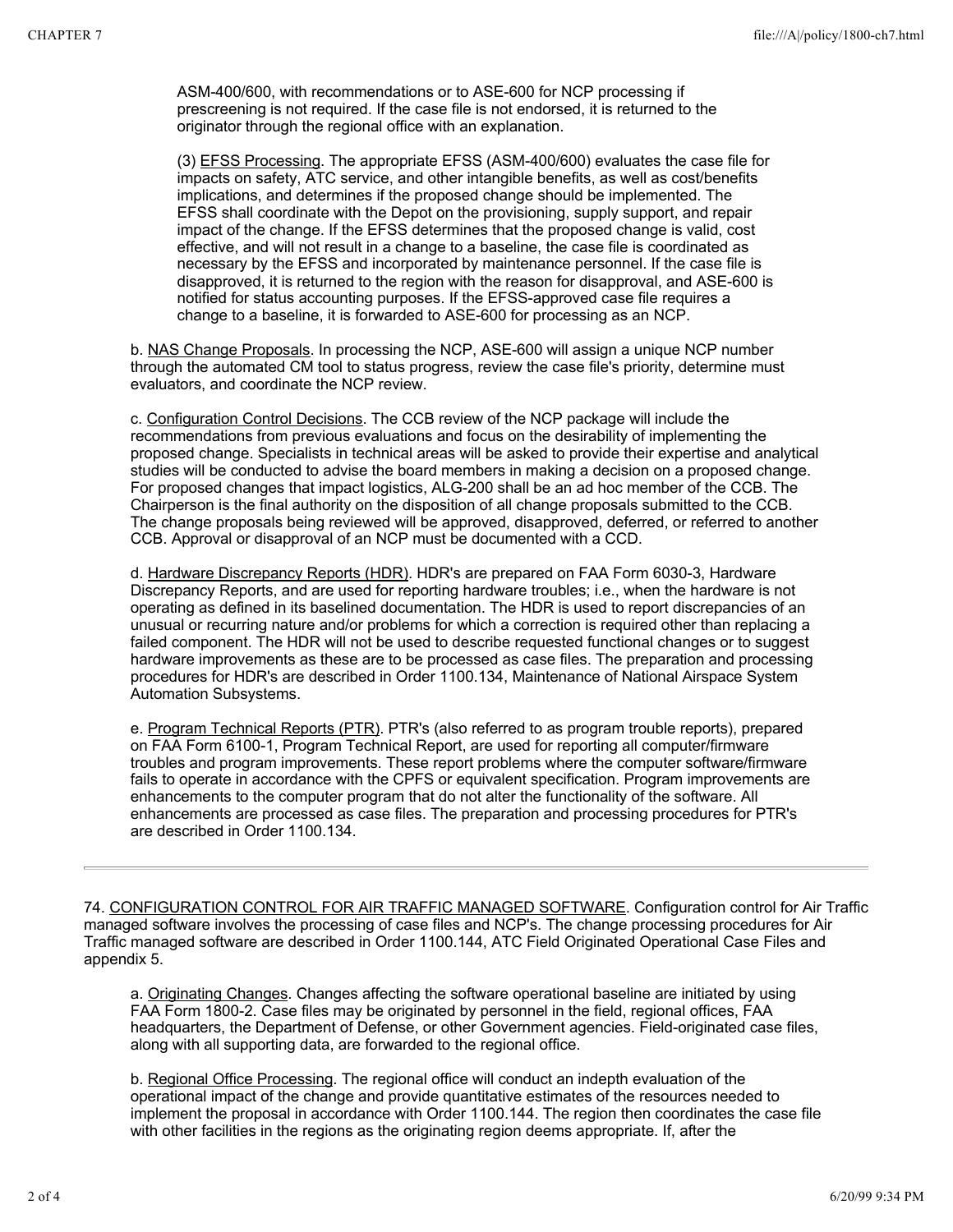ASM-400/600, with recommendations or to ASE-600 for NCP processing if prescreening is not required. If the case file is not endorsed, it is returned to the originator through the regional office with an explanation.

(3) EFSS Processing. The appropriate EFSS (ASM-400/600) evaluates the case file for impacts on safety, ATC service, and other intangible benefits, as well as cost/benefits implications, and determines if the proposed change should be implemented. The EFSS shall coordinate with the Depot on the provisioning, supply support, and repair impact of the change. If the EFSS determines that the proposed change is valid, cost effective, and will not result in a change to a baseline, the case file is coordinated as necessary by the EFSS and incorporated by maintenance personnel. If the case file is disapproved, it is returned to the region with the reason for disapproval, and ASE-600 is notified for status accounting purposes. If the EFSS-approved case file requires a change to a baseline, it is forwarded to ASE-600 for processing as an NCP.

b. NAS Change Proposals. In processing the NCP, ASE-600 will assign a unique NCP number through the automated CM tool to status progress, review the case file's priority, determine must evaluators, and coordinate the NCP review.

c. Configuration Control Decisions. The CCB review of the NCP package will include the recommendations from previous evaluations and focus on the desirability of implementing the proposed change. Specialists in technical areas will be asked to provide their expertise and analytical studies will be conducted to advise the board members in making a decision on a proposed change. For proposed changes that impact logistics, ALG-200 shall be an ad hoc member of the CCB. The Chairperson is the final authority on the disposition of all change proposals submitted to the CCB. The change proposals being reviewed will be approved, disapproved, deferred, or referred to another CCB. Approval or disapproval of an NCP must be documented with a CCD.

d. Hardware Discrepancy Reports (HDR). HDR's are prepared on FAA Form 6030-3, Hardware Discrepancy Reports, and are used for reporting hardware troubles; i.e., when the hardware is not operating as defined in its baselined documentation. The HDR is used to report discrepancies of an unusual or recurring nature and/or problems for which a correction is required other than replacing a failed component. The HDR will not be used to describe requested functional changes or to suggest hardware improvements as these are to be processed as case files. The preparation and processing procedures for HDR's are described in Order 1100.134, Maintenance of National Airspace System Automation Subsystems.

e. Program Technical Reports (PTR). PTR's (also referred to as program trouble reports), prepared on FAA Form 6100-1, Program Technical Report, are used for reporting all computer/firmware troubles and program improvements. These report problems where the computer software/firmware fails to operate in accordance with the CPFS or equivalent specification. Program improvements are enhancements to the computer program that do not alter the functionality of the software. All enhancements are processed as case files. The preparation and processing procedures for PTR's are described in Order 1100.134.

---

74. CONFIGURATION CONTROL FOR AIR TRAFFIC MANAGED SOFTWARE. Configuration control for Air Traffic managed software involves the processing of case files and NCP's. The change processing procedures for Air Traffic managed software are described in Order 1100.144, ATC Field Originated Operational Case Files and appendix 5.

a. Originating Changes. Changes affecting the software operational baseline are initiated by using FAA Form 1800-2. Case files may be originated by personnel in the field, regional offices, FAA headquarters, the Department of Defense, or other Government agencies. Field-originated case files, along with all supporting data, are forwarded to the regional office.

b. Regional Office Processing. The regional office will conduct an indepth evaluation of the operational impact of the change and provide quantitative estimates of the resources needed to implement the proposal in accordance with Order 1100.144. The region then coordinates the case file with other facilities in the regions as the originating region deems appropriate. If, after the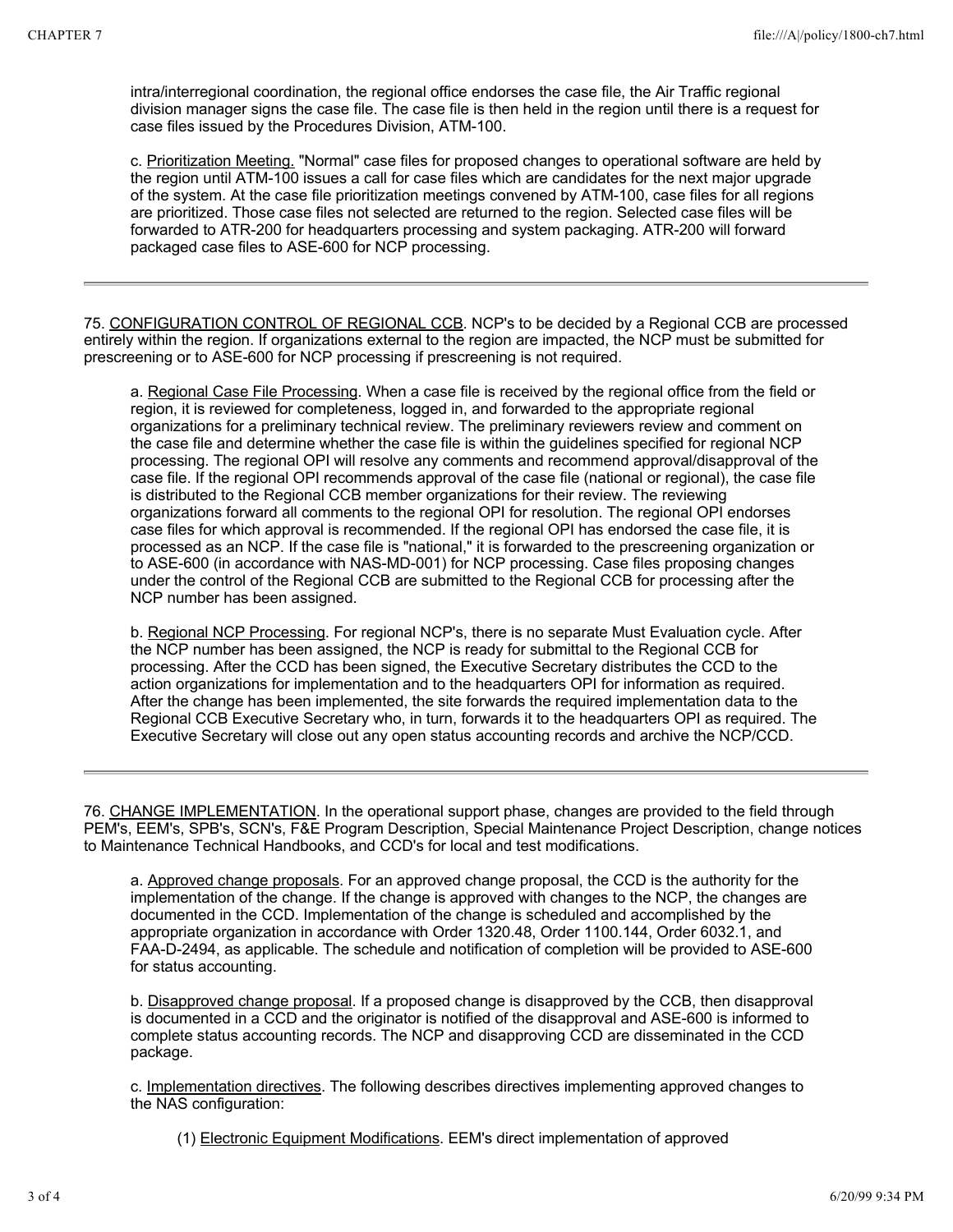intra/interregional coordination, the regional office endorses the case file, the Air Traffic regional division manager signs the case file. The case file is then held in the region until there is a request for case files issued by the Procedures Division, ATM-100.

c. Prioritization Meeting. "Normal" case files for proposed changes to operational software are held by the region until ATM-100 issues a call for case files which are candidates for the next major upgrade of the system. At the case file prioritization meetings convened by ATM-100, case files for all regions are prioritized. Those case files not selected are returned to the region. Selected case files will be forwarded to ATR-200 for headquarters processing and system packaging. ATR-200 will forward packaged case files to ASE-600 for NCP processing.

---

75. CONFIGURATION CONTROL OF REGIONAL CCB. NCP's to be decided by a Regional CCB are processed entirely within the region. If organizations external to the region are impacted, the NCP must be submitted for prescreening or to ASE-600 for NCP processing if prescreening is not required.

a. Regional Case File Processing. When a case file is received by the regional office from the field or region, it is reviewed for completeness, logged in, and forwarded to the appropriate regional organizations for a preliminary technical review. The preliminary reviewers review and comment on the case file and determine whether the case file is within the guidelines specified for regional NCP processing. The regional OPI will resolve any comments and recommend approval/disapproval of the case file. If the regional OPI recommends approval of the case file (national or regional), the case file is distributed to the Regional CCB member organizations for their review. The reviewing organizations forward all comments to the regional OPI for resolution. The regional OPI endorses case files for which approval is recommended. If the regional OPI has endorsed the case file, it is processed as an NCP. If the case file is "national," it is forwarded to the prescreening organization or to ASE-600 (in accordance with NAS-MD-001) for NCP processing. Case files proposing changes under the control of the Regional CCB are submitted to the Regional CCB for processing after the NCP number has been assigned.

b. Regional NCP Processing. For regional NCP's, there is no separate Must Evaluation cycle. After the NCP number has been assigned, the NCP is ready for submittal to the Regional CCB for processing. After the CCD has been signed, the Executive Secretary distributes the CCD to the action organizations for implementation and to the headquarters OPI for information as required. After the change has been implemented, the site forwards the required implementation data to the Regional CCB Executive Secretary who, in turn, forwards it to the headquarters OPI as required. The Executive Secretary will close out any open status accounting records and archive the NCP/CCD.

---

76. CHANGE IMPLEMENTATION. In the operational support phase, changes are provided to the field through PEM's, EEM's, SPB's, SCN's, F&E Program Description, Special Maintenance Project Description, change notices to Maintenance Technical Handbooks, and CCD's for local and test modifications.

a. Approved change proposals. For an approved change proposal, the CCD is the authority for the implementation of the change. If the change is approved with changes to the NCP, the changes are documented in the CCD. Implementation of the change is scheduled and accomplished by the appropriate organization in accordance with Order 1320.48, Order 1100.144, Order 6032.1, and FAA-D-2494, as applicable. The schedule and notification of completion will be provided to ASE-600 for status accounting.

b. Disapproved change proposal. If a proposed change is disapproved by the CCB, then disapproval is documented in a CCD and the originator is notified of the disapproval and ASE-600 is informed to complete status accounting records. The NCP and disapproving CCD are disseminated in the CCD package.

c. Implementation directives. The following describes directives implementing approved changes to the NAS configuration:

(1) Electronic Equipment Modifications. EEM's direct implementation of approved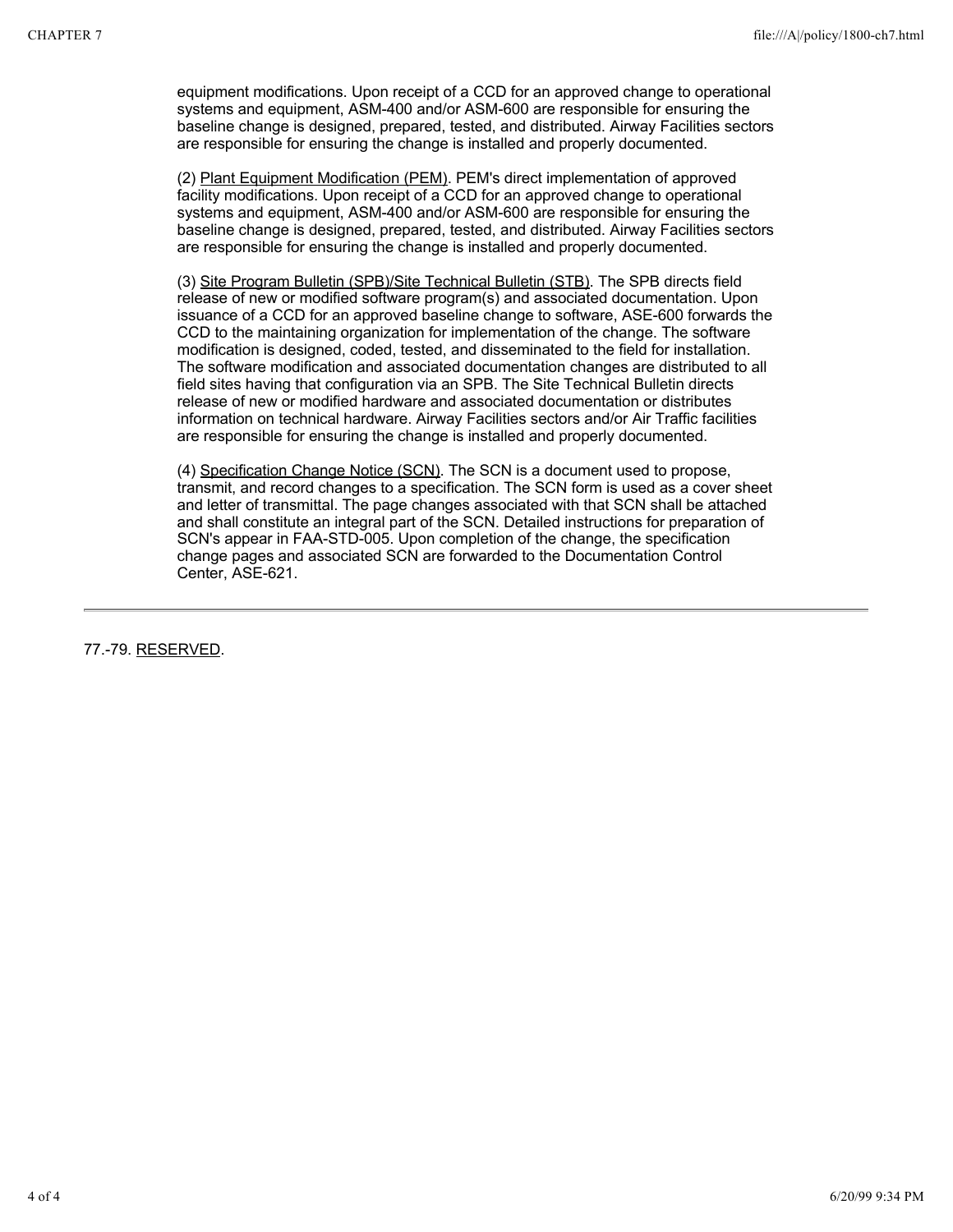equipment modifications. Upon receipt of a CCD for an approved change to operational systems and equipment, ASM-400 and/or ASM-600 are responsible for ensuring the baseline change is designed, prepared, tested, and distributed. Airway Facilities sectors are responsible for ensuring the change is installed and properly documented.

(2) Plant Equipment Modification (PEM). PEM's direct implementation of approved facility modifications. Upon receipt of a CCD for an approved change to operational systems and equipment, ASM-400 and/or ASM-600 are responsible for ensuring the baseline change is designed, prepared, tested, and distributed. Airway Facilities sectors are responsible for ensuring the change is installed and properly documented.

(3) Site Program Bulletin (SPB)/Site Technical Bulletin (STB). The SPB directs field release of new or modified software program(s) and associated documentation. Upon issuance of a CCD for an approved baseline change to software, ASE-600 forwards the CCD to the maintaining organization for implementation of the change. The software modification is designed, coded, tested, and disseminated to the field for installation. The software modification and associated documentation changes are distributed to all field sites having that configuration via an SPB. The Site Technical Bulletin directs release of new or modified hardware and associated documentation or distributes information on technical hardware. Airway Facilities sectors and/or Air Traffic facilities are responsible for ensuring the change is installed and properly documented.

(4) Specification Change Notice (SCN). The SCN is a document used to propose, transmit, and record changes to a specification. The SCN form is used as a cover sheet and letter of transmittal. The page changes associated with that SCN shall be attached and shall constitute an integral part of the SCN. Detailed instructions for preparation of SCN's appear in FAA-STD-005. Upon completion of the change, the specification change pages and associated SCN are forwarded to the Documentation Control Center, ASE-621.

---

77.-79. RESERVED.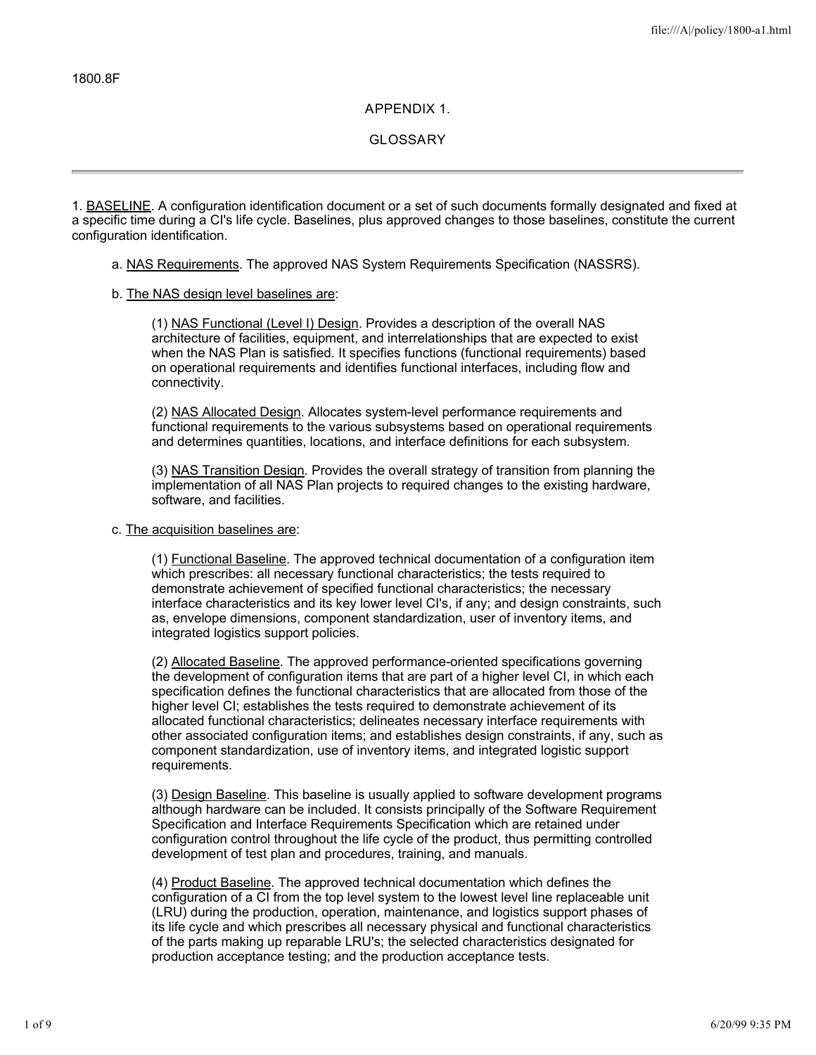1800.8F

# APPENDIX 1.

# GLOSSARY

---

1. BASELINE. A configuration identification document or a set of such documents formally designated and fixed at a specific time during a CI's life cycle. Baselines, plus approved changes to those baselines, constitute the current configuration identification.

a. NAS Requirements. The approved NAS System Requirements Specification (NASSRS).

b. The NAS design level baselines are:

(1) NAS Functional (Level I) Design. Provides a description of the overall NAS architecture of facilities, equipment, and interrelationships that are expected to exist when the NAS Plan is satisfied. It specifies functions (functional requirements) based on operational requirements and identifies functional interfaces, including flow and connectivity.

(2) NAS Allocated Design. Allocates system-level performance requirements and functional requirements to the various subsystems based on operational requirements and determines quantities, locations, and interface definitions for each subsystem.

(3) NAS Transition Design. Provides the overall strategy of transition from planning the implementation of all NAS Plan projects to required changes to the existing hardware, software, and facilities.

c. The acquisition baselines are:

(1) Functional Baseline. The approved technical documentation of a configuration item which prescribes: all necessary functional characteristics; the tests required to demonstrate achievement of specified functional characteristics; the necessary interface characteristics and its key lower level CI's, if any; and design constraints, such as, envelope dimensions, component standardization, user of inventory items, and integrated logistics support policies.

(2) Allocated Baseline. The approved performance-oriented specifications governing the development of configuration items that are part of a higher level CI, in which each specification defines the functional characteristics that are allocated from those of the higher level CI; establishes the tests required to demonstrate achievement of its allocated functional characteristics; delineates necessary interface requirements with other associated configuration items; and establishes design constraints, if any, such as component standardization, use of inventory items, and integrated logistic support requirements.

(3) Design Baseline. This baseline is usually applied to software development programs although hardware can be included. It consists principally of the Software Requirement Specification and Interface Requirements Specification which are retained under configuration control throughout the life cycle of the product, thus permitting controlled development of test plan and procedures, training, and manuals.

(4) Product Baseline. The approved technical documentation which defines the configuration of a CI from the top level system to the lowest level line replaceable unit (LRU) during the production, operation, maintenance, and logistics support phases of its life cycle and which prescribes all necessary physical and functional characteristics of the parts making up reparable LRU's; the selected characteristics designated for production acceptance testing; and the production acceptance tests.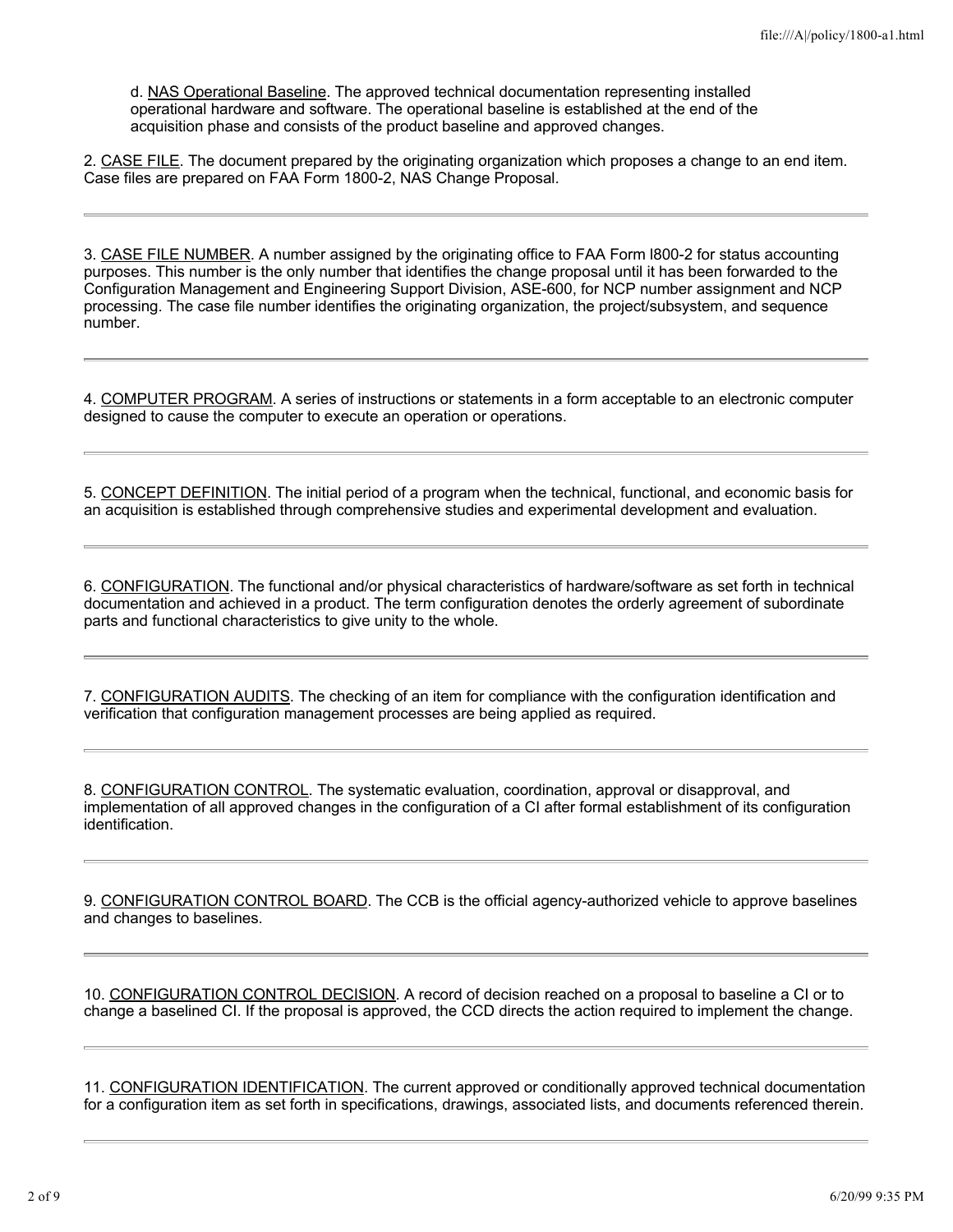d. NAS Operational Baseline. The approved technical documentation representing installed operational hardware and software. The operational baseline is established at the end of the acquisition phase and consists of the product baseline and approved changes.

2. CASE FILE. The document prepared by the originating organization which proposes a change to an end item. Case files are prepared on FAA Form 1800-2, NAS Change Proposal.

---

3. CASE FILE NUMBER. A number assigned by the originating office to FAA Form l800-2 for status accounting purposes. This number is the only number that identifies the change proposal until it has been forwarded to the Configuration Management and Engineering Support Division, ASE-600, for NCP number assignment and NCP processing. The case file number identifies the originating organization, the project/subsystem, and sequence number.

---

4. COMPUTER PROGRAM. A series of instructions or statements in a form acceptable to an electronic computer designed to cause the computer to execute an operation or operations.

---

5. CONCEPT DEFINITION. The initial period of a program when the technical, functional, and economic basis for an acquisition is established through comprehensive studies and experimental development and evaluation.

---

6. CONFIGURATION. The functional and/or physical characteristics of hardware/software as set forth in technical documentation and achieved in a product. The term configuration denotes the orderly agreement of subordinate parts and functional characteristics to give unity to the whole.

---

7. CONFIGURATION AUDITS. The checking of an item for compliance with the configuration identification and verification that configuration management processes are being applied as required.

---

8. CONFIGURATION CONTROL. The systematic evaluation, coordination, approval or disapproval, and implementation of all approved changes in the configuration of a CI after formal establishment of its configuration identification.

---

9. CONFIGURATION CONTROL BOARD. The CCB is the official agency-authorized vehicle to approve baselines and changes to baselines.

---

10. CONFIGURATION CONTROL DECISION. A record of decision reached on a proposal to baseline a CI or to change a baselined CI. If the proposal is approved, the CCD directs the action required to implement the change.

---

11. CONFIGURATION IDENTIFICATION. The current approved or conditionally approved technical documentation for a configuration item as set forth in specifications, drawings, associated lists, and documents referenced therein.

---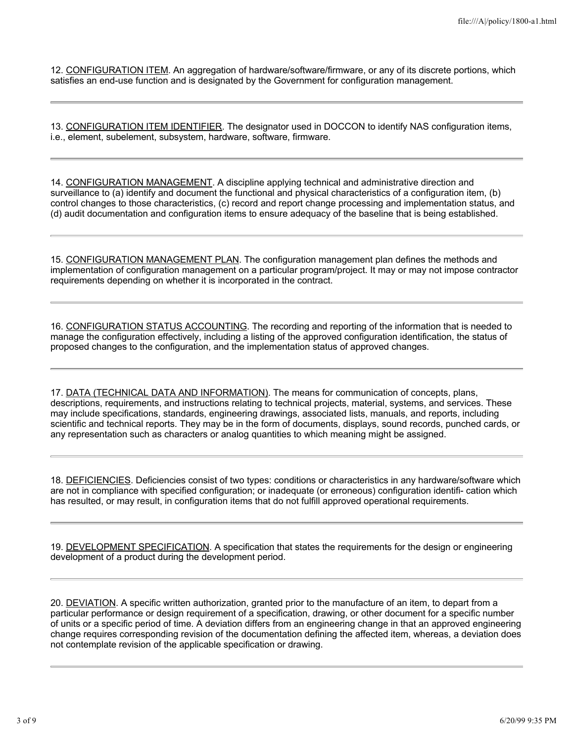12. <u>CONFIGURATION ITEM</u>. An aggregation of hardware/software/firmware, or any of its discrete portions, which satisfies an end-use function and is designated by the Government for configuration management.

---

13. <u>CONFIGURATION ITEM IDENTIFIER</u>. The designator used in DOCCON to identify NAS configuration items, i.e., element, subelement, subsystem, hardware, software, firmware.

---

14. <u>CONFIGURATION MANAGEMENT</u>. A discipline applying technical and administrative direction and surveillance to (a) identify and document the functional and physical characteristics of a configuration item, (b) control changes to those characteristics, (c) record and report change processing and implementation status, and (d) audit documentation and configuration items to ensure adequacy of the baseline that is being established.

---

15. <u>CONFIGURATION MANAGEMENT PLAN</u>. The configuration management plan defines the methods and implementation of configuration management on a particular program/project. It may or may not impose contractor requirements depending on whether it is incorporated in the contract.

---

16. <u>CONFIGURATION STATUS ACCOUNTING</u>. The recording and reporting of the information that is needed to manage the configuration effectively, including a listing of the approved configuration identification, the status of proposed changes to the configuration, and the implementation status of approved changes.

---

17. <u>DATA (TECHNICAL DATA AND INFORMATION)</u>. The means for communication of concepts, plans, descriptions, requirements, and instructions relating to technical projects, material, systems, and services. These may include specifications, standards, engineering drawings, associated lists, manuals, and reports, including scientific and technical reports. They may be in the form of documents, displays, sound records, punched cards, or any representation such as characters or analog quantities to which meaning might be assigned.

---

18. <u>DEFICIENCIES</u>. Deficiencies consist of two types: conditions or characteristics in any hardware/software which are not in compliance with specified configuration; or inadequate (or erroneous) configuration identifi- cation which has resulted, or may result, in configuration items that do not fulfill approved operational requirements.

---

19. <u>DEVELOPMENT SPECIFICATION</u>. A specification that states the requirements for the design or engineering development of a product during the development period.

---

20. <u>DEVIATION</u>. A specific written authorization, granted prior to the manufacture of an item, to depart from a particular performance or design requirement of a specification, drawing, or other document for a specific number of units or a specific period of time. A deviation differs from an engineering change in that an approved engineering change requires corresponding revision of the documentation defining the affected item, whereas, a deviation does not contemplate revision of the applicable specification or drawing.

---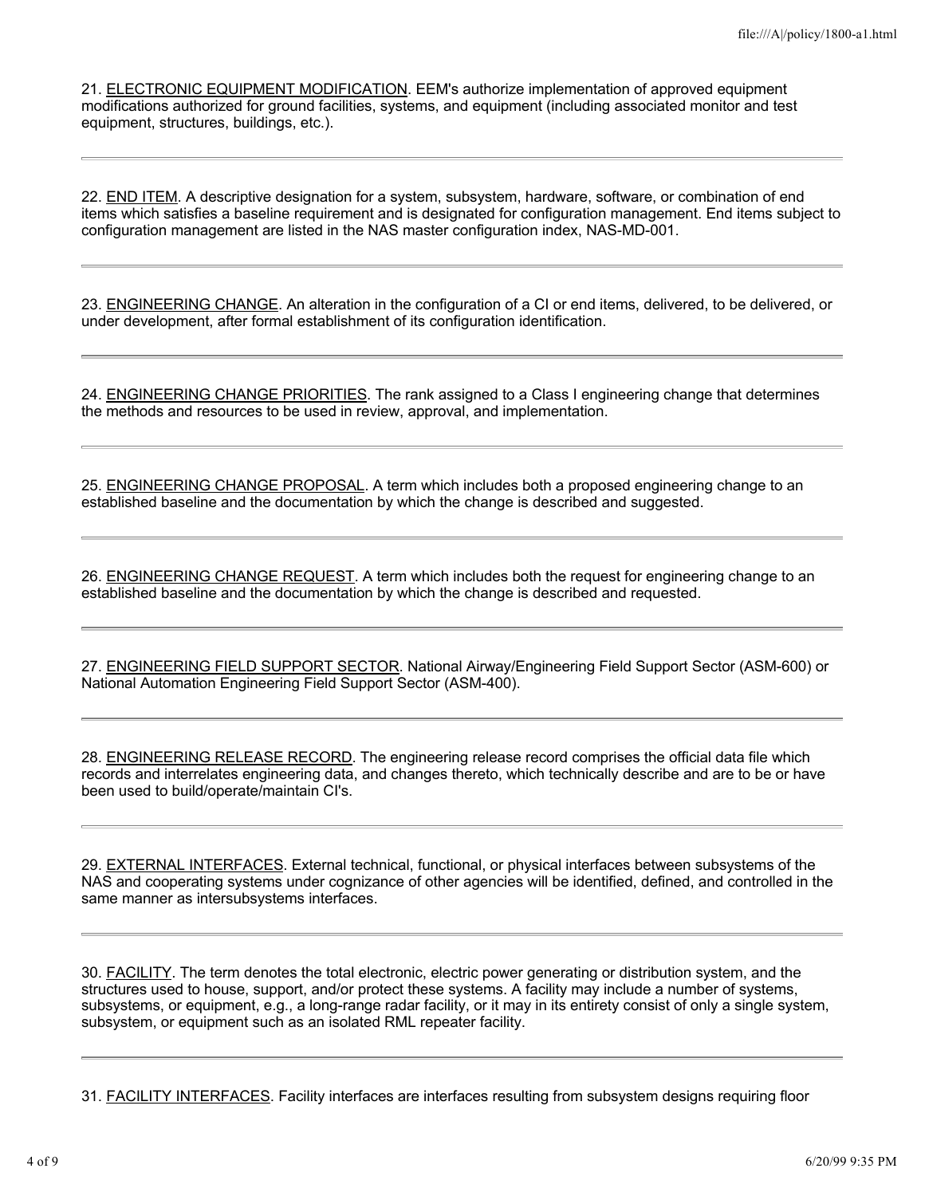21. <u>ELECTRONIC EQUIPMENT MODIFICATION</u>. EEM's authorize implementation of approved equipment modifications authorized for ground facilities, systems, and equipment (including associated monitor and test equipment, structures, buildings, etc.).

---

22. <u>END ITEM</u>. A descriptive designation for a system, subsystem, hardware, software, or combination of end items which satisfies a baseline requirement and is designated for configuration management. End items subject to configuration management are listed in the NAS master configuration index, NAS-MD-001.

---

23. <u>ENGINEERING CHANGE</u>. An alteration in the configuration of a CI or end items, delivered, to be delivered, or under development, after formal establishment of its configuration identification.

---

24. <u>ENGINEERING CHANGE PRIORITIES</u>. The rank assigned to a Class I engineering change that determines the methods and resources to be used in review, approval, and implementation.

---

25. <u>ENGINEERING CHANGE PROPOSAL</u>. A term which includes both a proposed engineering change to an established baseline and the documentation by which the change is described and suggested.

---

26. <u>ENGINEERING CHANGE REQUEST</u>. A term which includes both the request for engineering change to an established baseline and the documentation by which the change is described and requested.

---

27. <u>ENGINEERING FIELD SUPPORT SECTOR</u>. National Airway/Engineering Field Support Sector (ASM-600) or National Automation Engineering Field Support Sector (ASM-400).

---

28. <u>ENGINEERING RELEASE RECORD</u>. The engineering release record comprises the official data file which records and interrelates engineering data, and changes thereto, which technically describe and are to be or have been used to build/operate/maintain CI's.

---

29. <u>EXTERNAL INTERFACES</u>. External technical, functional, or physical interfaces between subsystems of the NAS and cooperating systems under cognizance of other agencies will be identified, defined, and controlled in the same manner as intersubsystems interfaces.

---

30. <u>FACILITY</u>. The term denotes the total electronic, electric power generating or distribution system, and the structures used to house, support, and/or protect these systems. A facility may include a number of systems, subsystems, or equipment, e.g., a long-range radar facility, or it may in its entirety consist of only a single system, subsystem, or equipment such as an isolated RML repeater facility.

---

31. <u>FACILITY INTERFACES</u>. Facility interfaces are interfaces resulting from subsystem designs requiring floor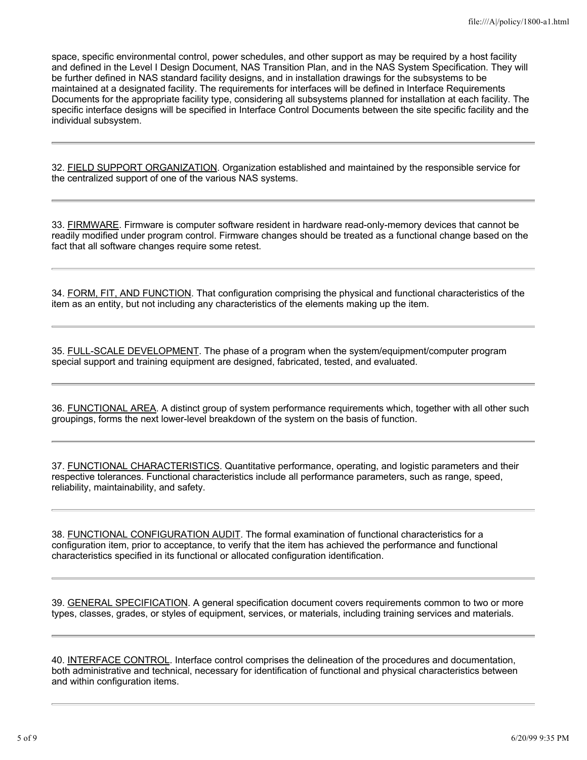space, specific environmental control, power schedules, and other support as may be required by a host facility and defined in the Level I Design Document, NAS Transition Plan, and in the NAS System Specification. They will be further defined in NAS standard facility designs, and in installation drawings for the subsystems to be maintained at a designated facility. The requirements for interfaces will be defined in Interface Requirements Documents for the appropriate facility type, considering all subsystems planned for installation at each facility. The specific interface designs will be specified in Interface Control Documents between the site specific facility and the individual subsystem.

---

32. <u>FIELD SUPPORT ORGANIZATION</u>. Organization established and maintained by the responsible service for the centralized support of one of the various NAS systems.

---

33. <u>FIRMWARE</u>. Firmware is computer software resident in hardware read-only-memory devices that cannot be readily modified under program control. Firmware changes should be treated as a functional change based on the fact that all software changes require some retest.

---

34. <u>FORM, FIT, AND FUNCTION</u>. That configuration comprising the physical and functional characteristics of the item as an entity, but not including any characteristics of the elements making up the item.

---

35. <u>FULL-SCALE DEVELOPMENT</u>. The phase of a program when the system/equipment/computer program special support and training equipment are designed, fabricated, tested, and evaluated.

---

36. <u>FUNCTIONAL AREA</u>. A distinct group of system performance requirements which, together with all other such groupings, forms the next lower-level breakdown of the system on the basis of function.

---

37. <u>FUNCTIONAL CHARACTERISTICS</u>. Quantitative performance, operating, and logistic parameters and their respective tolerances. Functional characteristics include all performance parameters, such as range, speed, reliability, maintainability, and safety.

---

38. <u>FUNCTIONAL CONFIGURATION AUDIT</u>. The formal examination of functional characteristics for a configuration item, prior to acceptance, to verify that the item has achieved the performance and functional characteristics specified in its functional or allocated configuration identification.

---

39. <u>GENERAL SPECIFICATION</u>. A general specification document covers requirements common to two or more types, classes, grades, or styles of equipment, services, or materials, including training services and materials.

---

40. <u>INTERFACE CONTROL</u>. Interface control comprises the delineation of the procedures and documentation, both administrative and technical, necessary for identification of functional and physical characteristics between and within configuration items.

---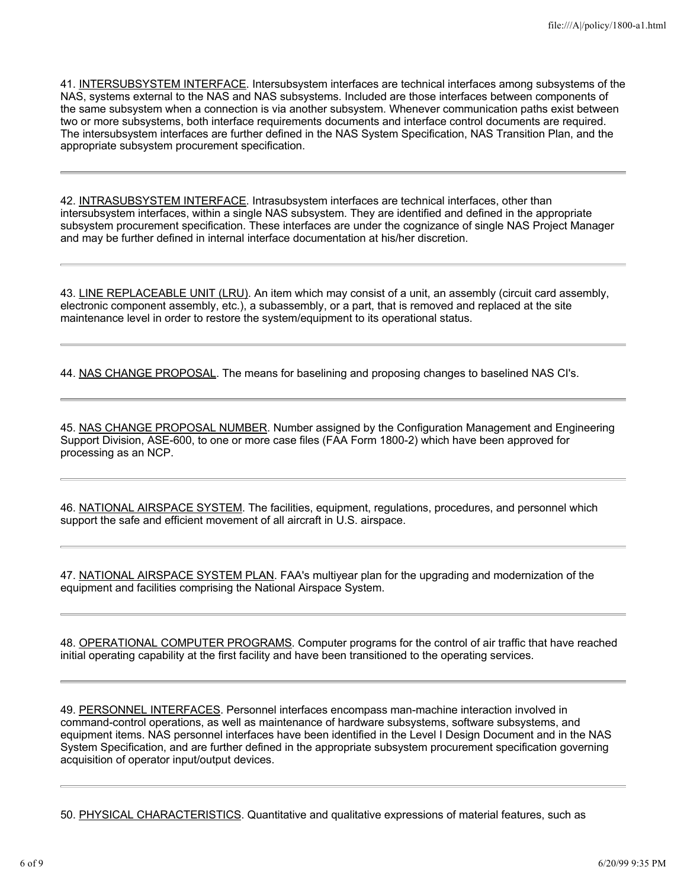41. INTERSUBSYSTEM INTERFACE. Intersubsystem interfaces are technical interfaces among subsystems of the NAS, systems external to the NAS and NAS subsystems. Included are those interfaces between components of the same subsystem when a connection is via another subsystem. Whenever communication paths exist between two or more subsystems, both interface requirements documents and interface control documents are required. The intersubsystem interfaces are further defined in the NAS System Specification, NAS Transition Plan, and the appropriate subsystem procurement specification.

---

42. INTRASUBSYSTEM INTERFACE. Intrasubsystem interfaces are technical interfaces, other than intersubsystem interfaces, within a single NAS subsystem. They are identified and defined in the appropriate subsystem procurement specification. These interfaces are under the cognizance of single NAS Project Manager and may be further defined in internal interface documentation at his/her discretion.

---

43. LINE REPLACEABLE UNIT (LRU). An item which may consist of a unit, an assembly (circuit card assembly, electronic component assembly, etc.), a subassembly, or a part, that is removed and replaced at the site maintenance level in order to restore the system/equipment to its operational status.

---

44. NAS CHANGE PROPOSAL. The means for baselining and proposing changes to baselined NAS CI's.

---

45. NAS CHANGE PROPOSAL NUMBER. Number assigned by the Configuration Management and Engineering Support Division, ASE-600, to one or more case files (FAA Form 1800-2) which have been approved for processing as an NCP.

---

46. NATIONAL AIRSPACE SYSTEM. The facilities, equipment, regulations, procedures, and personnel which support the safe and efficient movement of all aircraft in U.S. airspace.

---

47. NATIONAL AIRSPACE SYSTEM PLAN. FAA's multiyear plan for the upgrading and modernization of the equipment and facilities comprising the National Airspace System.

---

48. OPERATIONAL COMPUTER PROGRAMS. Computer programs for the control of air traffic that have reached initial operating capability at the first facility and have been transitioned to the operating services.

---

49. PERSONNEL INTERFACES. Personnel interfaces encompass man-machine interaction involved in command-control operations, as well as maintenance of hardware subsystems, software subsystems, and equipment items. NAS personnel interfaces have been identified in the Level I Design Document and in the NAS System Specification, and are further defined in the appropriate subsystem procurement specification governing acquisition of operator input/output devices.

---

50. PHYSICAL CHARACTERISTICS. Quantitative and qualitative expressions of material features, such as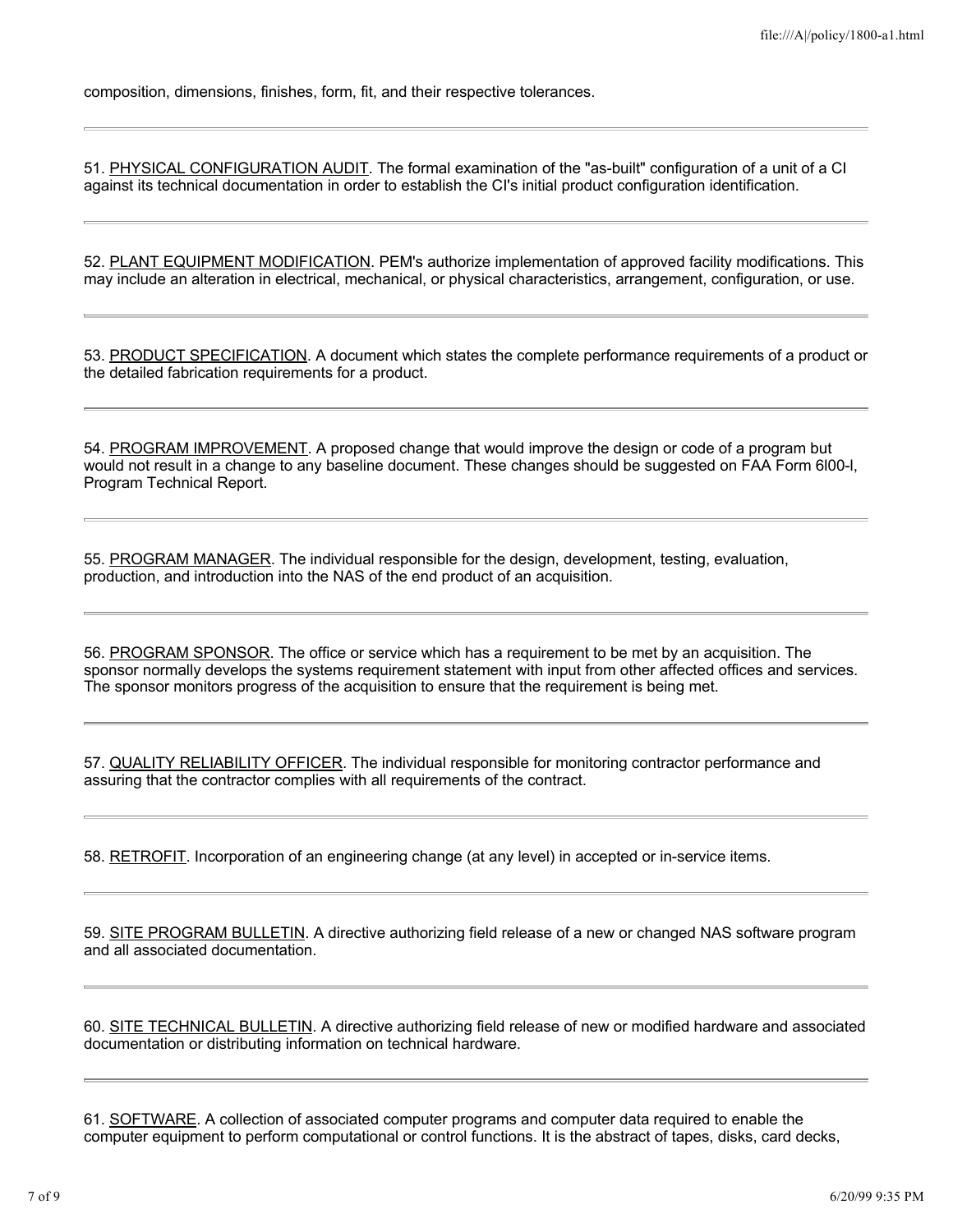composition, dimensions, finishes, form, fit, and their respective tolerances.

---

51. PHYSICAL CONFIGURATION AUDIT. The formal examination of the "as-built" configuration of a unit of a CI against its technical documentation in order to establish the CI's initial product configuration identification.

---

52. PLANT EQUIPMENT MODIFICATION. PEM's authorize implementation of approved facility modifications. This may include an alteration in electrical, mechanical, or physical characteristics, arrangement, configuration, or use.

---

53. PRODUCT SPECIFICATION. A document which states the complete performance requirements of a product or the detailed fabrication requirements for a product.

---

54. PROGRAM IMPROVEMENT. A proposed change that would improve the design or code of a program but would not result in a change to any baseline document. These changes should be suggested on FAA Form 6l00-l, Program Technical Report.

---

55. PROGRAM MANAGER. The individual responsible for the design, development, testing, evaluation, production, and introduction into the NAS of the end product of an acquisition.

---

56. PROGRAM SPONSOR. The office or service which has a requirement to be met by an acquisition. The sponsor normally develops the systems requirement statement with input from other affected offices and services. The sponsor monitors progress of the acquisition to ensure that the requirement is being met.

---

57. QUALITY RELIABILITY OFFICER. The individual responsible for monitoring contractor performance and assuring that the contractor complies with all requirements of the contract.

---

58. RETROFIT. Incorporation of an engineering change (at any level) in accepted or in-service items.

---

59. SITE PROGRAM BULLETIN. A directive authorizing field release of a new or changed NAS software program and all associated documentation.

---

60. SITE TECHNICAL BULLETIN. A directive authorizing field release of new or modified hardware and associated documentation or distributing information on technical hardware.

---

61. SOFTWARE. A collection of associated computer programs and computer data required to enable the computer equipment to perform computational or control functions. It is the abstract of tapes, disks, card decks,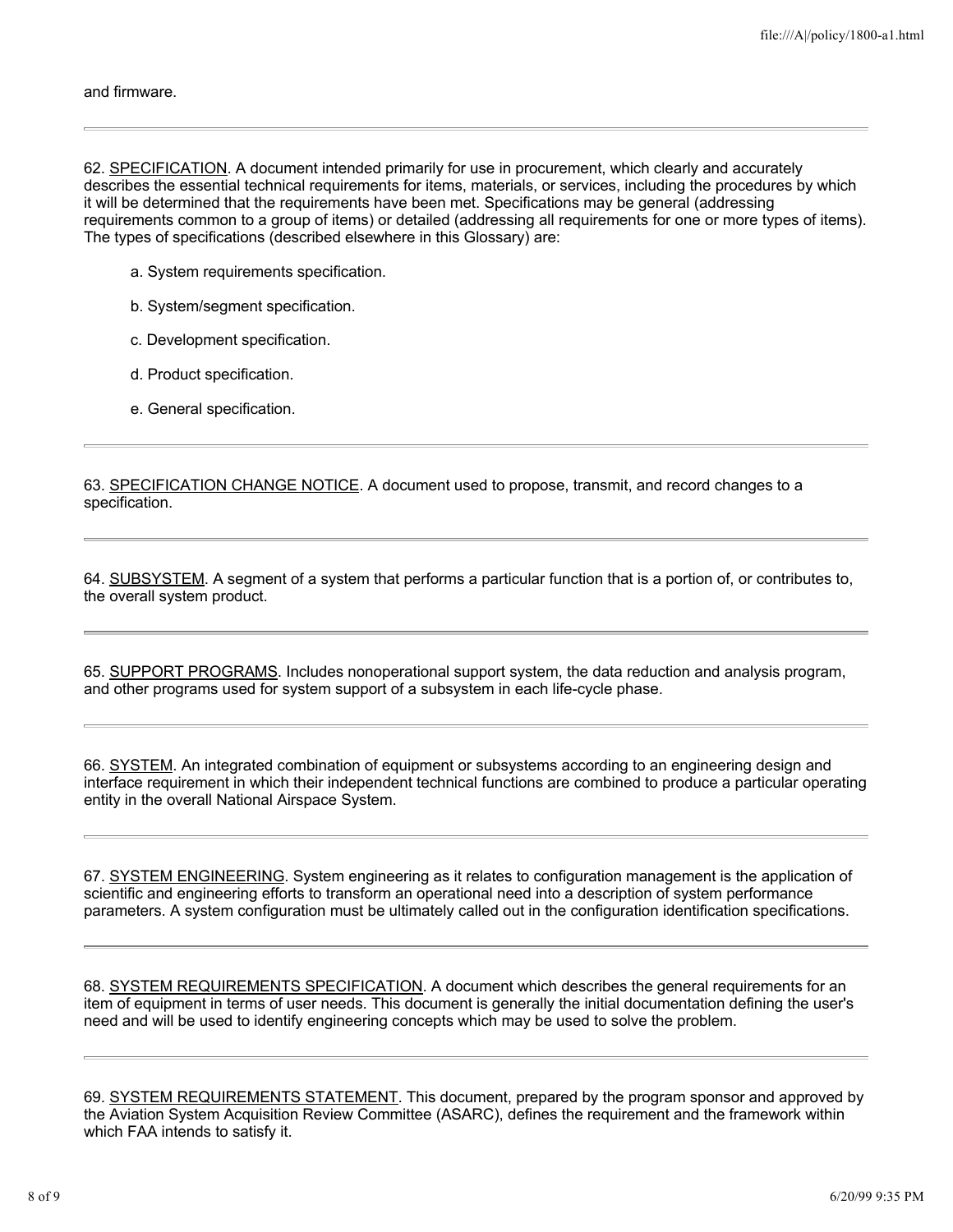and firmware.

---

62. SPECIFICATION. A document intended primarily for use in procurement, which clearly and accurately describes the essential technical requirements for items, materials, or services, including the procedures by which it will be determined that the requirements have been met. Specifications may be general (addressing requirements common to a group of items) or detailed (addressing all requirements for one or more types of items). The types of specifications (described elsewhere in this Glossary) are:

  a. System requirements specification.

  b. System/segment specification.

  c. Development specification.

  d. Product specification.

  e. General specification.

---

63. SPECIFICATION CHANGE NOTICE. A document used to propose, transmit, and record changes to a specification.

---

64. SUBSYSTEM. A segment of a system that performs a particular function that is a portion of, or contributes to, the overall system product.

---

65. SUPPORT PROGRAMS. Includes nonoperational support system, the data reduction and analysis program, and other programs used for system support of a subsystem in each life-cycle phase.

---

66. SYSTEM. An integrated combination of equipment or subsystems according to an engineering design and interface requirement in which their independent technical functions are combined to produce a particular operating entity in the overall National Airspace System.

---

67. SYSTEM ENGINEERING. System engineering as it relates to configuration management is the application of scientific and engineering efforts to transform an operational need into a description of system performance parameters. A system configuration must be ultimately called out in the configuration identification specifications.

---

68. SYSTEM REQUIREMENTS SPECIFICATION. A document which describes the general requirements for an item of equipment in terms of user needs. This document is generally the initial documentation defining the user's need and will be used to identify engineering concepts which may be used to solve the problem.

---

69. SYSTEM REQUIREMENTS STATEMENT. This document, prepared by the program sponsor and approved by the Aviation System Acquisition Review Committee (ASARC), defines the requirement and the framework within which FAA intends to satisfy it.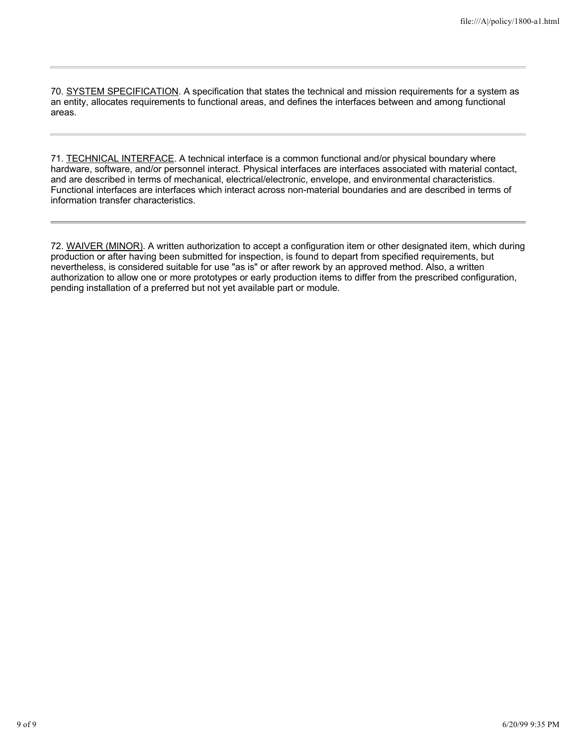---

70. <u>SYSTEM SPECIFICATION</u>. A specification that states the technical and mission requirements for a system as an entity, allocates requirements to functional areas, and defines the interfaces between and among functional areas.

---

71. <u>TECHNICAL INTERFACE</u>. A technical interface is a common functional and/or physical boundary where hardware, software, and/or personnel interact. Physical interfaces are interfaces associated with material contact, and are described in terms of mechanical, electrical/electronic, envelope, and environmental characteristics. Functional interfaces are interfaces which interact across non-material boundaries and are described in terms of information transfer characteristics.

---

72. <u>WAIVER (MINOR)</u>. A written authorization to accept a configuration item or other designated item, which during production or after having been submitted for inspection, is found to depart from specified requirements, but nevertheless, is considered suitable for use "as is" or after rework by an approved method. Also, a written authorization to allow one or more prototypes or early production items to differ from the prescribed configuration, pending installation of a preferred but not yet available part or module.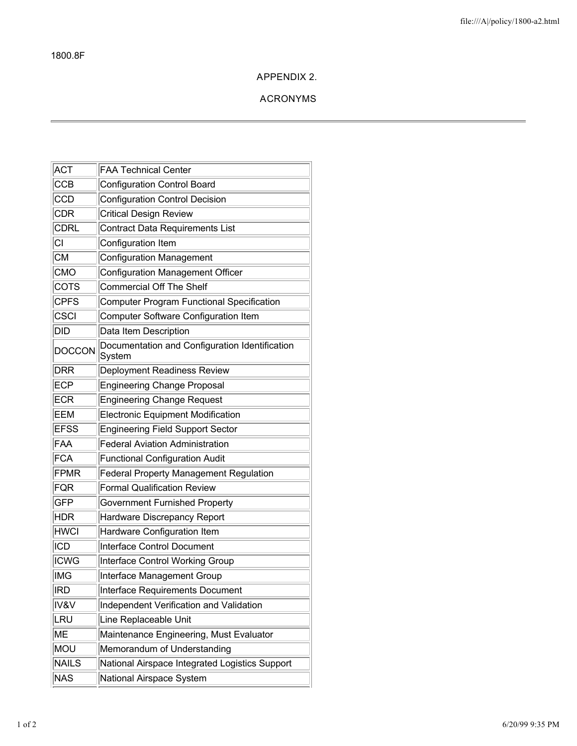1800.8F

# APPENDIX 2.

# ACRONYMS

| | |
|---|---|
| ACT | FAA Technical Center |
| CCB | Configuration Control Board |
| CCD | Configuration Control Decision |
| CDR | Critical Design Review |
| CDRL | Contract Data Requirements List |
| CI | Configuration Item |
| CM | Configuration Management |
| CMO | Configuration Management Officer |
| COTS | Commercial Off The Shelf |
| CPFS | Computer Program Functional Specification |
| CSCI | Computer Software Configuration Item |
| DID | Data Item Description |
| DOCCON | Documentation and Configuration Identification System |
| DRR | Deployment Readiness Review |
| ECP | Engineering Change Proposal |
| ECR | Engineering Change Request |
| EEM | Electronic Equipment Modification |
| EFSS | Engineering Field Support Sector |
| FAA | Federal Aviation Administration |
| FCA | Functional Configuration Audit |
| FPMR | Federal Property Management Regulation |
| FQR | Formal Qualification Review |
| GFP | Government Furnished Property |
| HDR | Hardware Discrepancy Report |
| HWCI | Hardware Configuration Item |
| ICD | Interface Control Document |
| ICWG | Interface Control Working Group |
| IMG | Interface Management Group |
| IRD | Interface Requirements Document |
| IV&V | Independent Verification and Validation |
| LRU | Line Replaceable Unit |
| ME | Maintenance Engineering, Must Evaluator |
| MOU | Memorandum of Understanding |
| NAILS | National Airspace Integrated Logistics Support |
| NAS | National Airspace System |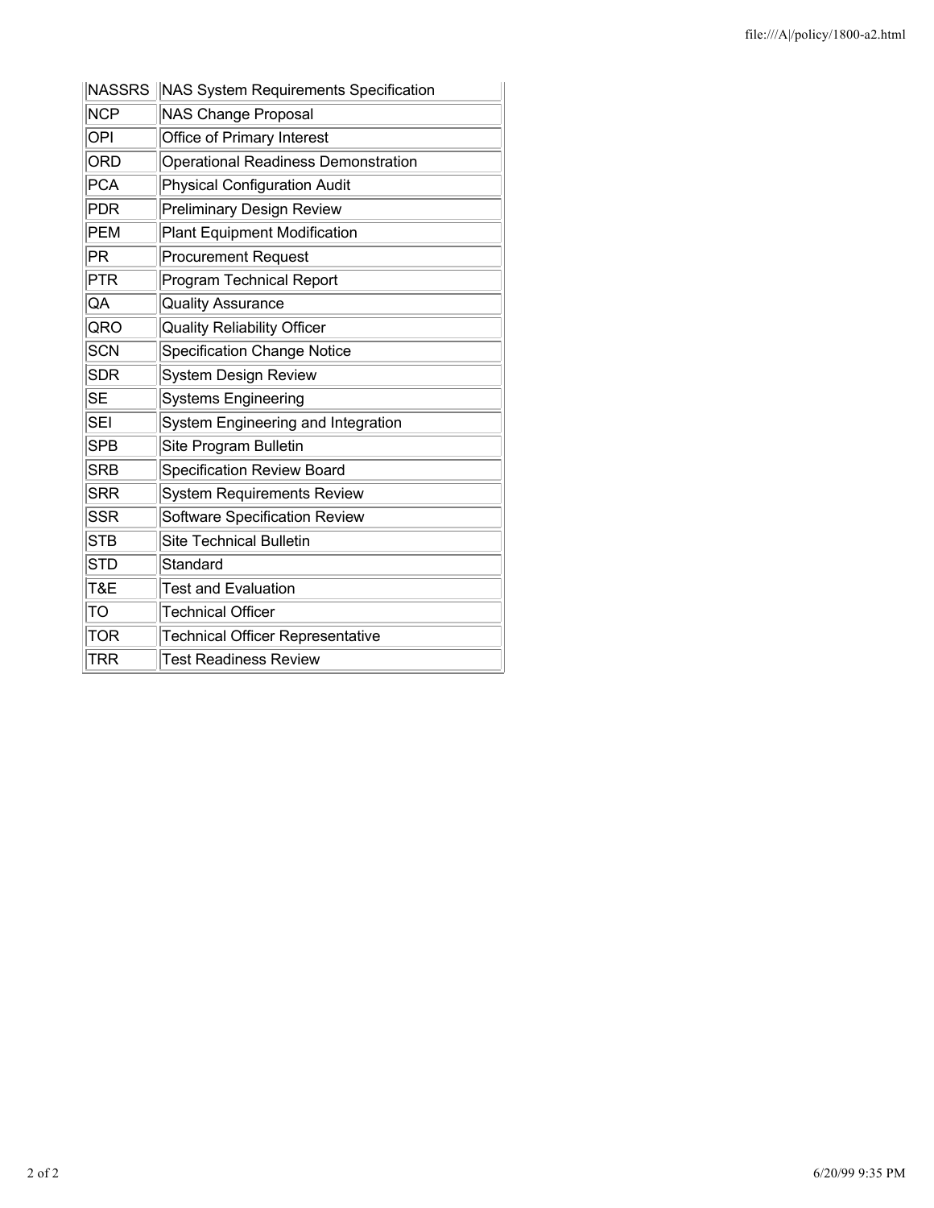| | |
|---|---|
| NASSRS | NAS System Requirements Specification |
| NCP | NAS Change Proposal |
| OPI | Office of Primary Interest |
| ORD | Operational Readiness Demonstration |
| PCA | Physical Configuration Audit |
| PDR | Preliminary Design Review |
| PEM | Plant Equipment Modification |
| PR | Procurement Request |
| PTR | Program Technical Report |
| QA | Quality Assurance |
| QRO | Quality Reliability Officer |
| SCN | Specification Change Notice |
| SDR | System Design Review |
| SE | Systems Engineering |
| SEI | System Engineering and Integration |
| SPB | Site Program Bulletin |
| SRB | Specification Review Board |
| SRR | System Requirements Review |
| SSR | Software Specification Review |
| STB | Site Technical Bulletin |
| STD | Standard |
| T&E | Test and Evaluation |
| TO | Technical Officer |
| TOR | Technical Officer Representative |
| TRR | Test Readiness Review |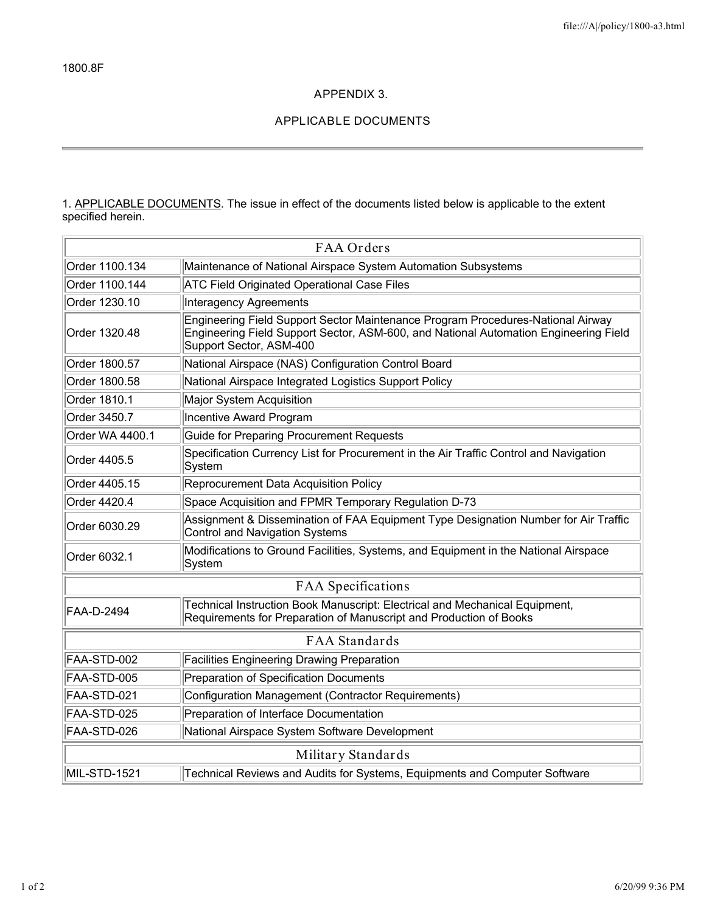1800.8F

# APPENDIX 3.

## APPLICABLE DOCUMENTS

---

1. APPLICABLE DOCUMENTS. The issue in effect of the documents listed below is applicable to the extent specified herein.

| FAA Orders | |
|---|---|
| Order 1100.134 | Maintenance of National Airspace System Automation Subsystems |
| Order 1100.144 | ATC Field Originated Operational Case Files |
| Order 1230.10 | Interagency Agreements |
| Order 1320.48 | Engineering Field Support Sector Maintenance Program Procedures-National Airway Engineering Field Support Sector, ASM-600, and National Automation Engineering Field Support Sector, ASM-400 |
| Order 1800.57 | National Airspace (NAS) Configuration Control Board |
| Order 1800.58 | National Airspace Integrated Logistics Support Policy |
| Order 1810.1 | Major System Acquisition |
| Order 3450.7 | Incentive Award Program |
| Order WA 4400.1 | Guide for Preparing Procurement Requests |
| Order 4405.5 | Specification Currency List for Procurement in the Air Traffic Control and Navigation System |
| Order 4405.15 | Reprocurement Data Acquisition Policy |
| Order 4420.4 | Space Acquisition and FPMR Temporary Regulation D-73 |
| Order 6030.29 | Assignment & Dissemination of FAA Equipment Type Designation Number for Air Traffic Control and Navigation Systems |
| Order 6032.1 | Modifications to Ground Facilities, Systems, and Equipment in the National Airspace System |
| **FAA Specifications** | |
| FAA-D-2494 | Technical Instruction Book Manuscript: Electrical and Mechanical Equipment, Requirements for Preparation of Manuscript and Production of Books |
| **FAA Standards** | |
| FAA-STD-002 | Facilities Engineering Drawing Preparation |
| FAA-STD-005 | Preparation of Specification Documents |
| FAA-STD-021 | Configuration Management (Contractor Requirements) |
| FAA-STD-025 | Preparation of Interface Documentation |
| FAA-STD-026 | National Airspace System Software Development |
| **Military Standards** | |
| MIL-STD-1521 | Technical Reviews and Audits for Systems, Equipments and Computer Software |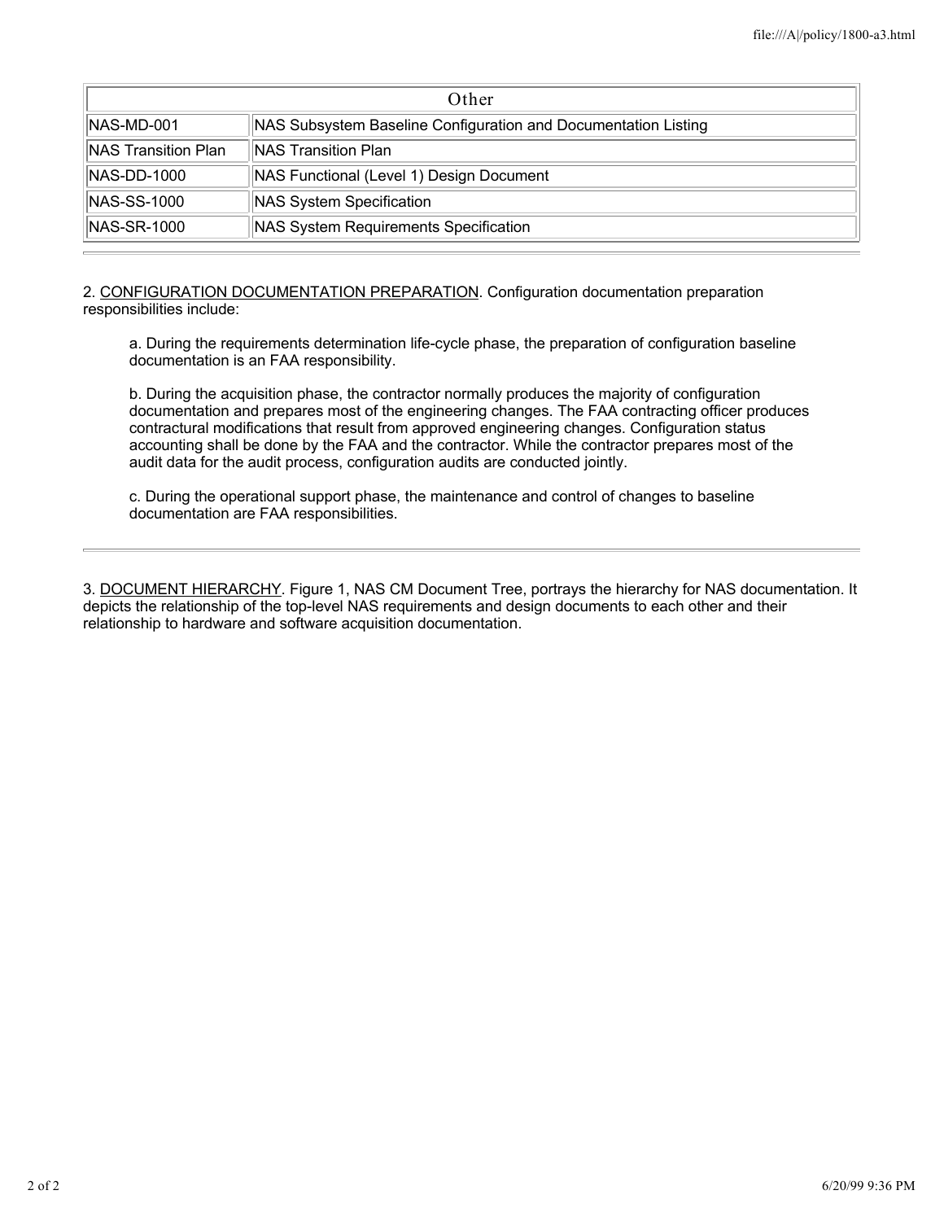| Other | |
|---|---|
| NAS-MD-001 | NAS Subsystem Baseline Configuration and Documentation Listing |
| NAS Transition Plan | NAS Transition Plan |
| NAS-DD-1000 | NAS Functional (Level 1) Design Document |
| NAS-SS-1000 | NAS System Specification |
| NAS-SR-1000 | NAS System Requirements Specification |

2. CONFIGURATION DOCUMENTATION PREPARATION. Configuration documentation preparation responsibilities include:

a. During the requirements determination life-cycle phase, the preparation of configuration baseline documentation is an FAA responsibility.

b. During the acquisition phase, the contractor normally produces the majority of configuration documentation and prepares most of the engineering changes. The FAA contracting officer produces contractural modifications that result from approved engineering changes. Configuration status accounting shall be done by the FAA and the contractor. While the contractor prepares most of the audit data for the audit process, configuration audits are conducted jointly.

c. During the operational support phase, the maintenance and control of changes to baseline documentation are FAA responsibilities.

3. DOCUMENT HIERARCHY. Figure 1, NAS CM Document Tree, portrays the hierarchy for NAS documentation. It depicts the relationship of the top-level NAS requirements and design documents to each other and their relationship to hardware and software acquisition documentation.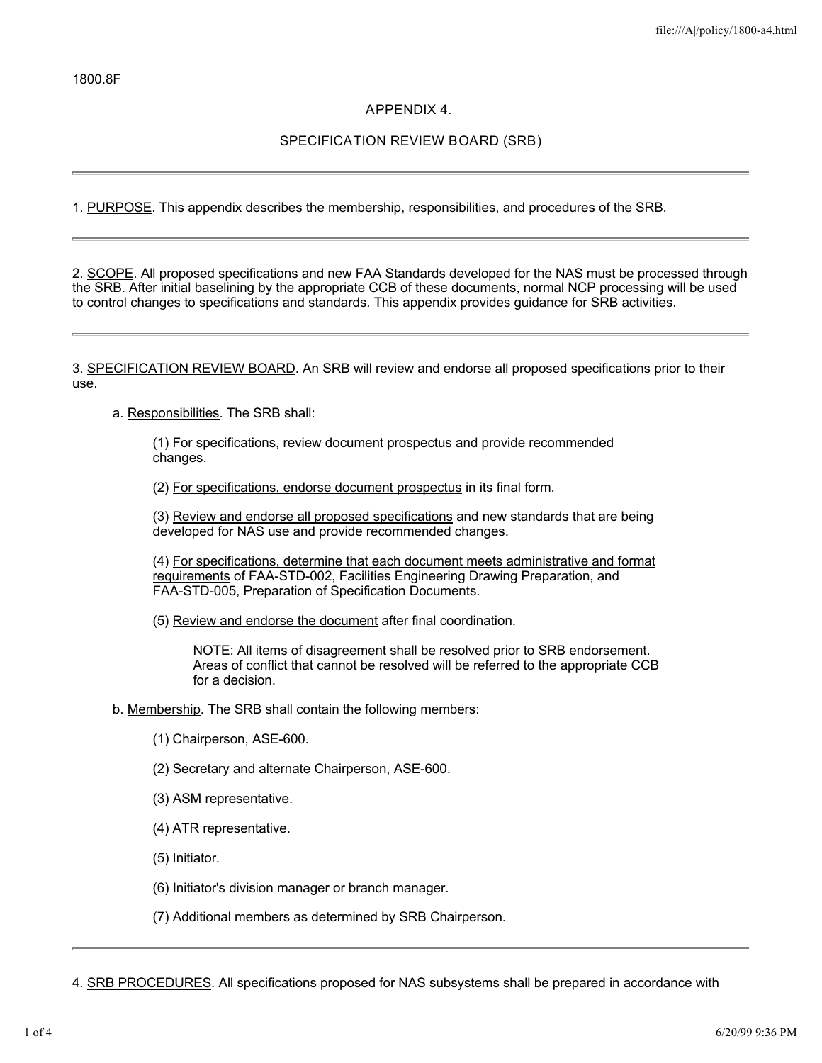1800.8F

# APPENDIX 4.

## SPECIFICATION REVIEW BOARD (SRB)

---

1. PURPOSE. This appendix describes the membership, responsibilities, and procedures of the SRB.

---

2. SCOPE. All proposed specifications and new FAA Standards developed for the NAS must be processed through the SRB. After initial baselining by the appropriate CCB of these documents, normal NCP processing will be used to control changes to specifications and standards. This appendix provides guidance for SRB activities.

---

3. SPECIFICATION REVIEW BOARD. An SRB will review and endorse all proposed specifications prior to their use.

a. Responsibilities. The SRB shall:

(1) For specifications, review document prospectus and provide recommended changes.

(2) For specifications, endorse document prospectus in its final form.

(3) Review and endorse all proposed specifications and new standards that are being developed for NAS use and provide recommended changes.

(4) For specifications, determine that each document meets administrative and format requirements of FAA-STD-002, Facilities Engineering Drawing Preparation, and FAA-STD-005, Preparation of Specification Documents.

(5) Review and endorse the document after final coordination.

NOTE: All items of disagreement shall be resolved prior to SRB endorsement. Areas of conflict that cannot be resolved will be referred to the appropriate CCB for a decision.

b. Membership. The SRB shall contain the following members:

(1) Chairperson, ASE-600.

(2) Secretary and alternate Chairperson, ASE-600.

(3) ASM representative.

(4) ATR representative.

(5) Initiator.

(6) Initiator's division manager or branch manager.

(7) Additional members as determined by SRB Chairperson.

---

4. SRB PROCEDURES. All specifications proposed for NAS subsystems shall be prepared in accordance with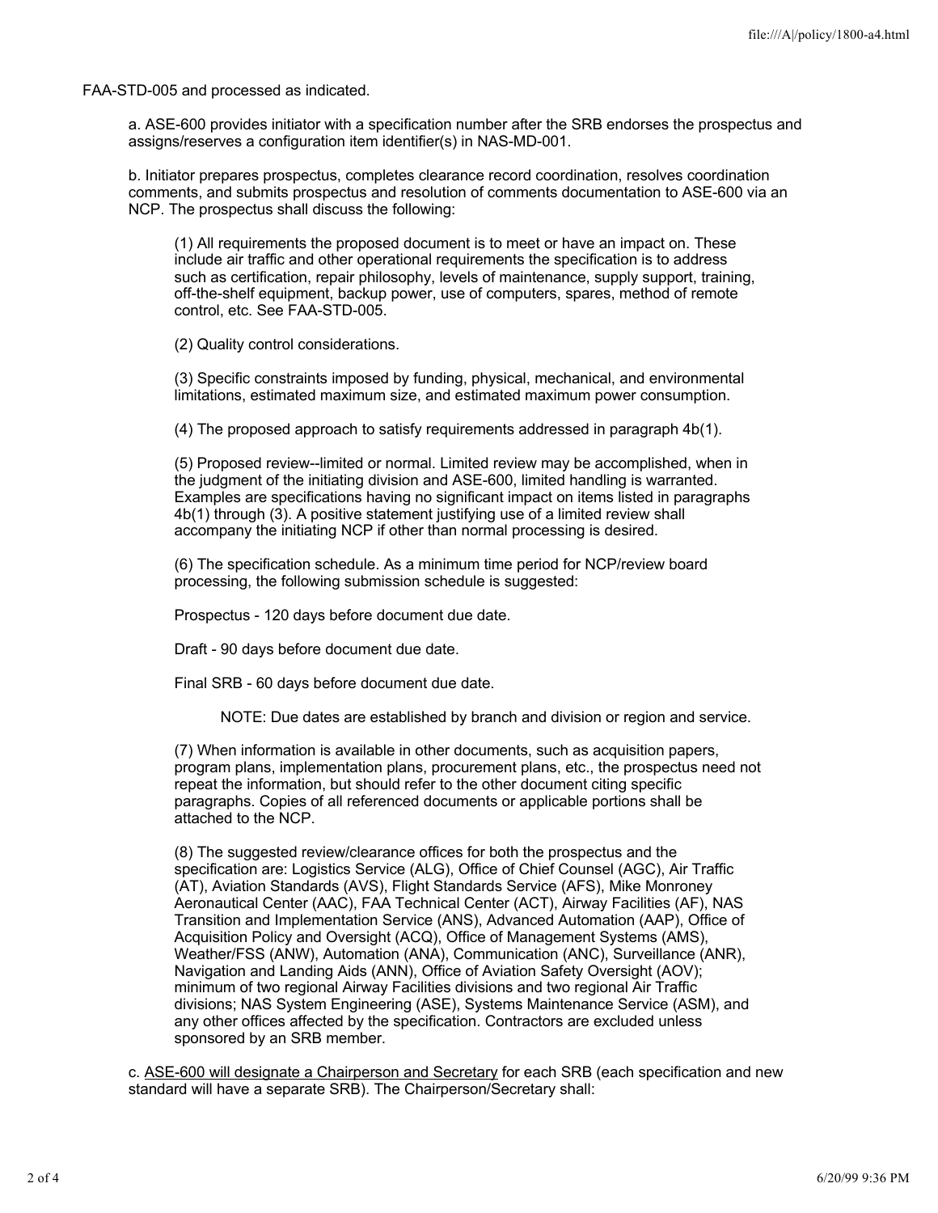FAA-STD-005 and processed as indicated.

a. ASE-600 provides initiator with a specification number after the SRB endorses the prospectus and assigns/reserves a configuration item identifier(s) in NAS-MD-001.

b. Initiator prepares prospectus, completes clearance record coordination, resolves coordination comments, and submits prospectus and resolution of comments documentation to ASE-600 via an NCP. The prospectus shall discuss the following:

(1) All requirements the proposed document is to meet or have an impact on. These include air traffic and other operational requirements the specification is to address such as certification, repair philosophy, levels of maintenance, supply support, training, off-the-shelf equipment, backup power, use of computers, spares, method of remote control, etc. See FAA-STD-005.

(2) Quality control considerations.

(3) Specific constraints imposed by funding, physical, mechanical, and environmental limitations, estimated maximum size, and estimated maximum power consumption.

(4) The proposed approach to satisfy requirements addressed in paragraph 4b(1).

(5) Proposed review--limited or normal. Limited review may be accomplished, when in the judgment of the initiating division and ASE-600, limited handling is warranted. Examples are specifications having no significant impact on items listed in paragraphs 4b(1) through (3). A positive statement justifying use of a limited review shall accompany the initiating NCP if other than normal processing is desired.

(6) The specification schedule. As a minimum time period for NCP/review board processing, the following submission schedule is suggested:

Prospectus - 120 days before document due date.

Draft - 90 days before document due date.

Final SRB - 60 days before document due date.

NOTE: Due dates are established by branch and division or region and service.

(7) When information is available in other documents, such as acquisition papers, program plans, implementation plans, procurement plans, etc., the prospectus need not repeat the information, but should refer to the other document citing specific paragraphs. Copies of all referenced documents or applicable portions shall be attached to the NCP.

(8) The suggested review/clearance offices for both the prospectus and the specification are: Logistics Service (ALG), Office of Chief Counsel (AGC), Air Traffic (AT), Aviation Standards (AVS), Flight Standards Service (AFS), Mike Monroney Aeronautical Center (AAC), FAA Technical Center (ACT), Airway Facilities (AF), NAS Transition and Implementation Service (ANS), Advanced Automation (AAP), Office of Acquisition Policy and Oversight (ACQ), Office of Management Systems (AMS), Weather/FSS (ANW), Automation (ANA), Communication (ANC), Surveillance (ANR), Navigation and Landing Aids (ANN), Office of Aviation Safety Oversight (AOV); minimum of two regional Airway Facilities divisions and two regional Air Traffic divisions; NAS System Engineering (ASE), Systems Maintenance Service (ASM), and any other offices affected by the specification. Contractors are excluded unless sponsored by an SRB member.

c. ASE-600 will designate a Chairperson and Secretary for each SRB (each specification and new standard will have a separate SRB). The Chairperson/Secretary shall: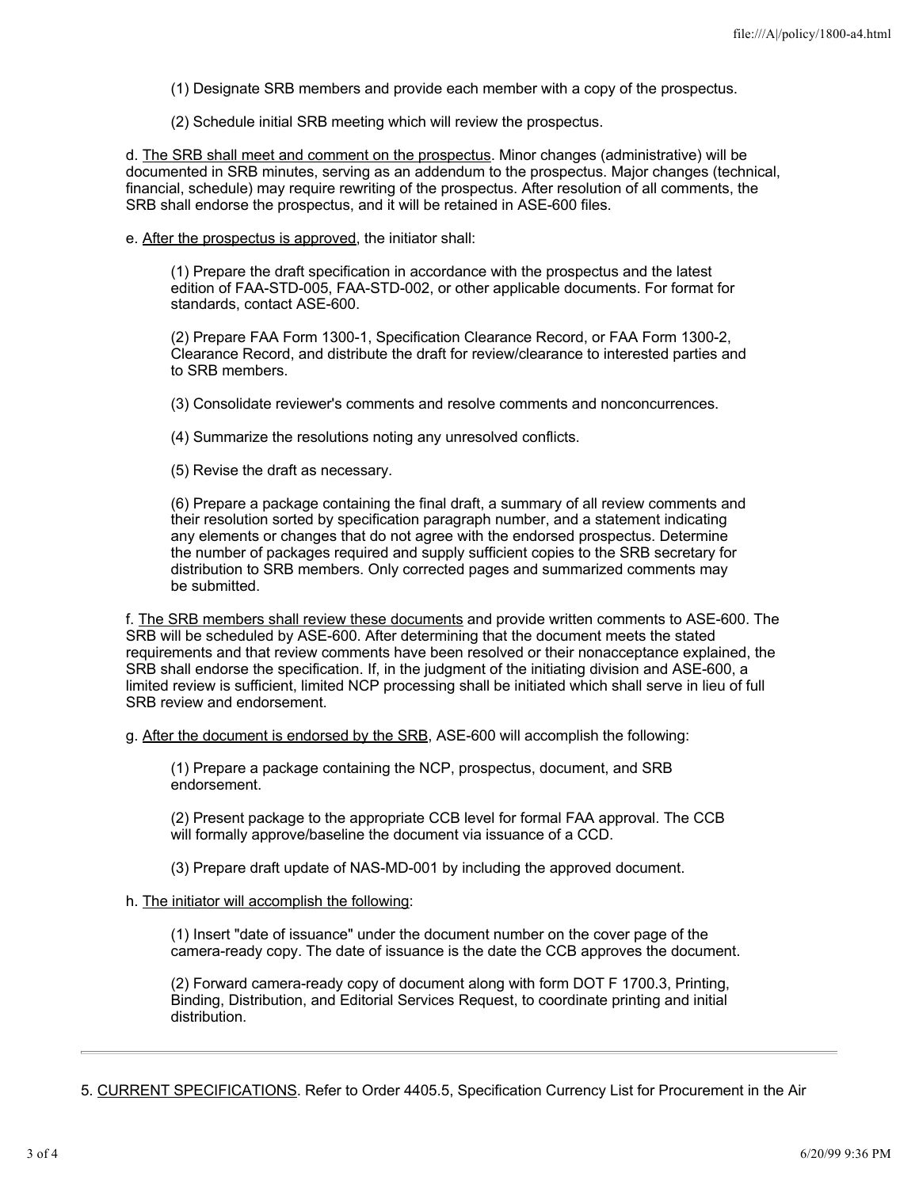(1) Designate SRB members and provide each member with a copy of the prospectus.

(2) Schedule initial SRB meeting which will review the prospectus.

d. The SRB shall meet and comment on the prospectus. Minor changes (administrative) will be documented in SRB minutes, serving as an addendum to the prospectus. Major changes (technical, financial, schedule) may require rewriting of the prospectus. After resolution of all comments, the SRB shall endorse the prospectus, and it will be retained in ASE-600 files.

e. After the prospectus is approved, the initiator shall:

(1) Prepare the draft specification in accordance with the prospectus and the latest edition of FAA-STD-005, FAA-STD-002, or other applicable documents. For format for standards, contact ASE-600.

(2) Prepare FAA Form 1300-1, Specification Clearance Record, or FAA Form 1300-2, Clearance Record, and distribute the draft for review/clearance to interested parties and to SRB members.

(3) Consolidate reviewer's comments and resolve comments and nonconcurrences.

(4) Summarize the resolutions noting any unresolved conflicts.

(5) Revise the draft as necessary.

(6) Prepare a package containing the final draft, a summary of all review comments and their resolution sorted by specification paragraph number, and a statement indicating any elements or changes that do not agree with the endorsed prospectus. Determine the number of packages required and supply sufficient copies to the SRB secretary for distribution to SRB members. Only corrected pages and summarized comments may be submitted.

f. The SRB members shall review these documents and provide written comments to ASE-600. The SRB will be scheduled by ASE-600. After determining that the document meets the stated requirements and that review comments have been resolved or their nonacceptance explained, the SRB shall endorse the specification. If, in the judgment of the initiating division and ASE-600, a limited review is sufficient, limited NCP processing shall be initiated which shall serve in lieu of full SRB review and endorsement.

g. After the document is endorsed by the SRB, ASE-600 will accomplish the following:

(1) Prepare a package containing the NCP, prospectus, document, and SRB endorsement.

(2) Present package to the appropriate CCB level for formal FAA approval. The CCB will formally approve/baseline the document via issuance of a CCD.

(3) Prepare draft update of NAS-MD-001 by including the approved document.

h. The initiator will accomplish the following:

(1) Insert "date of issuance" under the document number on the cover page of the camera-ready copy. The date of issuance is the date the CCB approves the document.

(2) Forward camera-ready copy of document along with form DOT F 1700.3, Printing, Binding, Distribution, and Editorial Services Request, to coordinate printing and initial distribution.

---

5. CURRENT SPECIFICATIONS. Refer to Order 4405.5, Specification Currency List for Procurement in the Air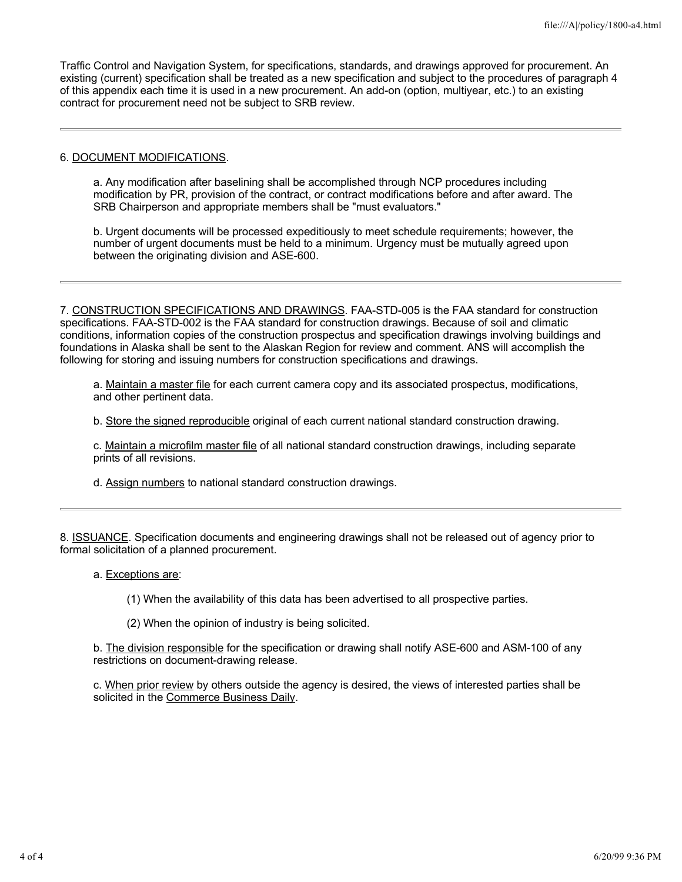Traffic Control and Navigation System, for specifications, standards, and drawings approved for procurement. An existing (current) specification shall be treated as a new specification and subject to the procedures of paragraph 4 of this appendix each time it is used in a new procurement. An add-on (option, multiyear, etc.) to an existing contract for procurement need not be subject to SRB review.

---

6. DOCUMENT MODIFICATIONS.

a. Any modification after baselining shall be accomplished through NCP procedures including modification by PR, provision of the contract, or contract modifications before and after award. The SRB Chairperson and appropriate members shall be "must evaluators."

b. Urgent documents will be processed expeditiously to meet schedule requirements; however, the number of urgent documents must be held to a minimum. Urgency must be mutually agreed upon between the originating division and ASE-600.

---

7. CONSTRUCTION SPECIFICATIONS AND DRAWINGS. FAA-STD-005 is the FAA standard for construction specifications. FAA-STD-002 is the FAA standard for construction drawings. Because of soil and climatic conditions, information copies of the construction prospectus and specification drawings involving buildings and foundations in Alaska shall be sent to the Alaskan Region for review and comment. ANS will accomplish the following for storing and issuing numbers for construction specifications and drawings.

a. Maintain a master file for each current camera copy and its associated prospectus, modifications, and other pertinent data.

b. Store the signed reproducible original of each current national standard construction drawing.

c. Maintain a microfilm master file of all national standard construction drawings, including separate prints of all revisions.

d. Assign numbers to national standard construction drawings.

---

8. ISSUANCE. Specification documents and engineering drawings shall not be released out of agency prior to formal solicitation of a planned procurement.

a. Exceptions are:

(1) When the availability of this data has been advertised to all prospective parties.

(2) When the opinion of industry is being solicited.

b. The division responsible for the specification or drawing shall notify ASE-600 and ASM-100 of any restrictions on document-drawing release.

c. When prior review by others outside the agency is desired, the views of interested parties shall be solicited in the Commerce Business Daily.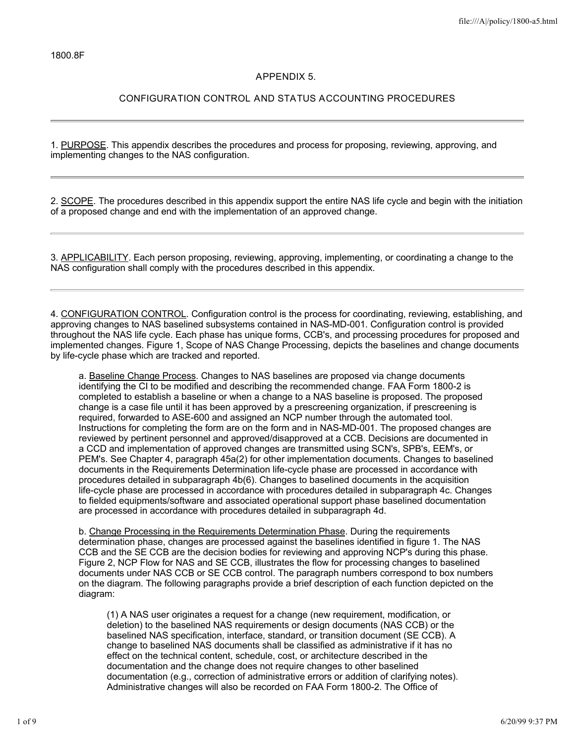1800.8F

## APPENDIX 5.

## CONFIGURATION CONTROL AND STATUS ACCOUNTING PROCEDURES

---

1. PURPOSE. This appendix describes the procedures and process for proposing, reviewing, approving, and implementing changes to the NAS configuration.

---

2. SCOPE. The procedures described in this appendix support the entire NAS life cycle and begin with the initiation of a proposed change and end with the implementation of an approved change.

---

3. APPLICABILITY. Each person proposing, reviewing, approving, implementing, or coordinating a change to the NAS configuration shall comply with the procedures described in this appendix.

---

4. CONFIGURATION CONTROL. Configuration control is the process for coordinating, reviewing, establishing, and approving changes to NAS baselined subsystems contained in NAS-MD-001. Configuration control is provided throughout the NAS life cycle. Each phase has unique forms, CCB's, and processing procedures for proposed and implemented changes. Figure 1, Scope of NAS Change Processing, depicts the baselines and change documents by life-cycle phase which are tracked and reported.

> a. Baseline Change Process. Changes to NAS baselines are proposed via change documents identifying the CI to be modified and describing the recommended change. FAA Form 1800-2 is completed to establish a baseline or when a change to a NAS baseline is proposed. The proposed change is a case file until it has been approved by a prescreening organization, if prescreening is required, forwarded to ASE-600 and assigned an NCP number through the automated tool. Instructions for completing the form are on the form and in NAS-MD-001. The proposed changes are reviewed by pertinent personnel and approved/disapproved at a CCB. Decisions are documented in a CCD and implementation of approved changes are transmitted using SCN's, SPB's, EEM's, or PEM's. See Chapter 4, paragraph 45a(2) for other implementation documents. Changes to baselined documents in the Requirements Determination life-cycle phase are processed in accordance with procedures detailed in subparagraph 4b(6). Changes to baselined documents in the acquisition life-cycle phase are processed in accordance with procedures detailed in subparagraph 4c. Changes to fielded equipments/software and associated operational support phase baselined documentation are processed in accordance with procedures detailed in subparagraph 4d.
>
> b. Change Processing in the Requirements Determination Phase. During the requirements determination phase, changes are processed against the baselines identified in figure 1. The NAS CCB and the SE CCB are the decision bodies for reviewing and approving NCP's during this phase. Figure 2, NCP Flow for NAS and SE CCB, illustrates the flow for processing changes to baselined documents under NAS CCB or SE CCB control. The paragraph numbers correspond to box numbers on the diagram. The following paragraphs provide a brief description of each function depicted on the diagram:
>
> > (1) A NAS user originates a request for a change (new requirement, modification, or deletion) to the baselined NAS requirements or design documents (NAS CCB) or the baselined NAS specification, interface, standard, or transition document (SE CCB). A change to baselined NAS documents shall be classified as administrative if it has no effect on the technical content, schedule, cost, or architecture described in the documentation and the change does not require changes to other baselined documentation (e.g., correction of administrative errors or addition of clarifying notes). Administrative changes will also be recorded on FAA Form 1800-2. The Office of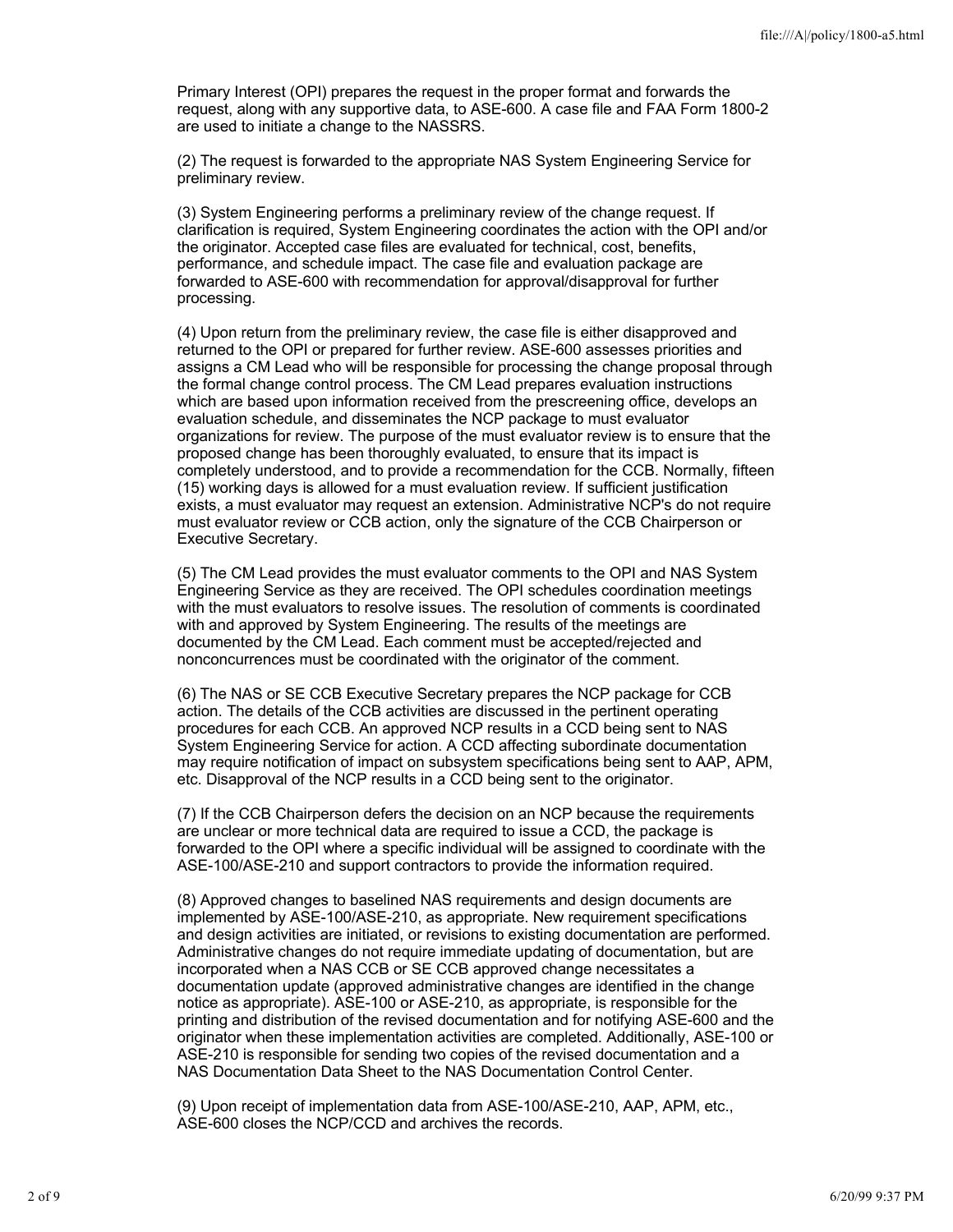Primary Interest (OPI) prepares the request in the proper format and forwards the request, along with any supportive data, to ASE-600. A case file and FAA Form 1800-2 are used to initiate a change to the NASSRS.

(2) The request is forwarded to the appropriate NAS System Engineering Service for preliminary review.

(3) System Engineering performs a preliminary review of the change request. If clarification is required, System Engineering coordinates the action with the OPI and/or the originator. Accepted case files are evaluated for technical, cost, benefits, performance, and schedule impact. The case file and evaluation package are forwarded to ASE-600 with recommendation for approval/disapproval for further processing.

(4) Upon return from the preliminary review, the case file is either disapproved and returned to the OPI or prepared for further review. ASE-600 assesses priorities and assigns a CM Lead who will be responsible for processing the change proposal through the formal change control process. The CM Lead prepares evaluation instructions which are based upon information received from the prescreening office, develops an evaluation schedule, and disseminates the NCP package to must evaluator organizations for review. The purpose of the must evaluator review is to ensure that the proposed change has been thoroughly evaluated, to ensure that its impact is completely understood, and to provide a recommendation for the CCB. Normally, fifteen (15) working days is allowed for a must evaluation review. If sufficient justification exists, a must evaluator may request an extension. Administrative NCP's do not require must evaluator review or CCB action, only the signature of the CCB Chairperson or Executive Secretary.

(5) The CM Lead provides the must evaluator comments to the OPI and NAS System Engineering Service as they are received. The OPI schedules coordination meetings with the must evaluators to resolve issues. The resolution of comments is coordinated with and approved by System Engineering. The results of the meetings are documented by the CM Lead. Each comment must be accepted/rejected and nonconcurrences must be coordinated with the originator of the comment.

(6) The NAS or SE CCB Executive Secretary prepares the NCP package for CCB action. The details of the CCB activities are discussed in the pertinent operating procedures for each CCB. An approved NCP results in a CCD being sent to NAS System Engineering Service for action. A CCD affecting subordinate documentation may require notification of impact on subsystem specifications being sent to AAP, APM, etc. Disapproval of the NCP results in a CCD being sent to the originator.

(7) If the CCB Chairperson defers the decision on an NCP because the requirements are unclear or more technical data are required to issue a CCD, the package is forwarded to the OPI where a specific individual will be assigned to coordinate with the ASE-100/ASE-210 and support contractors to provide the information required.

(8) Approved changes to baselined NAS requirements and design documents are implemented by ASE-100/ASE-210, as appropriate. New requirement specifications and design activities are initiated, or revisions to existing documentation are performed. Administrative changes do not require immediate updating of documentation, but are incorporated when a NAS CCB or SE CCB approved change necessitates a documentation update (approved administrative changes are identified in the change notice as appropriate). ASE-100 or ASE-210, as appropriate, is responsible for the printing and distribution of the revised documentation and for notifying ASE-600 and the originator when these implementation activities are completed. Additionally, ASE-100 or ASE-210 is responsible for sending two copies of the revised documentation and a NAS Documentation Data Sheet to the NAS Documentation Control Center.

(9) Upon receipt of implementation data from ASE-100/ASE-210, AAP, APM, etc., ASE-600 closes the NCP/CCD and archives the records.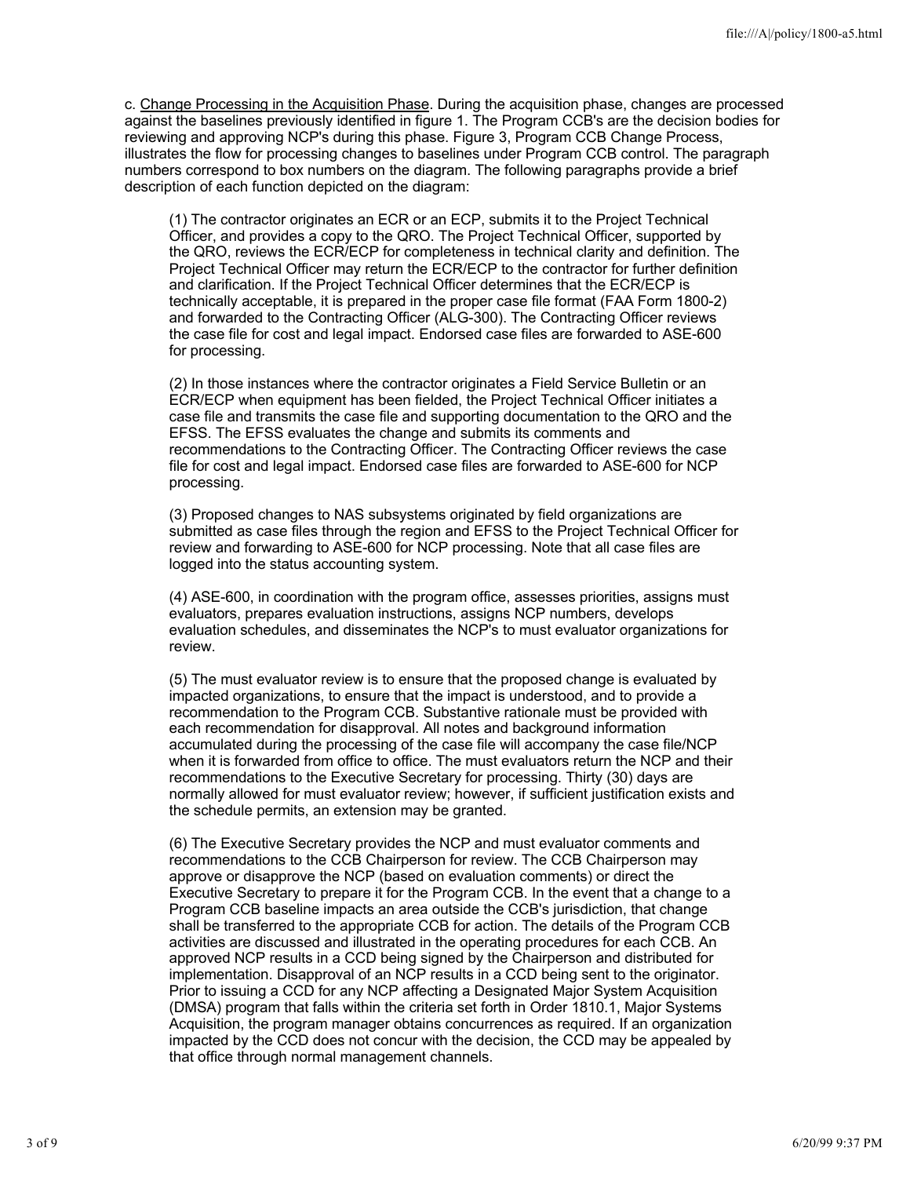c. Change Processing in the Acquisition Phase. During the acquisition phase, changes are processed against the baselines previously identified in figure 1. The Program CCB's are the decision bodies for reviewing and approving NCP's during this phase. Figure 3, Program CCB Change Process, illustrates the flow for processing changes to baselines under Program CCB control. The paragraph numbers correspond to box numbers on the diagram. The following paragraphs provide a brief description of each function depicted on the diagram:

(1) The contractor originates an ECR or an ECP, submits it to the Project Technical Officer, and provides a copy to the QRO. The Project Technical Officer, supported by the QRO, reviews the ECR/ECP for completeness in technical clarity and definition. The Project Technical Officer may return the ECR/ECP to the contractor for further definition and clarification. If the Project Technical Officer determines that the ECR/ECP is technically acceptable, it is prepared in the proper case file format (FAA Form 1800-2) and forwarded to the Contracting Officer (ALG-300). The Contracting Officer reviews the case file for cost and legal impact. Endorsed case files are forwarded to ASE-600 for processing.

(2) In those instances where the contractor originates a Field Service Bulletin or an ECR/ECP when equipment has been fielded, the Project Technical Officer initiates a case file and transmits the case file and supporting documentation to the QRO and the EFSS. The EFSS evaluates the change and submits its comments and recommendations to the Contracting Officer. The Contracting Officer reviews the case file for cost and legal impact. Endorsed case files are forwarded to ASE-600 for NCP processing.

(3) Proposed changes to NAS subsystems originated by field organizations are submitted as case files through the region and EFSS to the Project Technical Officer for review and forwarding to ASE-600 for NCP processing. Note that all case files are logged into the status accounting system.

(4) ASE-600, in coordination with the program office, assesses priorities, assigns must evaluators, prepares evaluation instructions, assigns NCP numbers, develops evaluation schedules, and disseminates the NCP's to must evaluator organizations for review.

(5) The must evaluator review is to ensure that the proposed change is evaluated by impacted organizations, to ensure that the impact is understood, and to provide a recommendation to the Program CCB. Substantive rationale must be provided with each recommendation for disapproval. All notes and background information accumulated during the processing of the case file will accompany the case file/NCP when it is forwarded from office to office. The must evaluators return the NCP and their recommendations to the Executive Secretary for processing. Thirty (30) days are normally allowed for must evaluator review; however, if sufficient justification exists and the schedule permits, an extension may be granted.

(6) The Executive Secretary provides the NCP and must evaluator comments and recommendations to the CCB Chairperson for review. The CCB Chairperson may approve or disapprove the NCP (based on evaluation comments) or direct the Executive Secretary to prepare it for the Program CCB. In the event that a change to a Program CCB baseline impacts an area outside the CCB's jurisdiction, that change shall be transferred to the appropriate CCB for action. The details of the Program CCB activities are discussed and illustrated in the operating procedures for each CCB. An approved NCP results in a CCD being signed by the Chairperson and distributed for implementation. Disapproval of an NCP results in a CCD being sent to the originator. Prior to issuing a CCD for any NCP affecting a Designated Major System Acquisition (DMSA) program that falls within the criteria set forth in Order 1810.1, Major Systems Acquisition, the program manager obtains concurrences as required. If an organization impacted by the CCD does not concur with the decision, the CCD may be appealed by that office through normal management channels.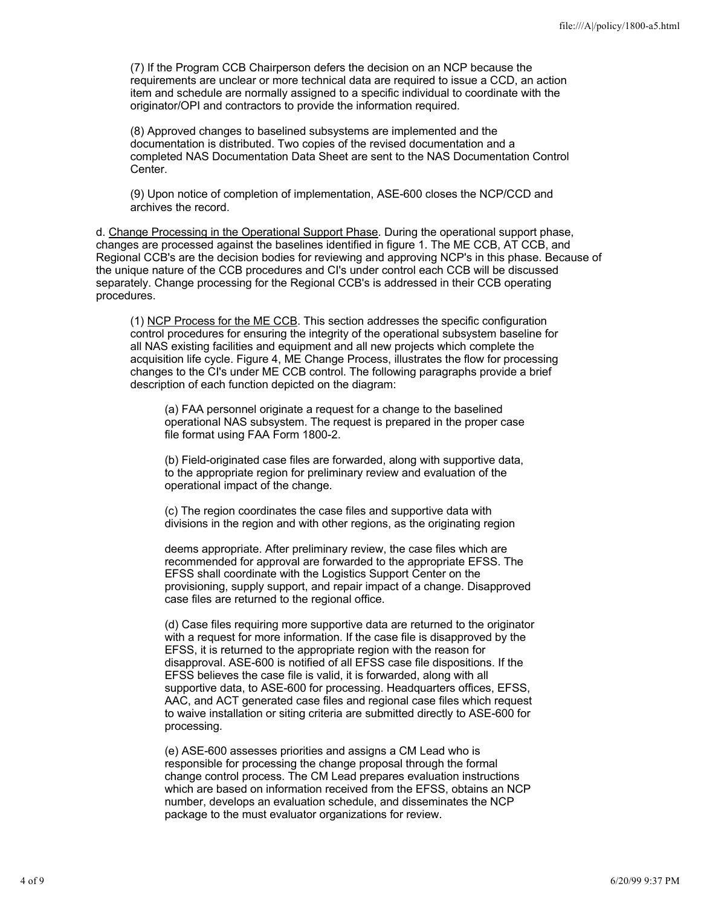(7) If the Program CCB Chairperson defers the decision on an NCP because the requirements are unclear or more technical data are required to issue a CCD, an action item and schedule are normally assigned to a specific individual to coordinate with the originator/OPI and contractors to provide the information required.

(8) Approved changes to baselined subsystems are implemented and the documentation is distributed. Two copies of the revised documentation and a completed NAS Documentation Data Sheet are sent to the NAS Documentation Control Center.

(9) Upon notice of completion of implementation, ASE-600 closes the NCP/CCD and archives the record.

d. Change Processing in the Operational Support Phase. During the operational support phase, changes are processed against the baselines identified in figure 1. The ME CCB, AT CCB, and Regional CCB's are the decision bodies for reviewing and approving NCP's in this phase. Because of the unique nature of the CCB procedures and CI's under control each CCB will be discussed separately. Change processing for the Regional CCB's is addressed in their CCB operating procedures.

(1) NCP Process for the ME CCB. This section addresses the specific configuration control procedures for ensuring the integrity of the operational subsystem baseline for all NAS existing facilities and equipment and all new projects which complete the acquisition life cycle. Figure 4, ME Change Process, illustrates the flow for processing changes to the CI's under ME CCB control. The following paragraphs provide a brief description of each function depicted on the diagram:

(a) FAA personnel originate a request for a change to the baselined operational NAS subsystem. The request is prepared in the proper case file format using FAA Form 1800-2.

(b) Field-originated case files are forwarded, along with supportive data, to the appropriate region for preliminary review and evaluation of the operational impact of the change.

(c) The region coordinates the case files and supportive data with divisions in the region and with other regions, as the originating region deems appropriate. After preliminary review, the case files which are recommended for approval are forwarded to the appropriate EFSS. The EFSS shall coordinate with the Logistics Support Center on the provisioning, supply support, and repair impact of a change. Disapproved case files are returned to the regional office.

(d) Case files requiring more supportive data are returned to the originator with a request for more information. If the case file is disapproved by the EFSS, it is returned to the appropriate region with the reason for disapproval. ASE-600 is notified of all EFSS case file dispositions. If the EFSS believes the case file is valid, it is forwarded, along with all supportive data, to ASE-600 for processing. Headquarters offices, EFSS, AAC, and ACT generated case files and regional case files which request to waive installation or siting criteria are submitted directly to ASE-600 for processing.

(e) ASE-600 assesses priorities and assigns a CM Lead who is responsible for processing the change proposal through the formal change control process. The CM Lead prepares evaluation instructions which are based on information received from the EFSS, obtains an NCP number, develops an evaluation schedule, and disseminates the NCP package to the must evaluator organizations for review.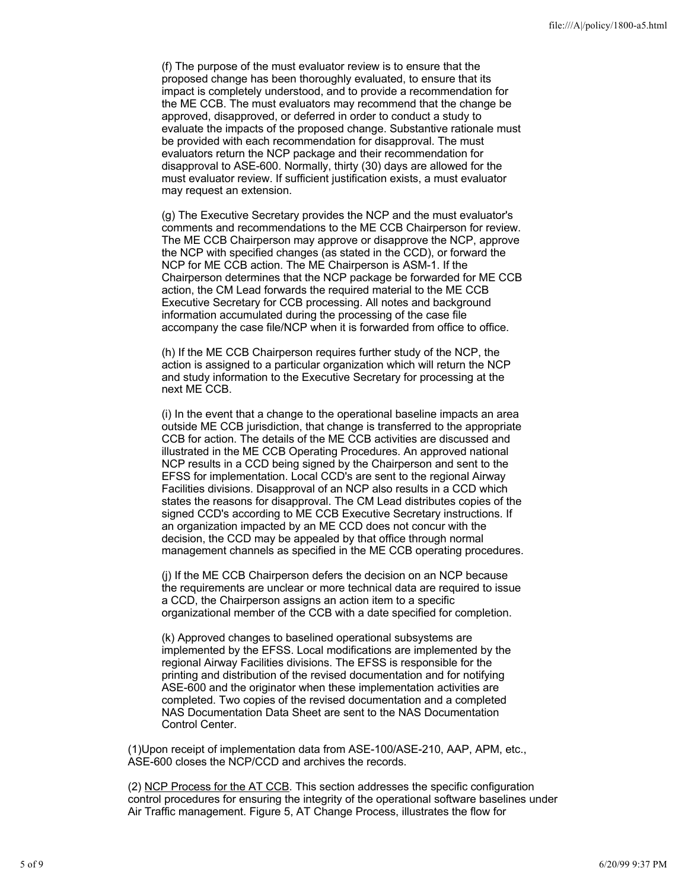(f) The purpose of the must evaluator review is to ensure that the proposed change has been thoroughly evaluated, to ensure that its impact is completely understood, and to provide a recommendation for the ME CCB. The must evaluators may recommend that the change be approved, disapproved, or deferred in order to conduct a study to evaluate the impacts of the proposed change. Substantive rationale must be provided with each recommendation for disapproval. The must evaluators return the NCP package and their recommendation for disapproval to ASE-600. Normally, thirty (30) days are allowed for the must evaluator review. If sufficient justification exists, a must evaluator may request an extension.

(g) The Executive Secretary provides the NCP and the must evaluator's comments and recommendations to the ME CCB Chairperson for review. The ME CCB Chairperson may approve or disapprove the NCP, approve the NCP with specified changes (as stated in the CCD), or forward the NCP for ME CCB action. The ME Chairperson is ASM-1. If the Chairperson determines that the NCP package be forwarded for ME CCB action, the CM Lead forwards the required material to the ME CCB Executive Secretary for CCB processing. All notes and background information accumulated during the processing of the case file accompany the case file/NCP when it is forwarded from office to office.

(h) If the ME CCB Chairperson requires further study of the NCP, the action is assigned to a particular organization which will return the NCP and study information to the Executive Secretary for processing at the next ME CCB.

(i) In the event that a change to the operational baseline impacts an area outside ME CCB jurisdiction, that change is transferred to the appropriate CCB for action. The details of the ME CCB activities are discussed and illustrated in the ME CCB Operating Procedures. An approved national NCP results in a CCD being signed by the Chairperson and sent to the EFSS for implementation. Local CCD's are sent to the regional Airway Facilities divisions. Disapproval of an NCP also results in a CCD which states the reasons for disapproval. The CM Lead distributes copies of the signed CCD's according to ME CCB Executive Secretary instructions. If an organization impacted by an ME CCD does not concur with the decision, the CCD may be appealed by that office through normal management channels as specified in the ME CCB operating procedures.

(j) If the ME CCB Chairperson defers the decision on an NCP because the requirements are unclear or more technical data are required to issue a CCD, the Chairperson assigns an action item to a specific organizational member of the CCB with a date specified for completion.

(k) Approved changes to baselined operational subsystems are implemented by the EFSS. Local modifications are implemented by the regional Airway Facilities divisions. The EFSS is responsible for the printing and distribution of the revised documentation and for notifying ASE-600 and the originator when these implementation activities are completed. Two copies of the revised documentation and a completed NAS Documentation Data Sheet are sent to the NAS Documentation Control Center.

(1)Upon receipt of implementation data from ASE-100/ASE-210, AAP, APM, etc., ASE-600 closes the NCP/CCD and archives the records.

(2) NCP Process for the AT CCB. This section addresses the specific configuration control procedures for ensuring the integrity of the operational software baselines under Air Traffic management. Figure 5, AT Change Process, illustrates the flow for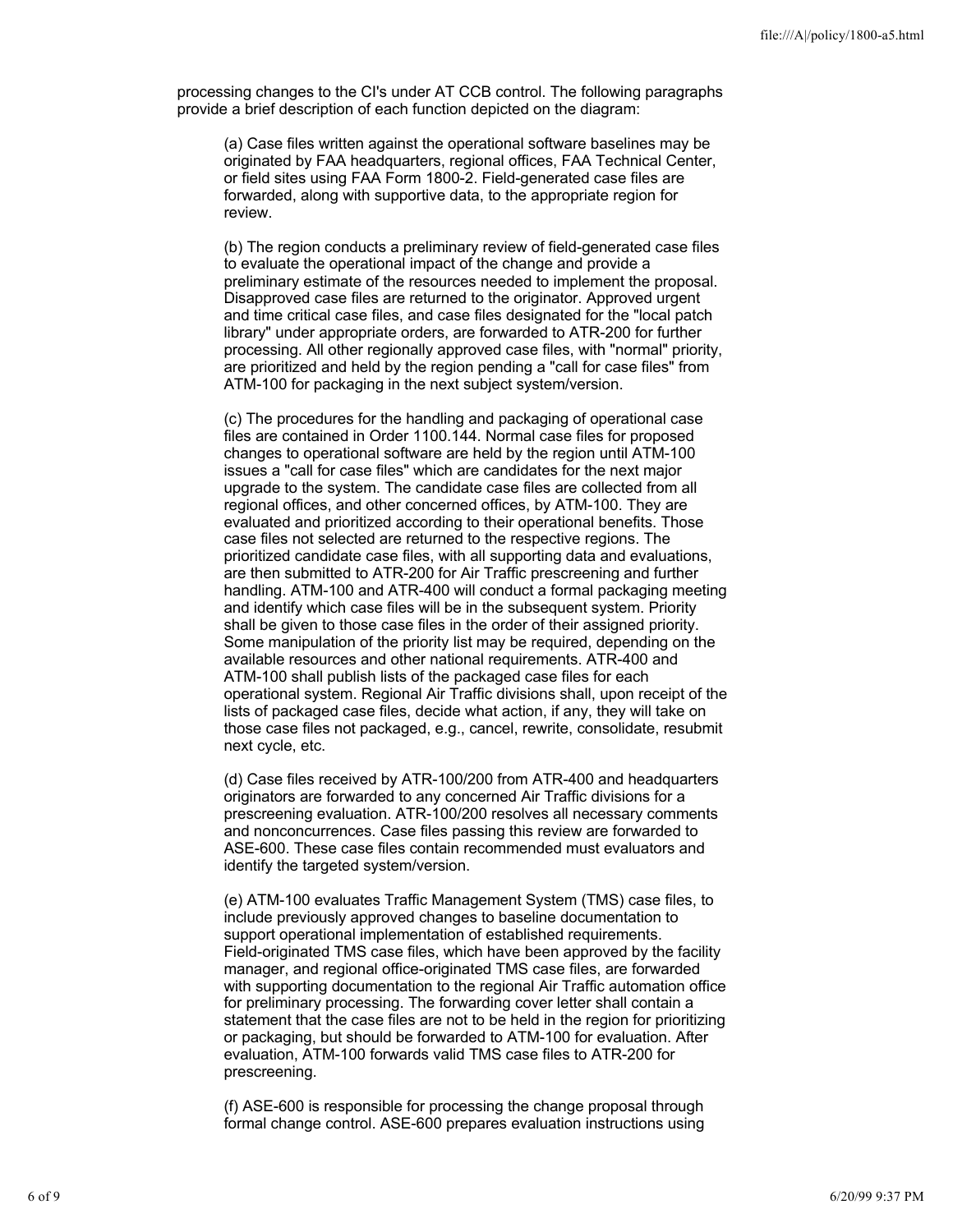processing changes to the CI's under AT CCB control. The following paragraphs provide a brief description of each function depicted on the diagram:

(a) Case files written against the operational software baselines may be originated by FAA headquarters, regional offices, FAA Technical Center, or field sites using FAA Form 1800-2. Field-generated case files are forwarded, along with supportive data, to the appropriate region for review.

(b) The region conducts a preliminary review of field-generated case files to evaluate the operational impact of the change and provide a preliminary estimate of the resources needed to implement the proposal. Disapproved case files are returned to the originator. Approved urgent and time critical case files, and case files designated for the "local patch library" under appropriate orders, are forwarded to ATR-200 for further processing. All other regionally approved case files, with "normal" priority, are prioritized and held by the region pending a "call for case files" from ATM-100 for packaging in the next subject system/version.

(c) The procedures for the handling and packaging of operational case files are contained in Order 1100.144. Normal case files for proposed changes to operational software are held by the region until ATM-100 issues a "call for case files" which are candidates for the next major upgrade to the system. The candidate case files are collected from all regional offices, and other concerned offices, by ATM-100. They are evaluated and prioritized according to their operational benefits. Those case files not selected are returned to the respective regions. The prioritized candidate case files, with all supporting data and evaluations, are then submitted to ATR-200 for Air Traffic prescreening and further handling. ATM-100 and ATR-400 will conduct a formal packaging meeting and identify which case files will be in the subsequent system. Priority shall be given to those case files in the order of their assigned priority. Some manipulation of the priority list may be required, depending on the available resources and other national requirements. ATR-400 and ATM-100 shall publish lists of the packaged case files for each operational system. Regional Air Traffic divisions shall, upon receipt of the lists of packaged case files, decide what action, if any, they will take on those case files not packaged, e.g., cancel, rewrite, consolidate, resubmit next cycle, etc.

(d) Case files received by ATR-100/200 from ATR-400 and headquarters originators are forwarded to any concerned Air Traffic divisions for a prescreening evaluation. ATR-100/200 resolves all necessary comments and nonconcurrences. Case files passing this review are forwarded to ASE-600. These case files contain recommended must evaluators and identify the targeted system/version.

(e) ATM-100 evaluates Traffic Management System (TMS) case files, to include previously approved changes to baseline documentation to support operational implementation of established requirements. Field-originated TMS case files, which have been approved by the facility manager, and regional office-originated TMS case files, are forwarded with supporting documentation to the regional Air Traffic automation office for preliminary processing. The forwarding cover letter shall contain a statement that the case files are not to be held in the region for prioritizing or packaging, but should be forwarded to ATM-100 for evaluation. After evaluation, ATM-100 forwards valid TMS case files to ATR-200 for prescreening.

(f) ASE-600 is responsible for processing the change proposal through formal change control. ASE-600 prepares evaluation instructions using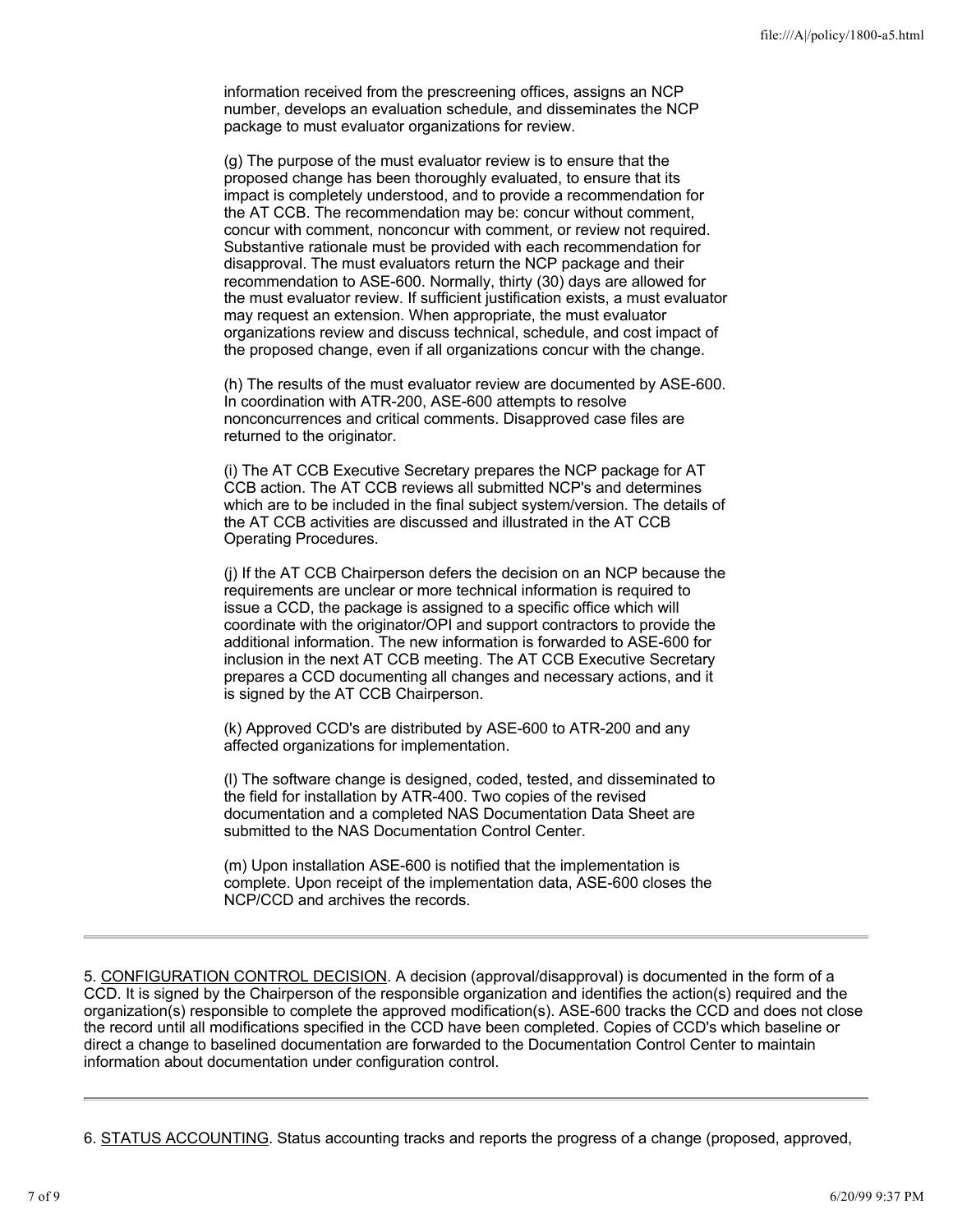information received from the prescreening offices, assigns an NCP number, develops an evaluation schedule, and disseminates the NCP package to must evaluator organizations for review.

(g) The purpose of the must evaluator review is to ensure that the proposed change has been thoroughly evaluated, to ensure that its impact is completely understood, and to provide a recommendation for the AT CCB. The recommendation may be: concur without comment, concur with comment, nonconcur with comment, or review not required. Substantive rationale must be provided with each recommendation for disapproval. The must evaluators return the NCP package and their recommendation to ASE-600. Normally, thirty (30) days are allowed for the must evaluator review. If sufficient justification exists, a must evaluator may request an extension. When appropriate, the must evaluator organizations review and discuss technical, schedule, and cost impact of the proposed change, even if all organizations concur with the change.

(h) The results of the must evaluator review are documented by ASE-600. In coordination with ATR-200, ASE-600 attempts to resolve nonconcurrences and critical comments. Disapproved case files are returned to the originator.

(i) The AT CCB Executive Secretary prepares the NCP package for AT CCB action. The AT CCB reviews all submitted NCP's and determines which are to be included in the final subject system/version. The details of the AT CCB activities are discussed and illustrated in the AT CCB Operating Procedures.

(j) If the AT CCB Chairperson defers the decision on an NCP because the requirements are unclear or more technical information is required to issue a CCD, the package is assigned to a specific office which will coordinate with the originator/OPI and support contractors to provide the additional information. The new information is forwarded to ASE-600 for inclusion in the next AT CCB meeting. The AT CCB Executive Secretary prepares a CCD documenting all changes and necessary actions, and it is signed by the AT CCB Chairperson.

(k) Approved CCD's are distributed by ASE-600 to ATR-200 and any affected organizations for implementation.

(l) The software change is designed, coded, tested, and disseminated to the field for installation by ATR-400. Two copies of the revised documentation and a completed NAS Documentation Data Sheet are submitted to the NAS Documentation Control Center.

(m) Upon installation ASE-600 is notified that the implementation is complete. Upon receipt of the implementation data, ASE-600 closes the NCP/CCD and archives the records.

---

5. CONFIGURATION CONTROL DECISION. A decision (approval/disapproval) is documented in the form of a CCD. It is signed by the Chairperson of the responsible organization and identifies the action(s) required and the organization(s) responsible to complete the approved modification(s). ASE-600 tracks the CCD and does not close the record until all modifications specified in the CCD have been completed. Copies of CCD's which baseline or direct a change to baselined documentation are forwarded to the Documentation Control Center to maintain information about documentation under configuration control.

---

6. STATUS ACCOUNTING. Status accounting tracks and reports the progress of a change (proposed, approved,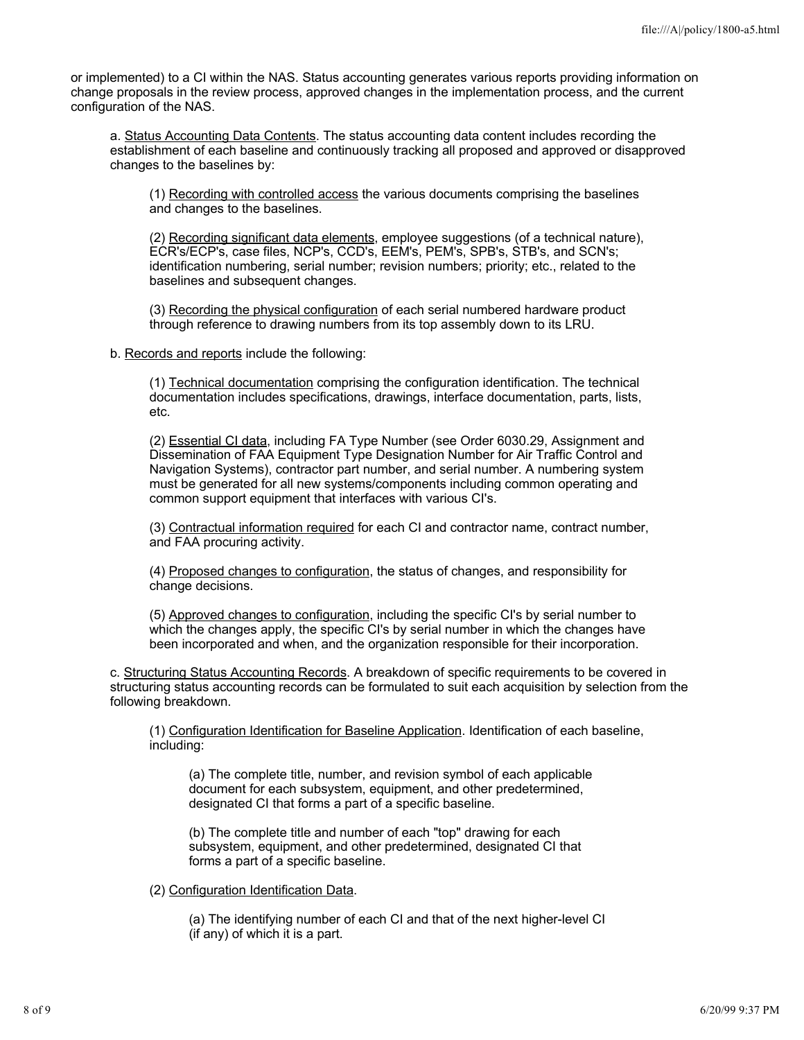or implemented) to a CI within the NAS. Status accounting generates various reports providing information on change proposals in the review process, approved changes in the implementation process, and the current configuration of the NAS.

a. Status Accounting Data Contents. The status accounting data content includes recording the establishment of each baseline and continuously tracking all proposed and approved or disapproved changes to the baselines by:

(1) Recording with controlled access the various documents comprising the baselines and changes to the baselines.

(2) Recording significant data elements, employee suggestions (of a technical nature), ECR's/ECP's, case files, NCP's, CCD's, EEM's, PEM's, SPB's, STB's, and SCN's; identification numbering, serial number; revision numbers; priority; etc., related to the baselines and subsequent changes.

(3) Recording the physical configuration of each serial numbered hardware product through reference to drawing numbers from its top assembly down to its LRU.

b. Records and reports include the following:

(1) Technical documentation comprising the configuration identification. The technical documentation includes specifications, drawings, interface documentation, parts, lists, etc.

(2) Essential CI data, including FA Type Number (see Order 6030.29, Assignment and Dissemination of FAA Equipment Type Designation Number for Air Traffic Control and Navigation Systems), contractor part number, and serial number. A numbering system must be generated for all new systems/components including common operating and common support equipment that interfaces with various CI's.

(3) Contractual information required for each CI and contractor name, contract number, and FAA procuring activity.

(4) Proposed changes to configuration, the status of changes, and responsibility for change decisions.

(5) Approved changes to configuration, including the specific CI's by serial number to which the changes apply, the specific CI's by serial number in which the changes have been incorporated and when, and the organization responsible for their incorporation.

c. Structuring Status Accounting Records. A breakdown of specific requirements to be covered in structuring status accounting records can be formulated to suit each acquisition by selection from the following breakdown.

(1) Configuration Identification for Baseline Application. Identification of each baseline, including:

(a) The complete title, number, and revision symbol of each applicable document for each subsystem, equipment, and other predetermined, designated CI that forms a part of a specific baseline.

(b) The complete title and number of each "top" drawing for each subsystem, equipment, and other predetermined, designated CI that forms a part of a specific baseline.

(2) Configuration Identification Data.

(a) The identifying number of each CI and that of the next higher-level CI (if any) of which it is a part.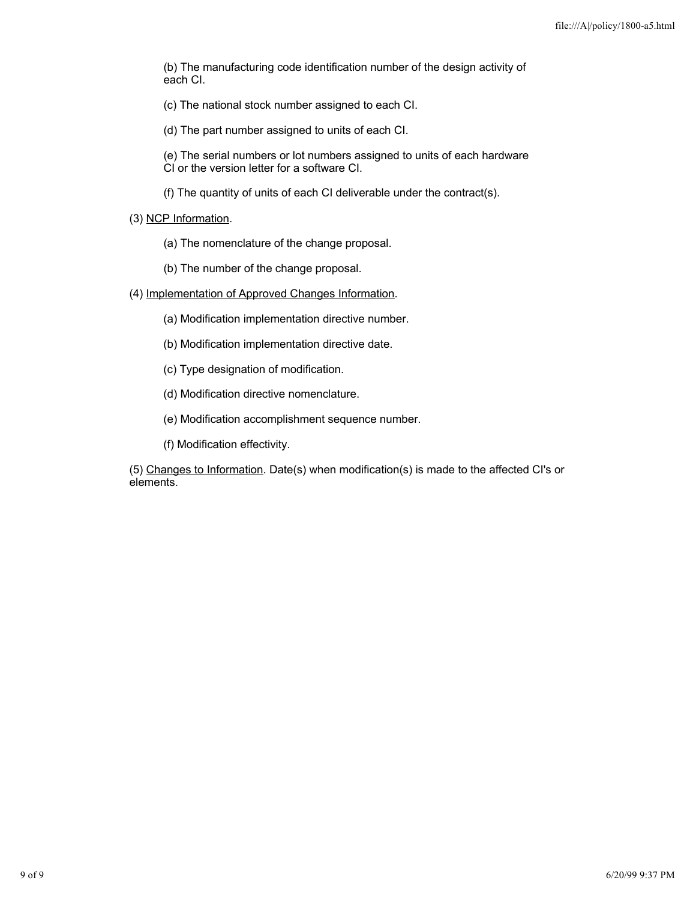(b) The manufacturing code identification number of the design activity of each CI.

(c) The national stock number assigned to each CI.

(d) The part number assigned to units of each CI.

(e) The serial numbers or lot numbers assigned to units of each hardware CI or the version letter for a software CI.

(f) The quantity of units of each CI deliverable under the contract(s).

(3) <u>NCP Information</u>.

(a) The nomenclature of the change proposal.

(b) The number of the change proposal.

(4) <u>Implementation of Approved Changes Information</u>.

(a) Modification implementation directive number.

(b) Modification implementation directive date.

(c) Type designation of modification.

(d) Modification directive nomenclature.

(e) Modification accomplishment sequence number.

(f) Modification effectivity.

(5) <u>Changes to Information</u>. Date(s) when modification(s) is made to the affected CI's or elements.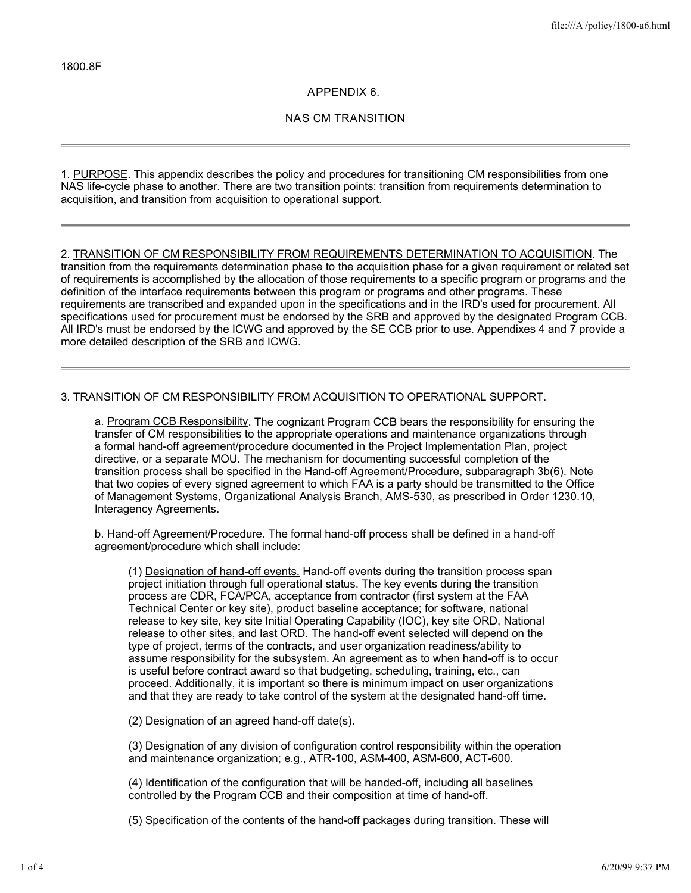1800.8F

## APPENDIX 6.

## NAS CM TRANSITION

---

1. PURPOSE. This appendix describes the policy and procedures for transitioning CM responsibilities from one NAS life-cycle phase to another. There are two transition points: transition from requirements determination to acquisition, and transition from acquisition to operational support.

---

2. TRANSITION OF CM RESPONSIBILITY FROM REQUIREMENTS DETERMINATION TO ACQUISITION. The transition from the requirements determination phase to the acquisition phase for a given requirement or related set of requirements is accomplished by the allocation of those requirements to a specific program or programs and the definition of the interface requirements between this program or programs and other programs. These requirements are transcribed and expanded upon in the specifications and in the IRD's used for procurement. All specifications used for procurement must be endorsed by the SRB and approved by the designated Program CCB. All IRD's must be endorsed by the ICWG and approved by the SE CCB prior to use. Appendixes 4 and 7 provide a more detailed description of the SRB and ICWG.

---

3. TRANSITION OF CM RESPONSIBILITY FROM ACQUISITION TO OPERATIONAL SUPPORT.

a. Program CCB Responsibility. The cognizant Program CCB bears the responsibility for ensuring the transfer of CM responsibilities to the appropriate operations and maintenance organizations through a formal hand-off agreement/procedure documented in the Project Implementation Plan, project directive, or a separate MOU. The mechanism for documenting successful completion of the transition process shall be specified in the Hand-off Agreement/Procedure, subparagraph 3b(6). Note that two copies of every signed agreement to which FAA is a party should be transmitted to the Office of Management Systems, Organizational Analysis Branch, AMS-530, as prescribed in Order 1230.10, Interagency Agreements.

b. Hand-off Agreement/Procedure. The formal hand-off process shall be defined in a hand-off agreement/procedure which shall include:

(1) Designation of hand-off events. Hand-off events during the transition process span project initiation through full operational status. The key events during the transition process are CDR, FCA/PCA, acceptance from contractor (first system at the FAA Technical Center or key site), product baseline acceptance; for software, national release to key site, key site Initial Operating Capability (IOC), key site ORD, National release to other sites, and last ORD. The hand-off event selected will depend on the type of project, terms of the contracts, and user organization readiness/ability to assume responsibility for the subsystem. An agreement as to when hand-off is to occur is useful before contract award so that budgeting, scheduling, training, etc., can proceed. Additionally, it is important so there is minimum impact on user organizations and that they are ready to take control of the system at the designated hand-off time.

(2) Designation of an agreed hand-off date(s).

(3) Designation of any division of configuration control responsibility within the operation and maintenance organization; e.g., ATR-100, ASM-400, ASM-600, ACT-600.

(4) Identification of the configuration that will be handed-off, including all baselines controlled by the Program CCB and their composition at time of hand-off.

(5) Specification of the contents of the hand-off packages during transition. These will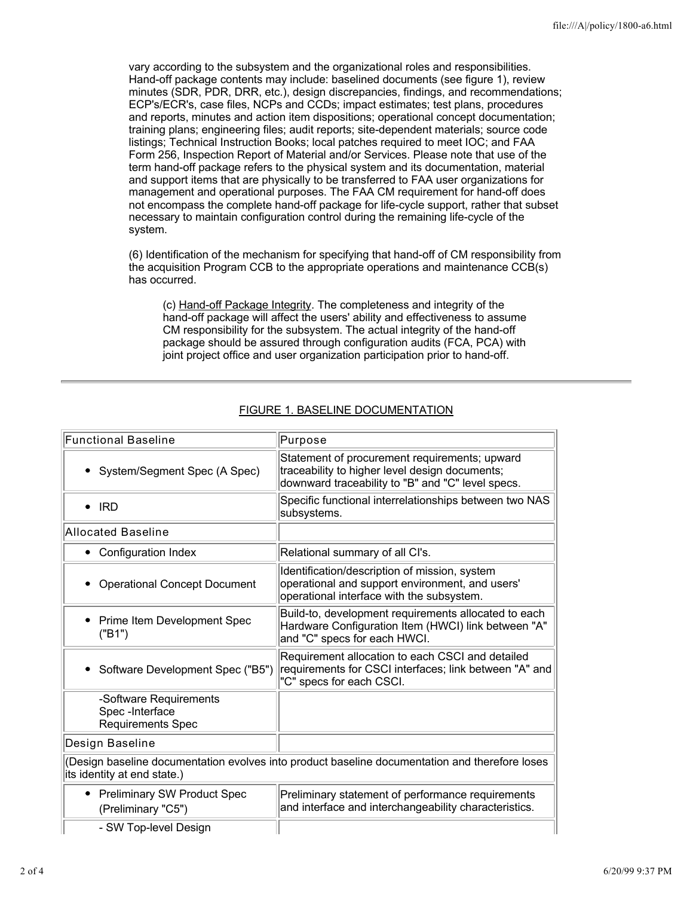vary according to the subsystem and the organizational roles and responsibilities. Hand-off package contents may include: baselined documents (see figure 1), review minutes (SDR, PDR, DRR, etc.), design discrepancies, findings, and recommendations; ECP's/ECR's, case files, NCPs and CCDs; impact estimates; test plans, procedures and reports, minutes and action item dispositions; operational concept documentation; training plans; engineering files; audit reports; site-dependent materials; source code listings; Technical Instruction Books; local patches required to meet IOC; and FAA Form 256, Inspection Report of Material and/or Services. Please note that use of the term hand-off package refers to the physical system and its documentation, material and support items that are physically to be transferred to FAA user organizations for management and operational purposes. The FAA CM requirement for hand-off does not encompass the complete hand-off package for life-cycle support, rather that subset necessary to maintain configuration control during the remaining life-cycle of the system.

(6) Identification of the mechanism for specifying that hand-off of CM responsibility from the acquisition Program CCB to the appropriate operations and maintenance CCB(s) has occurred.

(c) Hand-off Package Integrity. The completeness and integrity of the hand-off package will affect the users' ability and effectiveness to assume CM responsibility for the subsystem. The actual integrity of the hand-off package should be assured through configuration audits (FCA, PCA) with joint project office and user organization participation prior to hand-off.

---

FIGURE 1. BASELINE DOCUMENTATION

| Functional Baseline | Purpose |
|---|---|
| • System/Segment Spec (A Spec) | Statement of procurement requirements; upward traceability to higher level design documents; downward traceability to "B" and "C" level specs. |
| • IRD | Specific functional interrelationships between two NAS subsystems. |
| Allocated Baseline | |
| • Configuration Index | Relational summary of all CI's. |
| • Operational Concept Document | Identification/description of mission, system operational and support environment, and users' operational interface with the subsystem. |
| • Prime Item Development Spec ("B1") | Build-to, development requirements allocated to each Hardware Configuration Item (HWCI) link between "A" and "C" specs for each HWCI. |
| • Software Development Spec ("B5") | Requirement allocation to each CSCI and detailed requirements for CSCI interfaces; link between "A" and "C" specs for each CSCI. |
| -Software Requirements Spec -Interface Requirements Spec | |
| Design Baseline | |
| (Design baseline documentation evolves into product baseline documentation and therefore loses its identity at end state.) | |
| • Preliminary SW Product Spec (Preliminary "C5") | Preliminary statement of performance requirements and interface and interchangeability characteristics. |
| - SW Top-level Design | |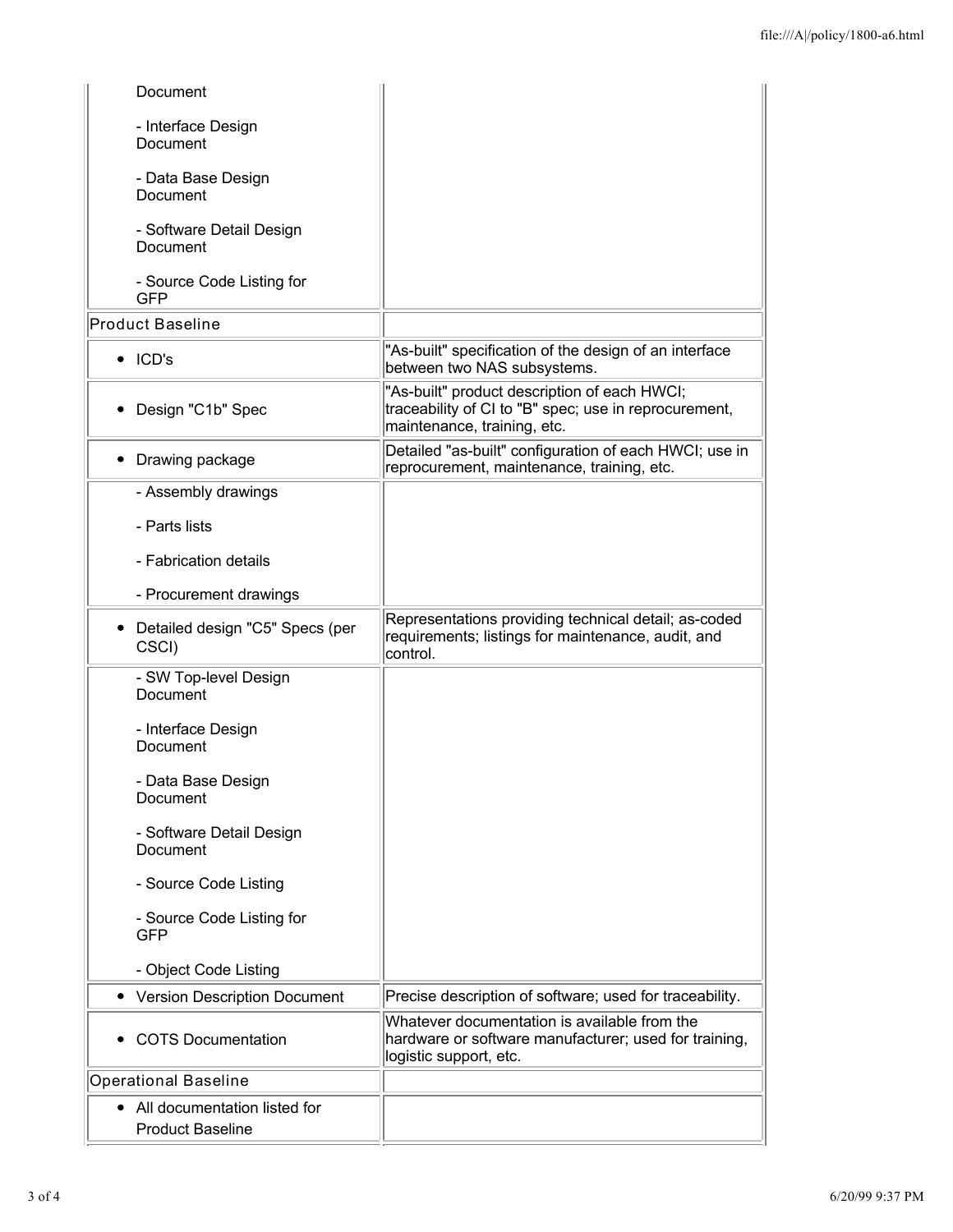| | |
|---|---|
| Document<br><br>- Interface Design Document<br><br>- Data Base Design Document<br><br>- Software Detail Design Document<br><br>- Source Code Listing for GFP | |
| Product Baseline | |
| • ICD's | "As-built" specification of the design of an interface between two NAS subsystems. |
| • Design "C1b" Spec | "As-built" product description of each HWCI; traceability of CI to "B" spec; use in reprocurement, maintenance, training, etc. |
| • Drawing package | Detailed "as-built" configuration of each HWCI; use in reprocurement, maintenance, training, etc. |
| - Assembly drawings<br><br>- Parts lists<br><br>- Fabrication details<br><br>- Procurement drawings | |
| • Detailed design "C5" Specs (per CSCI) | Representations providing technical detail; as-coded requirements; listings for maintenance, audit, and control. |
| - SW Top-level Design Document<br><br>- Interface Design Document<br><br>- Data Base Design Document<br><br>- Software Detail Design Document<br><br>- Source Code Listing<br><br>- Source Code Listing for GFP<br><br>- Object Code Listing | |
| • Version Description Document | Precise description of software; used for traceability. |
| • COTS Documentation | Whatever documentation is available from the hardware or software manufacturer; used for training, logistic support, etc. |
| Operational Baseline | |
| • All documentation listed for Product Baseline | |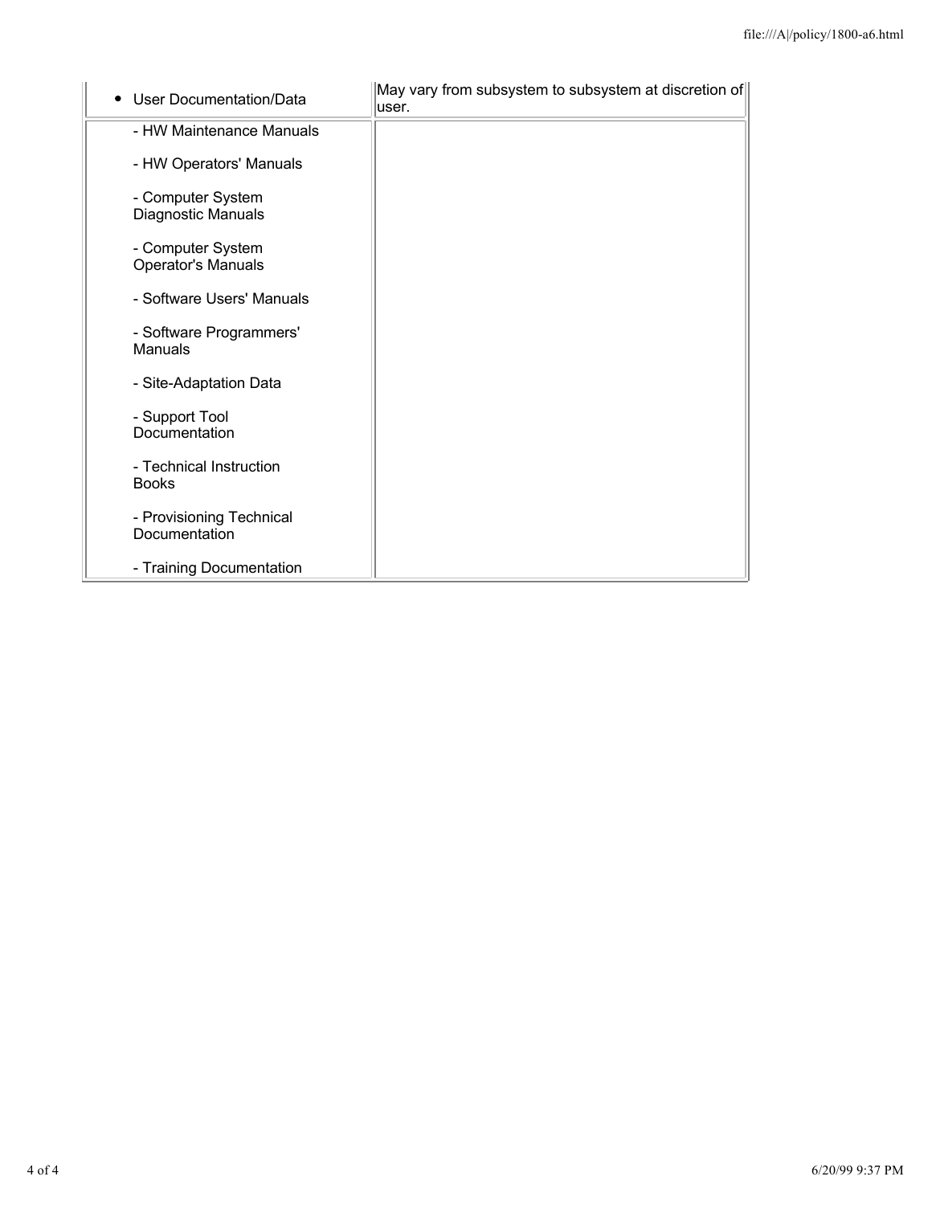| | |
|---|---|
| • User Documentation/Data | May vary from subsystem to subsystem at discretion of user. |
| - HW Maintenance Manuals<br><br>- HW Operators' Manuals<br><br>- Computer System Diagnostic Manuals<br><br>- Computer System Operator's Manuals<br><br>- Software Users' Manuals<br><br>- Software Programmers' Manuals<br><br>- Site-Adaptation Data<br><br>- Support Tool Documentation<br><br>- Technical Instruction Books<br><br>- Provisioning Technical Documentation<br><br>- Training Documentation | |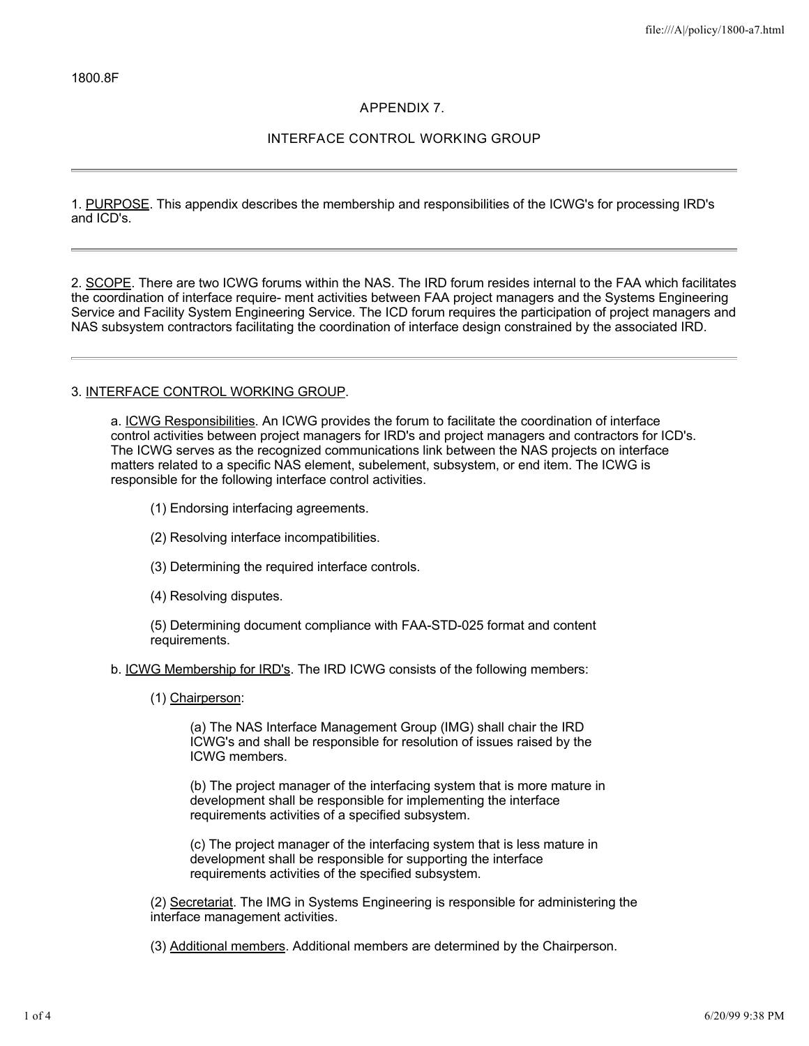1800.8F

# APPENDIX 7.

## INTERFACE CONTROL WORKING GROUP

---

1. <u>PURPOSE</u>. This appendix describes the membership and responsibilities of the ICWG's for processing IRD's and ICD's.

---

2. <u>SCOPE</u>. There are two ICWG forums within the NAS. The IRD forum resides internal to the FAA which facilitates the coordination of interface require- ment activities between FAA project managers and the Systems Engineering Service and Facility System Engineering Service. The ICD forum requires the participation of project managers and NAS subsystem contractors facilitating the coordination of interface design constrained by the associated IRD.

---

3. <u>INTERFACE CONTROL WORKING GROUP</u>.

a. <u>ICWG Responsibilities</u>. An ICWG provides the forum to facilitate the coordination of interface control activities between project managers for IRD's and project managers and contractors for ICD's. The ICWG serves as the recognized communications link between the NAS projects on interface matters related to a specific NAS element, subelement, subsystem, or end item. The ICWG is responsible for the following interface control activities.

(1) Endorsing interfacing agreements.

(2) Resolving interface incompatibilities.

(3) Determining the required interface controls.

(4) Resolving disputes.

(5) Determining document compliance with FAA-STD-025 format and content requirements.

b. <u>ICWG Membership for IRD's</u>. The IRD ICWG consists of the following members:

(1) <u>Chairperson</u>:

(a) The NAS Interface Management Group (IMG) shall chair the IRD ICWG's and shall be responsible for resolution of issues raised by the ICWG members.

(b) The project manager of the interfacing system that is more mature in development shall be responsible for implementing the interface requirements activities of a specified subsystem.

(c) The project manager of the interfacing system that is less mature in development shall be responsible for supporting the interface requirements activities of the specified subsystem.

(2) <u>Secretariat</u>. The IMG in Systems Engineering is responsible for administering the interface management activities.

(3) <u>Additional members</u>. Additional members are determined by the Chairperson.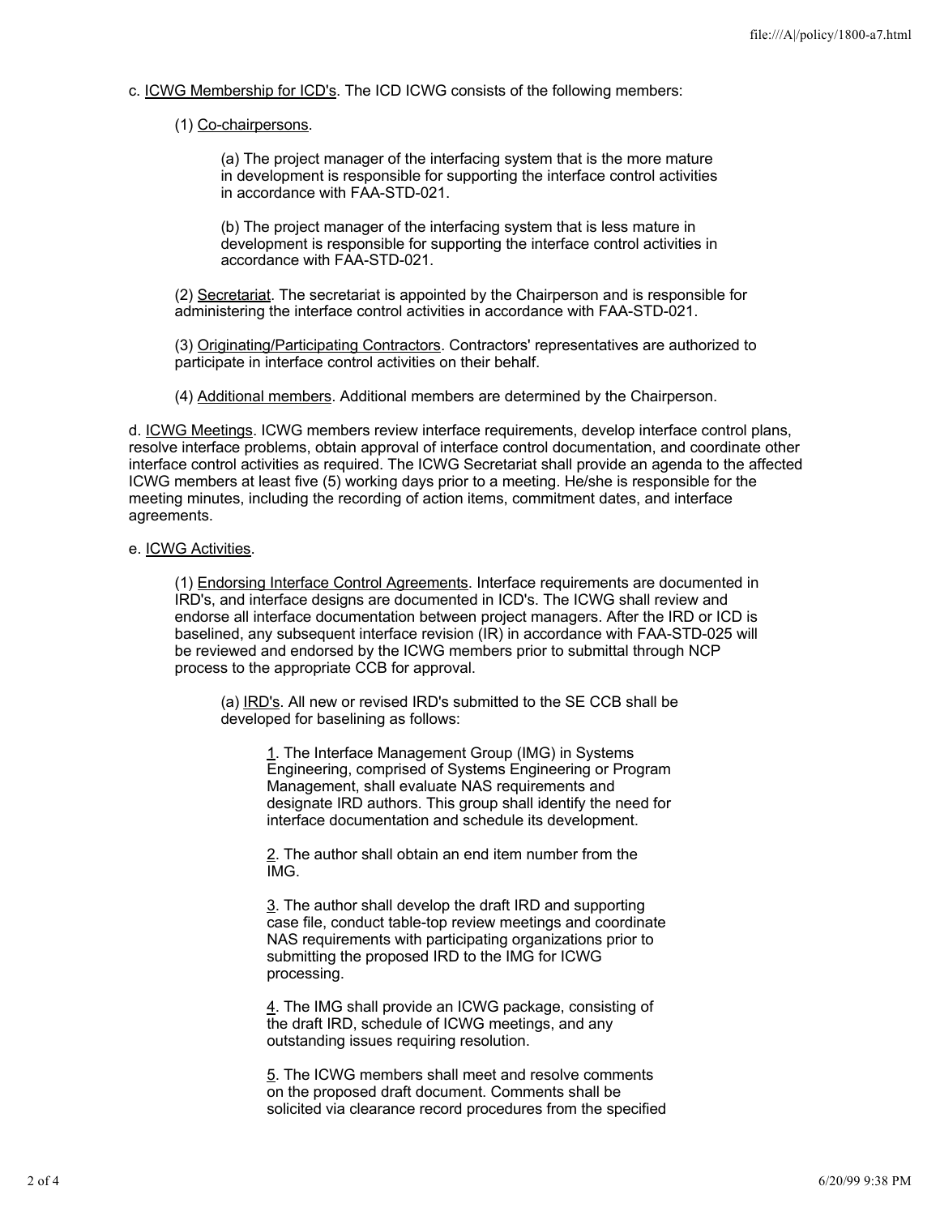c. ICWG Membership for ICD's. The ICD ICWG consists of the following members:

(1) Co-chairpersons.

(a) The project manager of the interfacing system that is the more mature in development is responsible for supporting the interface control activities in accordance with FAA-STD-021.

(b) The project manager of the interfacing system that is less mature in development is responsible for supporting the interface control activities in accordance with FAA-STD-021.

(2) Secretariat. The secretariat is appointed by the Chairperson and is responsible for administering the interface control activities in accordance with FAA-STD-021.

(3) Originating/Participating Contractors. Contractors' representatives are authorized to participate in interface control activities on their behalf.

(4) Additional members. Additional members are determined by the Chairperson.

d. ICWG Meetings. ICWG members review interface requirements, develop interface control plans, resolve interface problems, obtain approval of interface control documentation, and coordinate other interface control activities as required. The ICWG Secretariat shall provide an agenda to the affected ICWG members at least five (5) working days prior to a meeting. He/she is responsible for the meeting minutes, including the recording of action items, commitment dates, and interface agreements.

e. ICWG Activities.

(1) Endorsing Interface Control Agreements. Interface requirements are documented in IRD's, and interface designs are documented in ICD's. The ICWG shall review and endorse all interface documentation between project managers. After the IRD or ICD is baselined, any subsequent interface revision (IR) in accordance with FAA-STD-025 will be reviewed and endorsed by the ICWG members prior to submittal through NCP process to the appropriate CCB for approval.

(a) IRD's. All new or revised IRD's submitted to the SE CCB shall be developed for baselining as follows:

1. The Interface Management Group (IMG) in Systems Engineering, comprised of Systems Engineering or Program Management, shall evaluate NAS requirements and designate IRD authors. This group shall identify the need for interface documentation and schedule its development.

2. The author shall obtain an end item number from the IMG.

3. The author shall develop the draft IRD and supporting case file, conduct table-top review meetings and coordinate NAS requirements with participating organizations prior to submitting the proposed IRD to the IMG for ICWG processing.

4. The IMG shall provide an ICWG package, consisting of the draft IRD, schedule of ICWG meetings, and any outstanding issues requiring resolution.

5. The ICWG members shall meet and resolve comments on the proposed draft document. Comments shall be solicited via clearance record procedures from the specified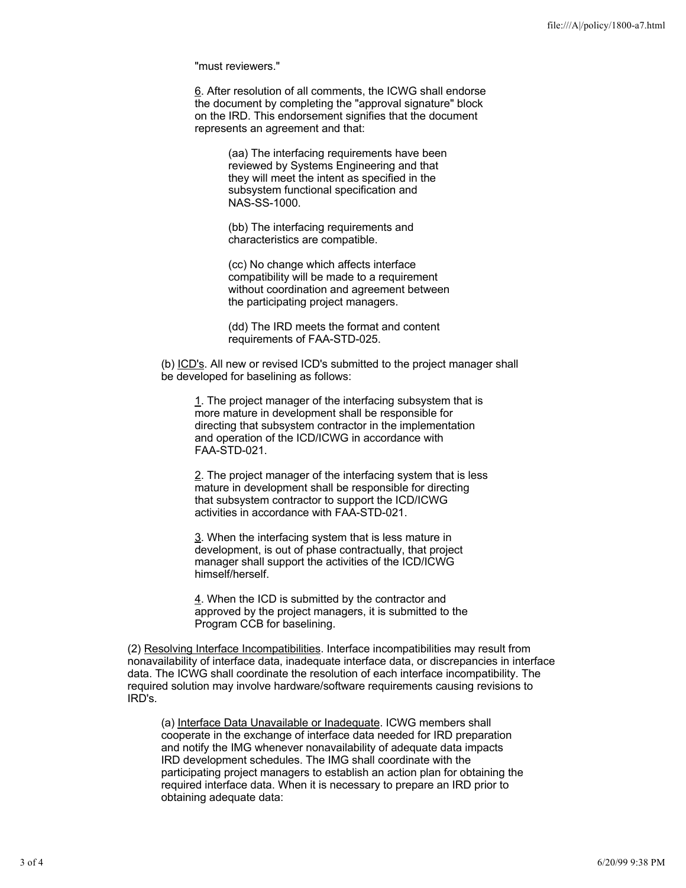"must reviewers."

6. After resolution of all comments, the ICWG shall endorse the document by completing the "approval signature" block on the IRD. This endorsement signifies that the document represents an agreement and that:

(aa) The interfacing requirements have been reviewed by Systems Engineering and that they will meet the intent as specified in the subsystem functional specification and NAS-SS-1000.

(bb) The interfacing requirements and characteristics are compatible.

(cc) No change which affects interface compatibility will be made to a requirement without coordination and agreement between the participating project managers.

(dd) The IRD meets the format and content requirements of FAA-STD-025.

(b) ICD's. All new or revised ICD's submitted to the project manager shall be developed for baselining as follows:

1. The project manager of the interfacing subsystem that is more mature in development shall be responsible for directing that subsystem contractor in the implementation and operation of the ICD/ICWG in accordance with FAA-STD-021.

2. The project manager of the interfacing system that is less mature in development shall be responsible for directing that subsystem contractor to support the ICD/ICWG activities in accordance with FAA-STD-021.

3. When the interfacing system that is less mature in development, is out of phase contractually, that project manager shall support the activities of the ICD/ICWG himself/herself.

4. When the ICD is submitted by the contractor and approved by the project managers, it is submitted to the Program CCB for baselining.

(2) Resolving Interface Incompatibilities. Interface incompatibilities may result from nonavailability of interface data, inadequate interface data, or discrepancies in interface data. The ICWG shall coordinate the resolution of each interface incompatibility. The required solution may involve hardware/software requirements causing revisions to IRD's.

(a) Interface Data Unavailable or Inadequate. ICWG members shall cooperate in the exchange of interface data needed for IRD preparation and notify the IMG whenever nonavailability of adequate data impacts IRD development schedules. The IMG shall coordinate with the participating project managers to establish an action plan for obtaining the required interface data. When it is necessary to prepare an IRD prior to obtaining adequate data: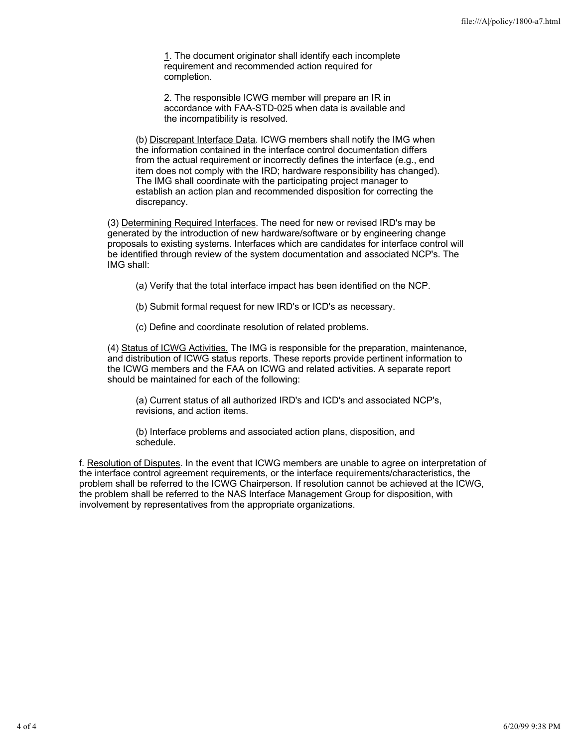1. The document originator shall identify each incomplete requirement and recommended action required for completion.

2. The responsible ICWG member will prepare an IR in accordance with FAA-STD-025 when data is available and the incompatibility is resolved.

(b) Discrepant Interface Data. ICWG members shall notify the IMG when the information contained in the interface control documentation differs from the actual requirement or incorrectly defines the interface (e.g., end item does not comply with the IRD; hardware responsibility has changed). The IMG shall coordinate with the participating project manager to establish an action plan and recommended disposition for correcting the discrepancy.

(3) Determining Required Interfaces. The need for new or revised IRD's may be generated by the introduction of new hardware/software or by engineering change proposals to existing systems. Interfaces which are candidates for interface control will be identified through review of the system documentation and associated NCP's. The IMG shall:

(a) Verify that the total interface impact has been identified on the NCP.

(b) Submit formal request for new IRD's or ICD's as necessary.

(c) Define and coordinate resolution of related problems.

(4) Status of ICWG Activities. The IMG is responsible for the preparation, maintenance, and distribution of ICWG status reports. These reports provide pertinent information to the ICWG members and the FAA on ICWG and related activities. A separate report should be maintained for each of the following:

(a) Current status of all authorized IRD's and ICD's and associated NCP's, revisions, and action items.

(b) Interface problems and associated action plans, disposition, and schedule.

f. Resolution of Disputes. In the event that ICWG members are unable to agree on interpretation of the interface control agreement requirements, or the interface requirements/characteristics, the problem shall be referred to the ICWG Chairperson. If resolution cannot be achieved at the ICWG, the problem shall be referred to the NAS Interface Management Group for disposition, with involvement by representatives from the appropriate organizations.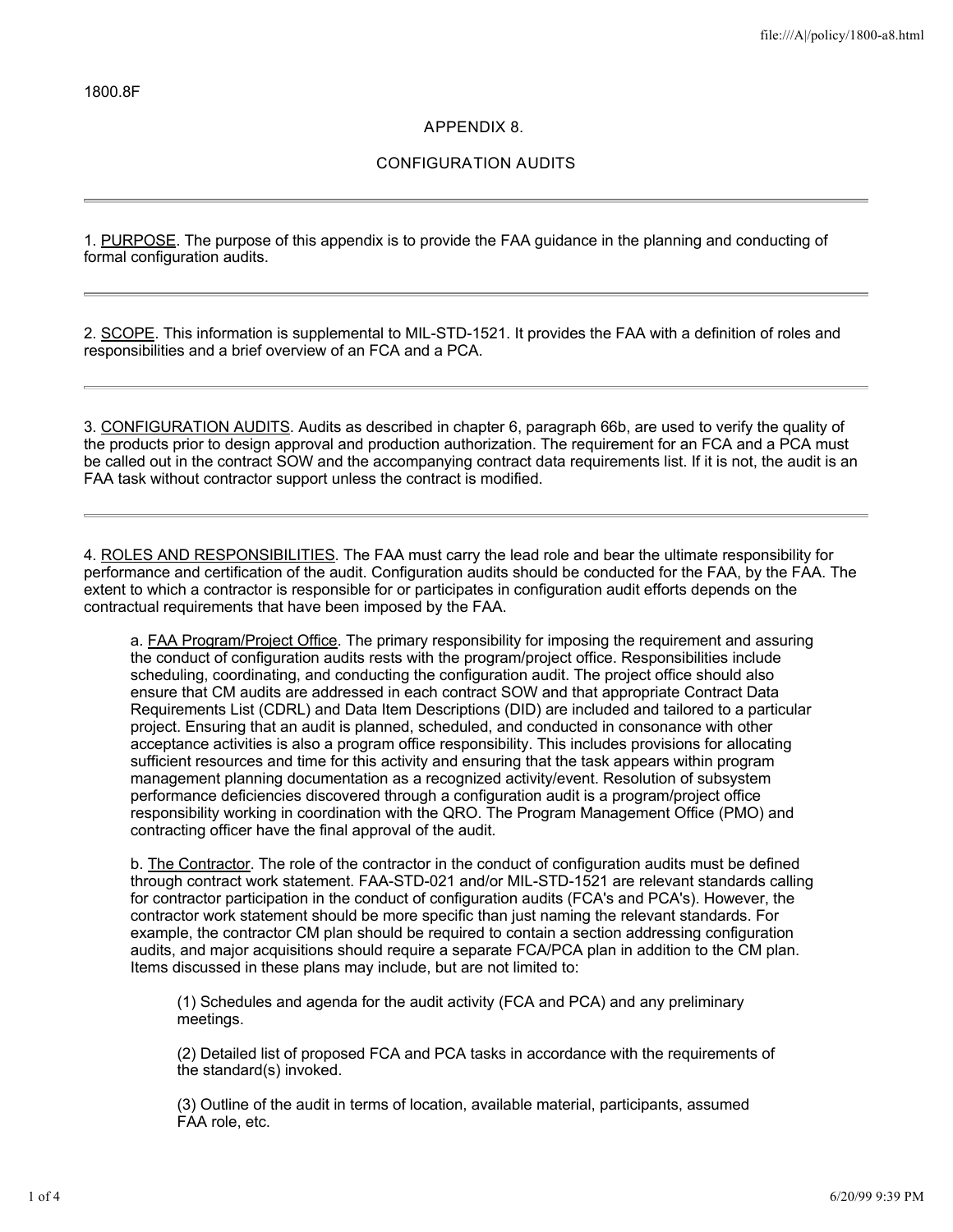1800.8F

## APPENDIX 8.

## CONFIGURATION AUDITS

---

1. PURPOSE. The purpose of this appendix is to provide the FAA guidance in the planning and conducting of formal configuration audits.

---

2. SCOPE. This information is supplemental to MIL-STD-1521. It provides the FAA with a definition of roles and responsibilities and a brief overview of an FCA and a PCA.

---

3. CONFIGURATION AUDITS. Audits as described in chapter 6, paragraph 66b, are used to verify the quality of the products prior to design approval and production authorization. The requirement for an FCA and a PCA must be called out in the contract SOW and the accompanying contract data requirements list. If it is not, the audit is an FAA task without contractor support unless the contract is modified.

---

4. ROLES AND RESPONSIBILITIES. The FAA must carry the lead role and bear the ultimate responsibility for performance and certification of the audit. Configuration audits should be conducted for the FAA, by the FAA. The extent to which a contractor is responsible for or participates in configuration audit efforts depends on the contractual requirements that have been imposed by the FAA.

a. FAA Program/Project Office. The primary responsibility for imposing the requirement and assuring the conduct of configuration audits rests with the program/project office. Responsibilities include scheduling, coordinating, and conducting the configuration audit. The project office should also ensure that CM audits are addressed in each contract SOW and that appropriate Contract Data Requirements List (CDRL) and Data Item Descriptions (DID) are included and tailored to a particular project. Ensuring that an audit is planned, scheduled, and conducted in consonance with other acceptance activities is also a program office responsibility. This includes provisions for allocating sufficient resources and time for this activity and ensuring that the task appears within program management planning documentation as a recognized activity/event. Resolution of subsystem performance deficiencies discovered through a configuration audit is a program/project office responsibility working in coordination with the QRO. The Program Management Office (PMO) and contracting officer have the final approval of the audit.

b. The Contractor. The role of the contractor in the conduct of configuration audits must be defined through contract work statement. FAA-STD-021 and/or MIL-STD-1521 are relevant standards calling for contractor participation in the conduct of configuration audits (FCA's and PCA's). However, the contractor work statement should be more specific than just naming the relevant standards. For example, the contractor CM plan should be required to contain a section addressing configuration audits, and major acquisitions should require a separate FCA/PCA plan in addition to the CM plan. Items discussed in these plans may include, but are not limited to:

(1) Schedules and agenda for the audit activity (FCA and PCA) and any preliminary meetings.

(2) Detailed list of proposed FCA and PCA tasks in accordance with the requirements of the standard(s) invoked.

(3) Outline of the audit in terms of location, available material, participants, assumed FAA role, etc.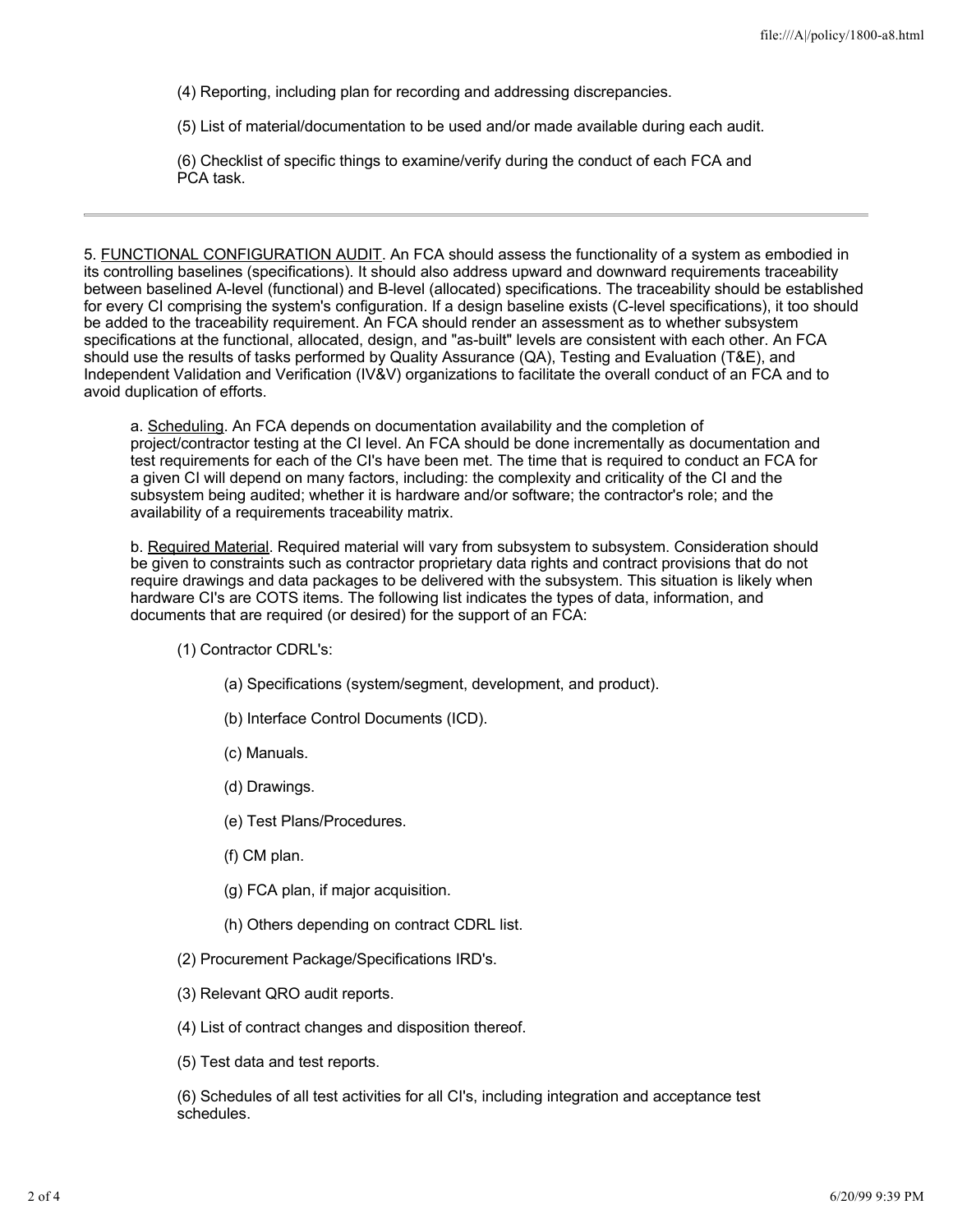(4) Reporting, including plan for recording and addressing discrepancies.

(5) List of material/documentation to be used and/or made available during each audit.

(6) Checklist of specific things to examine/verify during the conduct of each FCA and PCA task.

---

5. FUNCTIONAL CONFIGURATION AUDIT. An FCA should assess the functionality of a system as embodied in its controlling baselines (specifications). It should also address upward and downward requirements traceability between baselined A-level (functional) and B-level (allocated) specifications. The traceability should be established for every CI comprising the system's configuration. If a design baseline exists (C-level specifications), it too should be added to the traceability requirement. An FCA should render an assessment as to whether subsystem specifications at the functional, allocated, design, and "as-built" levels are consistent with each other. An FCA should use the results of tasks performed by Quality Assurance (QA), Testing and Evaluation (T&E), and Independent Validation and Verification (IV&V) organizations to facilitate the overall conduct of an FCA and to avoid duplication of efforts.

a. Scheduling. An FCA depends on documentation availability and the completion of project/contractor testing at the CI level. An FCA should be done incrementally as documentation and test requirements for each of the CI's have been met. The time that is required to conduct an FCA for a given CI will depend on many factors, including: the complexity and criticality of the CI and the subsystem being audited; whether it is hardware and/or software; the contractor's role; and the availability of a requirements traceability matrix.

b. Required Material. Required material will vary from subsystem to subsystem. Consideration should be given to constraints such as contractor proprietary data rights and contract provisions that do not require drawings and data packages to be delivered with the subsystem. This situation is likely when hardware CI's are COTS items. The following list indicates the types of data, information, and documents that are required (or desired) for the support of an FCA:

(1) Contractor CDRL's:

(a) Specifications (system/segment, development, and product).

(b) Interface Control Documents (ICD).

(c) Manuals.

(d) Drawings.

(e) Test Plans/Procedures.

(f) CM plan.

(g) FCA plan, if major acquisition.

(h) Others depending on contract CDRL list.

(2) Procurement Package/Specifications IRD's.

(3) Relevant QRO audit reports.

(4) List of contract changes and disposition thereof.

(5) Test data and test reports.

(6) Schedules of all test activities for all CI's, including integration and acceptance test schedules.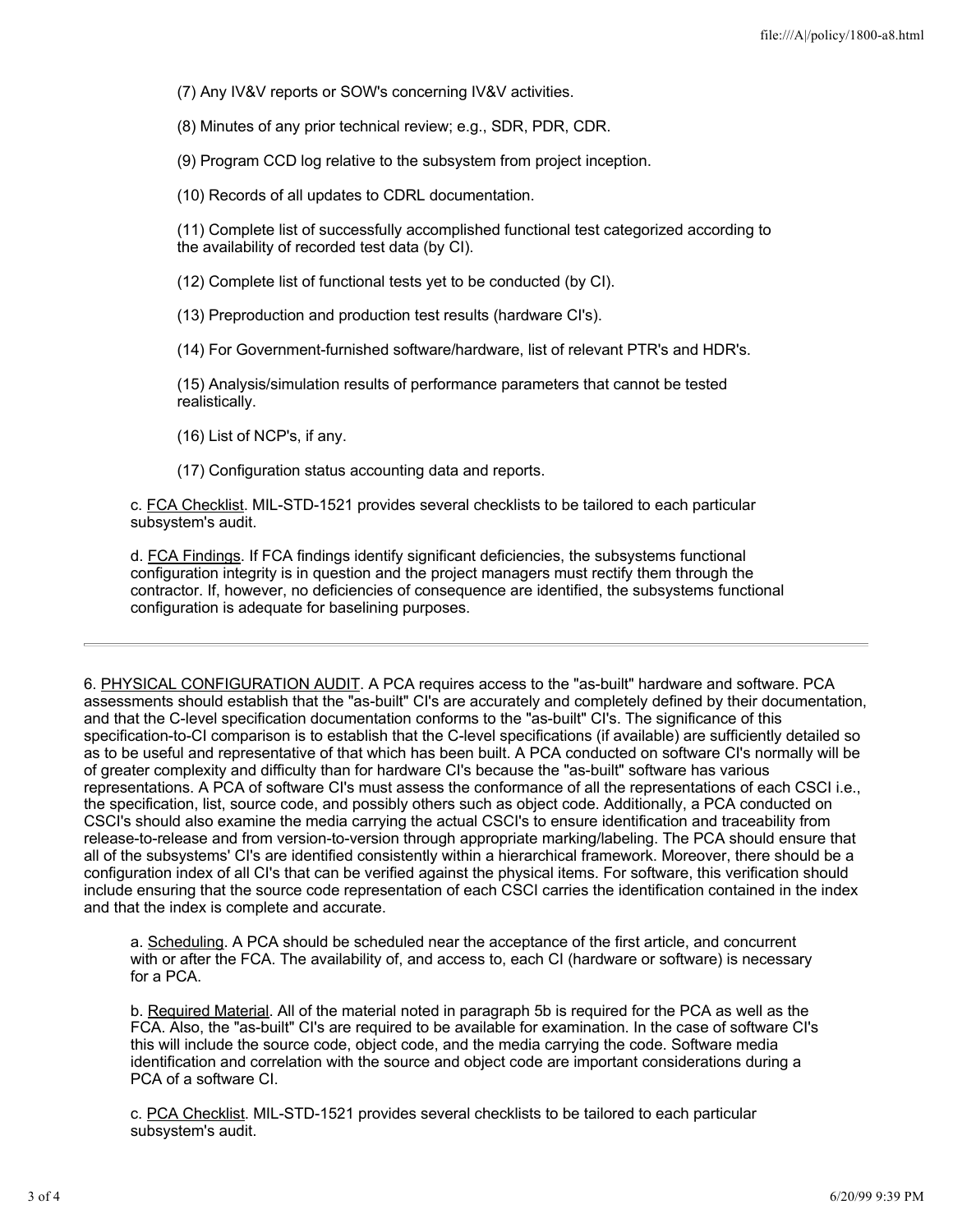(7) Any IV&V reports or SOW's concerning IV&V activities.

(8) Minutes of any prior technical review; e.g., SDR, PDR, CDR.

(9) Program CCD log relative to the subsystem from project inception.

(10) Records of all updates to CDRL documentation.

(11) Complete list of successfully accomplished functional test categorized according to the availability of recorded test data (by CI).

(12) Complete list of functional tests yet to be conducted (by CI).

(13) Preproduction and production test results (hardware CI's).

(14) For Government-furnished software/hardware, list of relevant PTR's and HDR's.

(15) Analysis/simulation results of performance parameters that cannot be tested realistically.

(16) List of NCP's, if any.

(17) Configuration status accounting data and reports.

c. FCA Checklist. MIL-STD-1521 provides several checklists to be tailored to each particular subsystem's audit.

d. FCA Findings. If FCA findings identify significant deficiencies, the subsystems functional configuration integrity is in question and the project managers must rectify them through the contractor. If, however, no deficiencies of consequence are identified, the subsystems functional configuration is adequate for baselining purposes.

---

6. PHYSICAL CONFIGURATION AUDIT. A PCA requires access to the "as-built" hardware and software. PCA assessments should establish that the "as-built" CI's are accurately and completely defined by their documentation, and that the C-level specification documentation conforms to the "as-built" CI's. The significance of this specification-to-CI comparison is to establish that the C-level specifications (if available) are sufficiently detailed so as to be useful and representative of that which has been built. A PCA conducted on software CI's normally will be of greater complexity and difficulty than for hardware CI's because the "as-built" software has various representations. A PCA of software CI's must assess the conformance of all the representations of each CSCI i.e., the specification, list, source code, and possibly others such as object code. Additionally, a PCA conducted on CSCI's should also examine the media carrying the actual CSCI's to ensure identification and traceability from release-to-release and from version-to-version through appropriate marking/labeling. The PCA should ensure that all of the subsystems' CI's are identified consistently within a hierarchical framework. Moreover, there should be a configuration index of all CI's that can be verified against the physical items. For software, this verification should include ensuring that the source code representation of each CSCI carries the identification contained in the index and that the index is complete and accurate.

a. Scheduling. A PCA should be scheduled near the acceptance of the first article, and concurrent with or after the FCA. The availability of, and access to, each CI (hardware or software) is necessary for a PCA.

b. Required Material. All of the material noted in paragraph 5b is required for the PCA as well as the FCA. Also, the "as-built" CI's are required to be available for examination. In the case of software CI's this will include the source code, object code, and the media carrying the code. Software media identification and correlation with the source and object code are important considerations during a PCA of a software CI.

c. PCA Checklist. MIL-STD-1521 provides several checklists to be tailored to each particular subsystem's audit.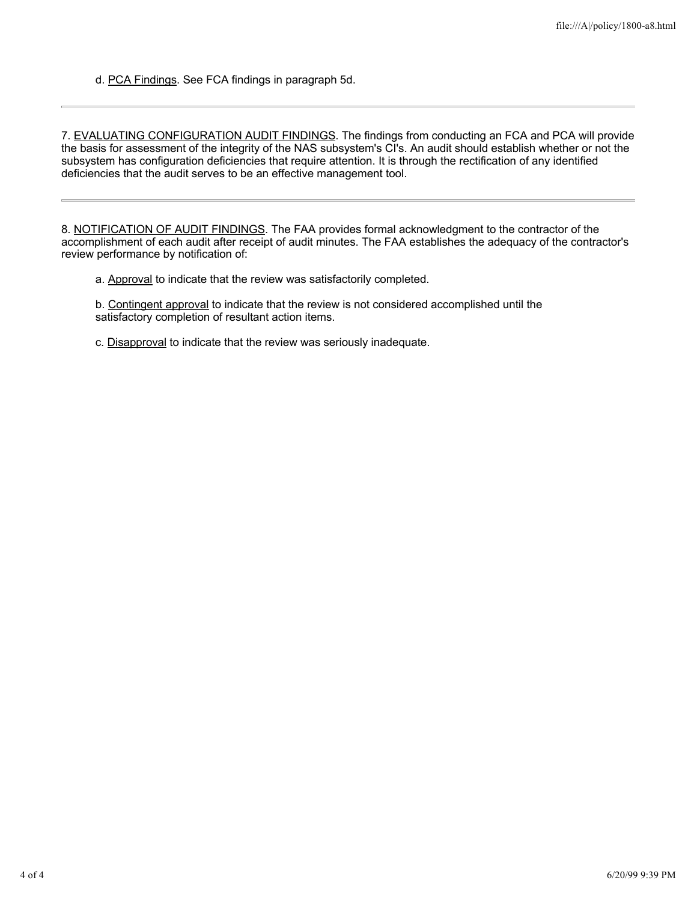d. PCA Findings. See FCA findings in paragraph 5d.

---

7. EVALUATING CONFIGURATION AUDIT FINDINGS. The findings from conducting an FCA and PCA will provide the basis for assessment of the integrity of the NAS subsystem's CI's. An audit should establish whether or not the subsystem has configuration deficiencies that require attention. It is through the rectification of any identified deficiencies that the audit serves to be an effective management tool.

---

8. NOTIFICATION OF AUDIT FINDINGS. The FAA provides formal acknowledgment to the contractor of the accomplishment of each audit after receipt of audit minutes. The FAA establishes the adequacy of the contractor's review performance by notification of:

a. Approval to indicate that the review was satisfactorily completed.

b. Contingent approval to indicate that the review is not considered accomplished until the satisfactory completion of resultant action items.

c. Disapproval to indicate that the review was seriously inadequate.